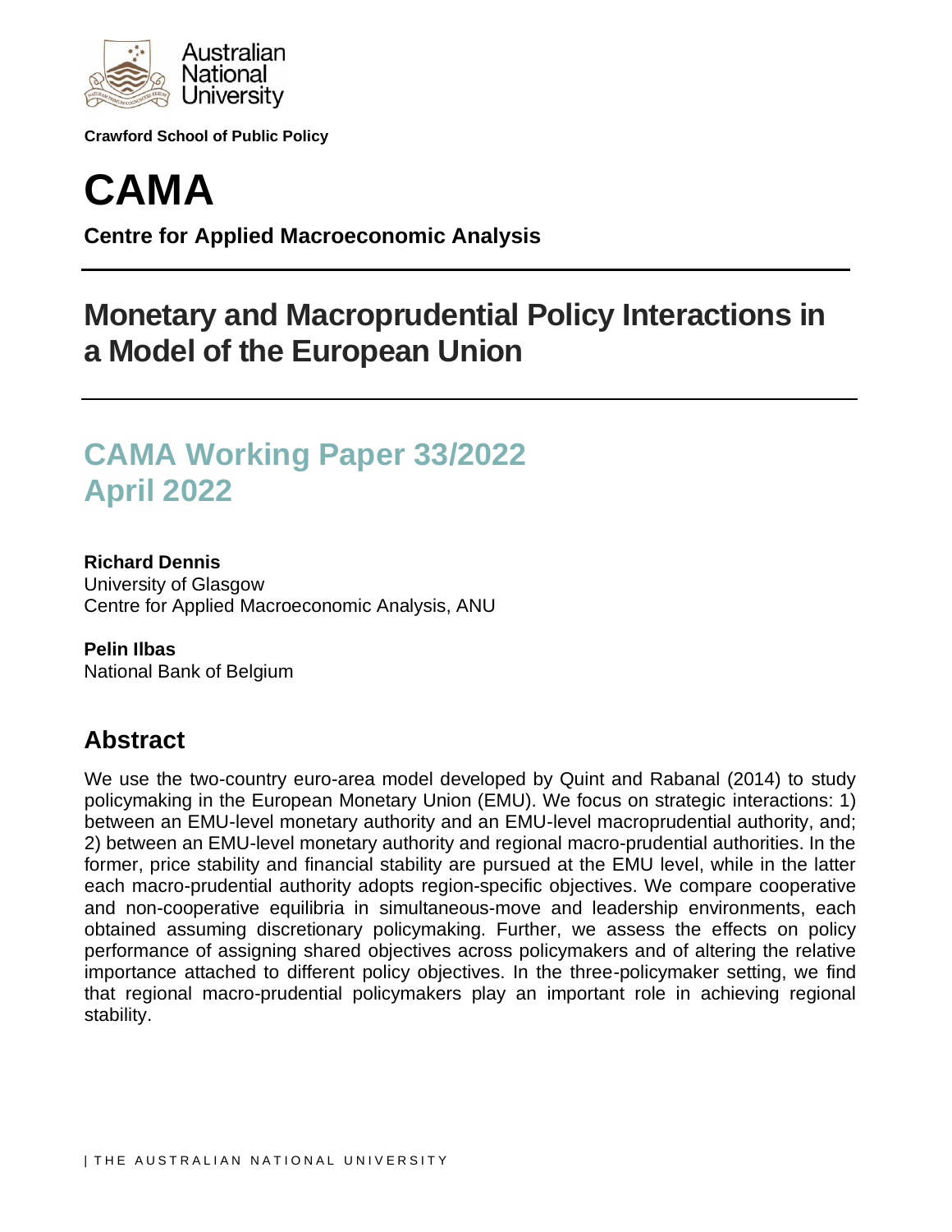Australian National University

**Crawford School of Public Policy**

# CAMA

**Centre for Applied Macroeconomic Analysis**

## Monetary and Macroprudential Policy Interactions in a Model of the European Union

## CAMA Working Paper 33/2022
## April 2022

**Richard Dennis**
University of Glasgow
Centre for Applied Macroeconomic Analysis, ANU

**Pelin Ilbas**
National Bank of Belgium

## Abstract

We use the two-country euro-area model developed by Quint and Rabanal (2014) to study policymaking in the European Monetary Union (EMU). We focus on strategic interactions: 1) between an EMU-level monetary authority and an EMU-level macroprudential authority, and; 2) between an EMU-level monetary authority and regional macro-prudential authorities. In the former, price stability and financial stability are pursued at the EMU level, while in the latter each macro-prudential authority adopts region-specific objectives. We compare cooperative and non-cooperative equilibria in simultaneous-move and leadership environments, each obtained assuming discretionary policymaking. Further, we assess the effects on policy performance of assigning shared objectives across policymakers and of altering the relative importance attached to different policy objectives. In the three-policymaker setting, we find that regional macro-prudential policymakers play an important role in achieving regional stability.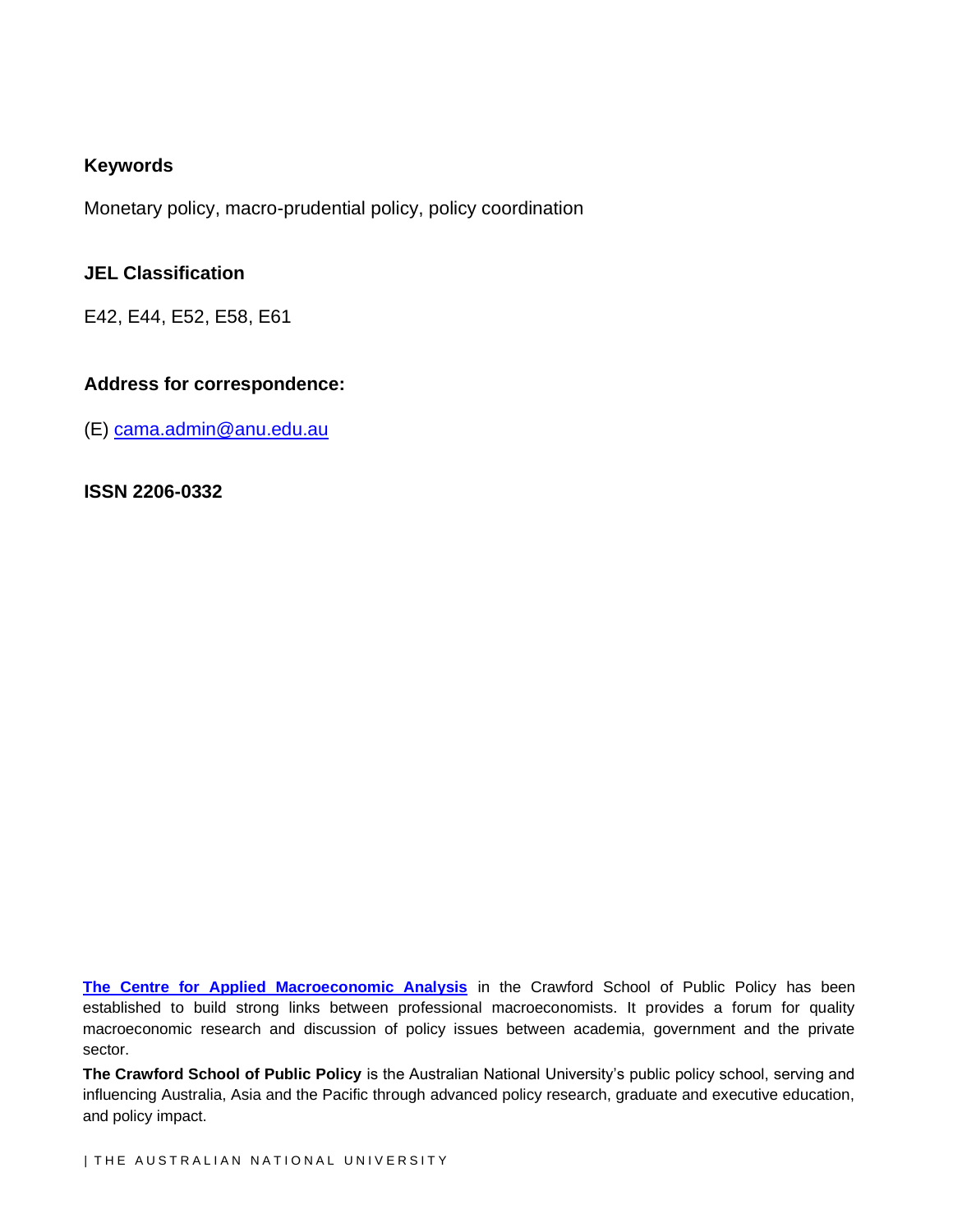**Keywords**

Monetary policy, macro-prudential policy, policy coordination

**JEL Classification**

E42, E44, E52, E58, E61

**Address for correspondence:**

(E) cama.admin@anu.edu.au

**ISSN 2206-0332**

**The Centre for Applied Macroeconomic Analysis** in the Crawford School of Public Policy has been established to build strong links between professional macroeconomists. It provides a forum for quality macroeconomic research and discussion of policy issues between academia, government and the private sector.

**The Crawford School of Public Policy** is the Australian National University's public policy school, serving and influencing Australia, Asia and the Pacific through advanced policy research, graduate and executive education, and policy impact.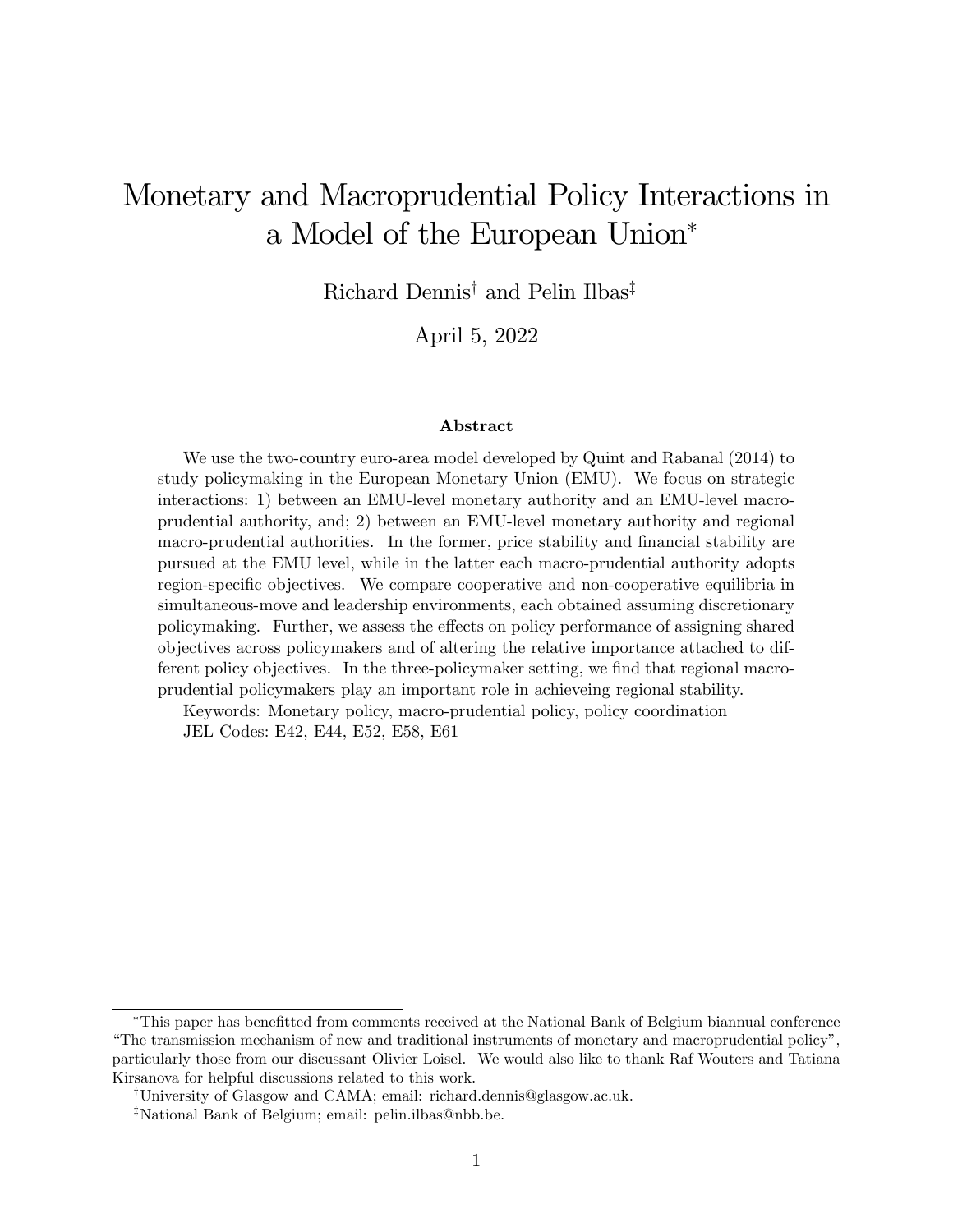# Monetary and Macroprudential Policy Interactions in a Model of the European Union*

Richard Dennis[†] and Pelin Ilbas[‡]

April 5, 2022

**Abstract**

We use the two-country euro-area model developed by Quint and Rabanal (2014) to study policymaking in the European Monetary Union (EMU). We focus on strategic interactions: 1) between an EMU-level monetary authority and an EMU-level macro-prudential authority, and; 2) between an EMU-level monetary authority and regional macro-prudential authorities. In the former, price stability and financial stability are pursued at the EMU level, while in the latter each macro-prudential authority adopts region-specific objectives. We compare cooperative and non-cooperative equilibria in simultaneous-move and leadership environments, each obtained assuming discretionary policymaking. Further, we assess the effects on policy performance of assigning shared objectives across policymakers and of altering the relative importance attached to different policy objectives. In the three-policymaker setting, we find that regional macro-prudential policymakers play an important role in achieveing regional stability.

Keywords: Monetary policy, macro-prudential policy, policy coordination
JEL Codes: E42, E44, E52, E58, E61

---

*This paper has benefitted from comments received at the National Bank of Belgium biannual conference "The transmission mechanism of new and traditional instruments of monetary and macroprudential policy", particularly those from our discussant Olivier Loisel. We would also like to thank Raf Wouters and Tatiana Kirsanova for helpful discussions related to this work.

†University of Glasgow and CAMA; email: richard.dennis@glasgow.ac.uk.

‡National Bank of Belgium; email: pelin.ilbas@nbb.be.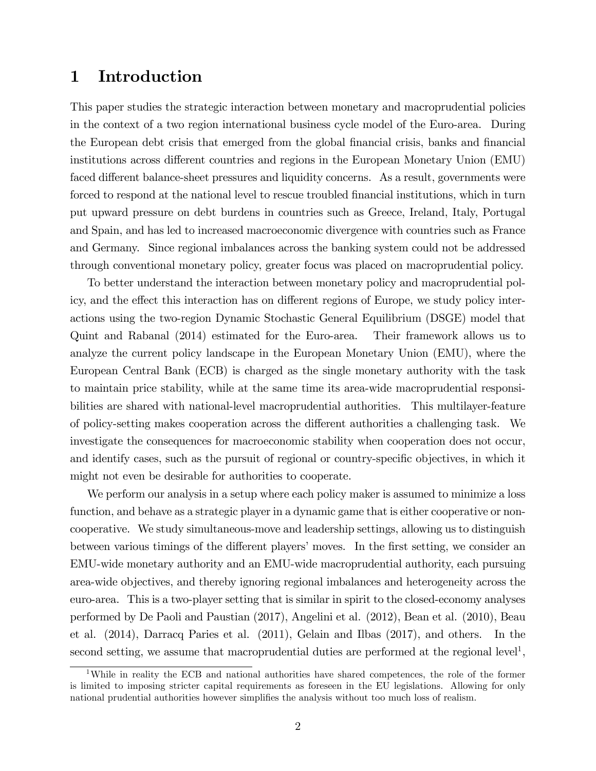# 1 Introduction

This paper studies the strategic interaction between monetary and macroprudential policies in the context of a two region international business cycle model of the Euro-area. During the European debt crisis that emerged from the global financial crisis, banks and financial institutions across different countries and regions in the European Monetary Union (EMU) faced different balance-sheet pressures and liquidity concerns. As a result, governments were forced to respond at the national level to rescue troubled financial institutions, which in turn put upward pressure on debt burdens in countries such as Greece, Ireland, Italy, Portugal and Spain, and has led to increased macroeconomic divergence with countries such as France and Germany. Since regional imbalances across the banking system could not be addressed through conventional monetary policy, greater focus was placed on macroprudential policy.

To better understand the interaction between monetary policy and macroprudential policy, and the effect this interaction has on different regions of Europe, we study policy interactions using the two-region Dynamic Stochastic General Equilibrium (DSGE) model that Quint and Rabanal (2014) estimated for the Euro-area. Their framework allows us to analyze the current policy landscape in the European Monetary Union (EMU), where the European Central Bank (ECB) is charged as the single monetary authority with the task to maintain price stability, while at the same time its area-wide macroprudential responsibilities are shared with national-level macroprudential authorities. This multilayer-feature of policy-setting makes cooperation across the different authorities a challenging task. We investigate the consequences for macroeconomic stability when cooperation does not occur, and identify cases, such as the pursuit of regional or country-specific objectives, in which it might not even be desirable for authorities to cooperate.

We perform our analysis in a setup where each policy maker is assumed to minimize a loss function, and behave as a strategic player in a dynamic game that is either cooperative or non-cooperative. We study simultaneous-move and leadership settings, allowing us to distinguish between various timings of the different players' moves. In the first setting, we consider an EMU-wide monetary authority and an EMU-wide macroprudential authority, each pursuing area-wide objectives, and thereby ignoring regional imbalances and heterogeneity across the euro-area. This is a two-player setting that is similar in spirit to the closed-economy analyses performed by De Paoli and Paustian (2017), Angelini et al. (2012), Bean et al. (2010), Beau et al. (2014), Darracq Paries et al. (2011), Gelain and Ilbas (2017), and others. In the second setting, we assume that macroprudential duties are performed at the regional level[1],

[1] While in reality the ECB and national authorities have shared competences, the role of the former is limited to imposing stricter capital requirements as foreseen in the EU legislations. Allowing for only national prudential authorities however simplifies the analysis without too much loss of realism.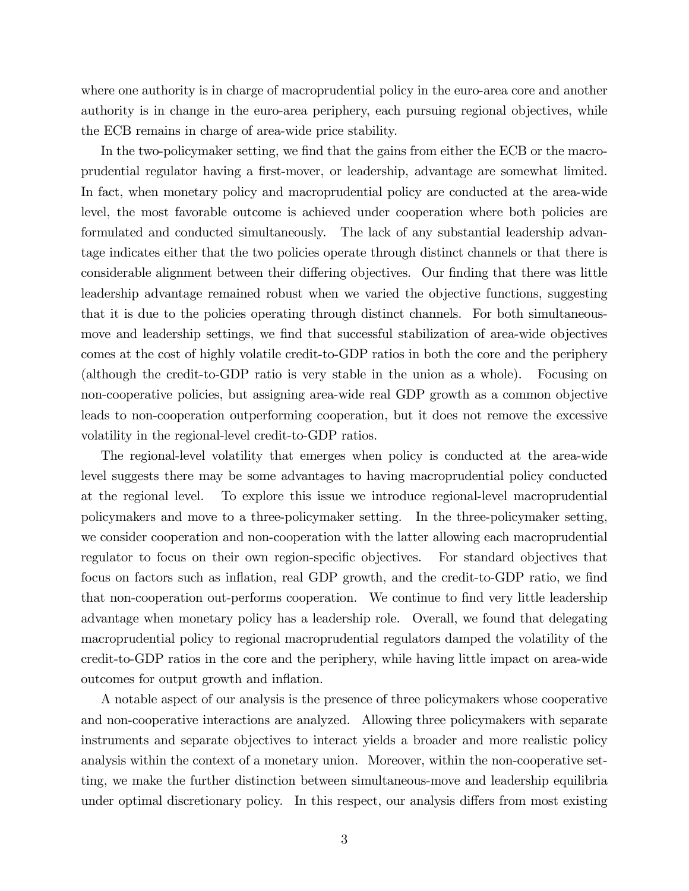where one authority is in charge of macroprudential policy in the euro-area core and another authority is in change in the euro-area periphery, each pursuing regional objectives, while the ECB remains in charge of area-wide price stability.

In the two-policymaker setting, we find that the gains from either the ECB or the macroprudential regulator having a first-mover, or leadership, advantage are somewhat limited. In fact, when monetary policy and macroprudential policy are conducted at the area-wide level, the most favorable outcome is achieved under cooperation where both policies are formulated and conducted simultaneously. The lack of any substantial leadership advantage indicates either that the two policies operate through distinct channels or that there is considerable alignment between their differing objectives. Our finding that there was little leadership advantage remained robust when we varied the objective functions, suggesting that it is due to the policies operating through distinct channels. For both simultaneous-move and leadership settings, we find that successful stabilization of area-wide objectives comes at the cost of highly volatile credit-to-GDP ratios in both the core and the periphery (although the credit-to-GDP ratio is very stable in the union as a whole). Focusing on non-cooperative policies, but assigning area-wide real GDP growth as a common objective leads to non-cooperation outperforming cooperation, but it does not remove the excessive volatility in the regional-level credit-to-GDP ratios.

The regional-level volatility that emerges when policy is conducted at the area-wide level suggests there may be some advantages to having macroprudential policy conducted at the regional level. To explore this issue we introduce regional-level macroprudential policymakers and move to a three-policymaker setting. In the three-policymaker setting, we consider cooperation and non-cooperation with the latter allowing each macroprudential regulator to focus on their own region-specific objectives. For standard objectives that focus on factors such as inflation, real GDP growth, and the credit-to-GDP ratio, we find that non-cooperation out-performs cooperation. We continue to find very little leadership advantage when monetary policy has a leadership role. Overall, we found that delegating macroprudential policy to regional macroprudential regulators damped the volatility of the credit-to-GDP ratios in the core and the periphery, while having little impact on area-wide outcomes for output growth and inflation.

A notable aspect of our analysis is the presence of three policymakers whose cooperative and non-cooperative interactions are analyzed. Allowing three policymakers with separate instruments and separate objectives to interact yields a broader and more realistic policy analysis within the context of a monetary union. Moreover, within the non-cooperative setting, we make the further distinction between simultaneous-move and leadership equilibria under optimal discretionary policy. In this respect, our analysis differs from most existing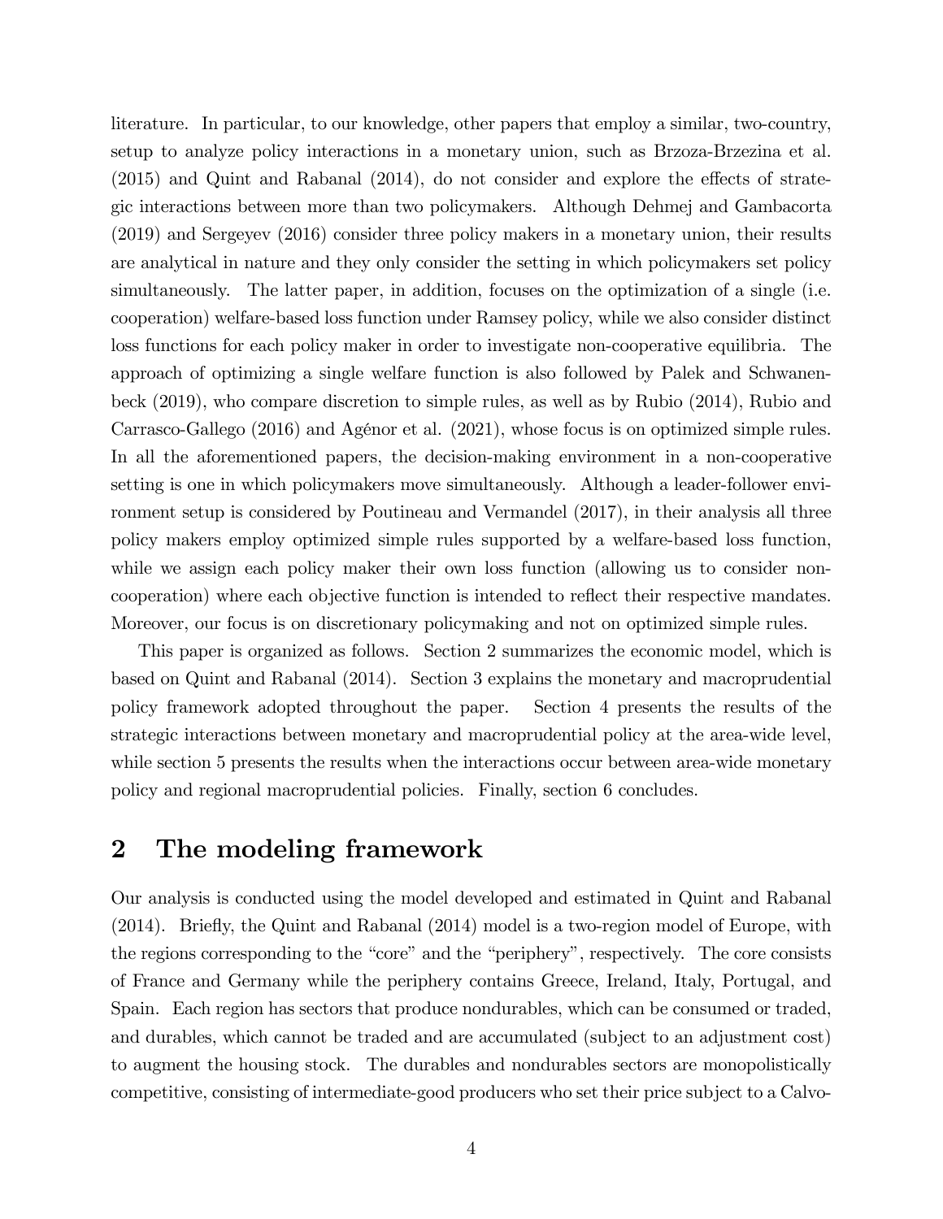literature. In particular, to our knowledge, other papers that employ a similar, two-country, setup to analyze policy interactions in a monetary union, such as Brzoza-Brzezina et al. (2015) and Quint and Rabanal (2014), do not consider and explore the effects of strategic interactions between more than two policymakers. Although Dehmej and Gambacorta (2019) and Sergeyev (2016) consider three policy makers in a monetary union, their results are analytical in nature and they only consider the setting in which policymakers set policy simultaneously. The latter paper, in addition, focuses on the optimization of a single (i.e. cooperation) welfare-based loss function under Ramsey policy, while we also consider distinct loss functions for each policy maker in order to investigate non-cooperative equilibria. The approach of optimizing a single welfare function is also followed by Palek and Schwanenbeck (2019), who compare discretion to simple rules, as well as by Rubio (2014), Rubio and Carrasco-Gallego (2016) and Agénor et al. (2021), whose focus is on optimized simple rules. In all the aforementioned papers, the decision-making environment in a non-cooperative setting is one in which policymakers move simultaneously. Although a leader-follower environment setup is considered by Poutineau and Vermandel (2017), in their analysis all three policy makers employ optimized simple rules supported by a welfare-based loss function, while we assign each policy maker their own loss function (allowing us to consider non-cooperation) where each objective function is intended to reflect their respective mandates. Moreover, our focus is on discretionary policymaking and not on optimized simple rules.

This paper is organized as follows. Section 2 summarizes the economic model, which is based on Quint and Rabanal (2014). Section 3 explains the monetary and macroprudential policy framework adopted throughout the paper. Section 4 presents the results of the strategic interactions between monetary and macroprudential policy at the area-wide level, while section 5 presents the results when the interactions occur between area-wide monetary policy and regional macroprudential policies. Finally, section 6 concludes.

## 2 The modeling framework

Our analysis is conducted using the model developed and estimated in Quint and Rabanal (2014). Briefly, the Quint and Rabanal (2014) model is a two-region model of Europe, with the regions corresponding to the "core" and the "periphery", respectively. The core consists of France and Germany while the periphery contains Greece, Ireland, Italy, Portugal, and Spain. Each region has sectors that produce nondurables, which can be consumed or traded, and durables, which cannot be traded and are accumulated (subject to an adjustment cost) to augment the housing stock. The durables and nondurables sectors are monopolistically competitive, consisting of intermediate-good producers who set their price subject to a Calvo-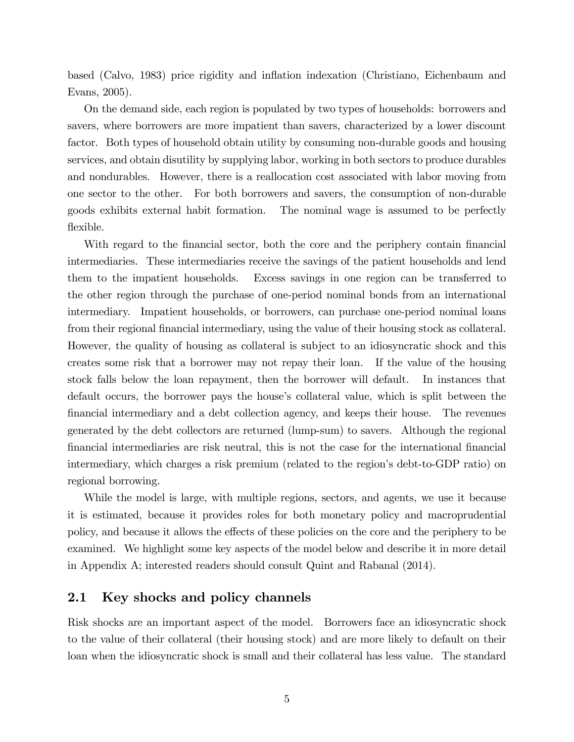based (Calvo, 1983) price rigidity and inflation indexation (Christiano, Eichenbaum and Evans, 2005).

On the demand side, each region is populated by two types of households: borrowers and savers, where borrowers are more impatient than savers, characterized by a lower discount factor. Both types of household obtain utility by consuming non-durable goods and housing services, and obtain disutility by supplying labor, working in both sectors to produce durables and nondurables. However, there is a reallocation cost associated with labor moving from one sector to the other. For both borrowers and savers, the consumption of non-durable goods exhibits external habit formation. The nominal wage is assumed to be perfectly flexible.

With regard to the financial sector, both the core and the periphery contain financial intermediaries. These intermediaries receive the savings of the patient households and lend them to the impatient households. Excess savings in one region can be transferred to the other region through the purchase of one-period nominal bonds from an international intermediary. Impatient households, or borrowers, can purchase one-period nominal loans from their regional financial intermediary, using the value of their housing stock as collateral. However, the quality of housing as collateral is subject to an idiosyncratic shock and this creates some risk that a borrower may not repay their loan. If the value of the housing stock falls below the loan repayment, then the borrower will default. In instances that default occurs, the borrower pays the house's collateral value, which is split between the financial intermediary and a debt collection agency, and keeps their house. The revenues generated by the debt collectors are returned (lump-sum) to savers. Although the regional financial intermediaries are risk neutral, this is not the case for the international financial intermediary, which charges a risk premium (related to the region's debt-to-GDP ratio) on regional borrowing.

While the model is large, with multiple regions, sectors, and agents, we use it because it is estimated, because it provides roles for both monetary policy and macroprudential policy, and because it allows the effects of these policies on the core and the periphery to be examined. We highlight some key aspects of the model below and describe it in more detail in Appendix A; interested readers should consult Quint and Rabanal (2014).

## 2.1 Key shocks and policy channels

Risk shocks are an important aspect of the model. Borrowers face an idiosyncratic shock to the value of their collateral (their housing stock) and are more likely to default on their loan when the idiosyncratic shock is small and their collateral has less value. The standard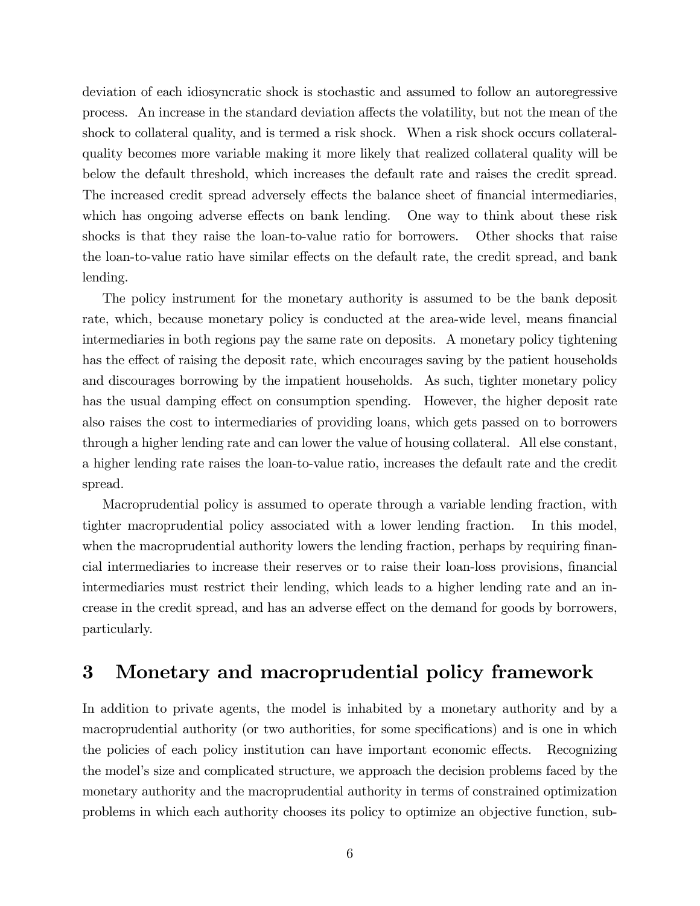deviation of each idiosyncratic shock is stochastic and assumed to follow an autoregressive process. An increase in the standard deviation affects the volatility, but not the mean of the shock to collateral quality, and is termed a risk shock. When a risk shock occurs collateral-quality becomes more variable making it more likely that realized collateral quality will be below the default threshold, which increases the default rate and raises the credit spread. The increased credit spread adversely effects the balance sheet of financial intermediaries, which has ongoing adverse effects on bank lending. One way to think about these risk shocks is that they raise the loan-to-value ratio for borrowers. Other shocks that raise the loan-to-value ratio have similar effects on the default rate, the credit spread, and bank lending.

The policy instrument for the monetary authority is assumed to be the bank deposit rate, which, because monetary policy is conducted at the area-wide level, means financial intermediaries in both regions pay the same rate on deposits. A monetary policy tightening has the effect of raising the deposit rate, which encourages saving by the patient households and discourages borrowing by the impatient households. As such, tighter monetary policy has the usual damping effect on consumption spending. However, the higher deposit rate also raises the cost to intermediaries of providing loans, which gets passed on to borrowers through a higher lending rate and can lower the value of housing collateral. All else constant, a higher lending rate raises the loan-to-value ratio, increases the default rate and the credit spread.

Macroprudential policy is assumed to operate through a variable lending fraction, with tighter macroprudential policy associated with a lower lending fraction. In this model, when the macroprudential authority lowers the lending fraction, perhaps by requiring financial intermediaries to increase their reserves or to raise their loan-loss provisions, financial intermediaries must restrict their lending, which leads to a higher lending rate and an increase in the credit spread, and has an adverse effect on the demand for goods by borrowers, particularly.

# 3 Monetary and macroprudential policy framework

In addition to private agents, the model is inhabited by a monetary authority and by a macroprudential authority (or two authorities, for some specifications) and is one in which the policies of each policy institution can have important economic effects. Recognizing the model's size and complicated structure, we approach the decision problems faced by the monetary authority and the macroprudential authority in terms of constrained optimization problems in which each authority chooses its policy to optimize an objective function, sub-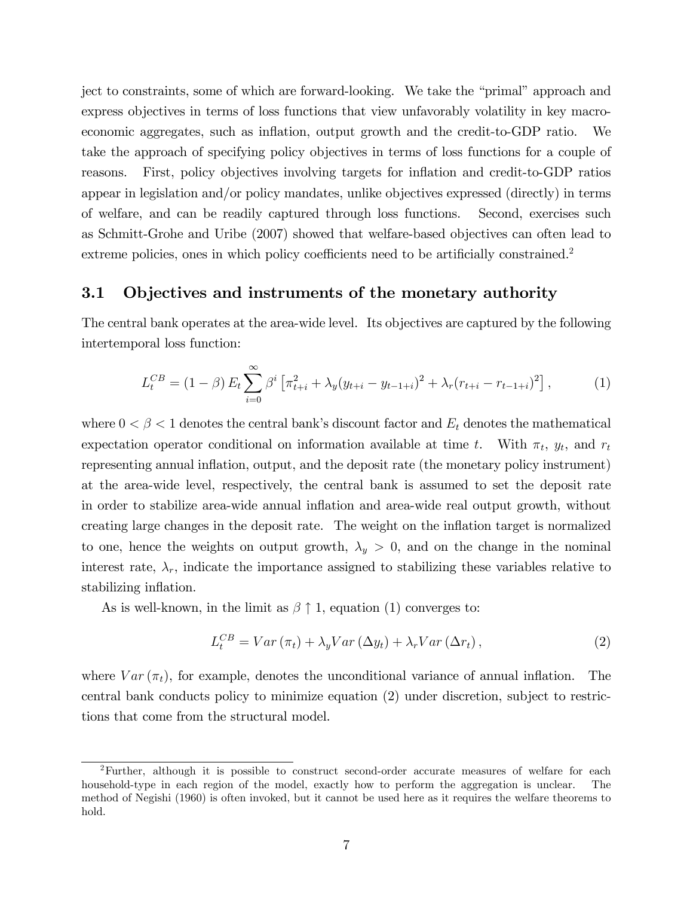ject to constraints, some of which are forward-looking. We take the "primal" approach and express objectives in terms of loss functions that view unfavorably volatility in key macroeconomic aggregates, such as inflation, output growth and the credit-to-GDP ratio. We take the approach of specifying policy objectives in terms of loss functions for a couple of reasons. First, policy objectives involving targets for inflation and credit-to-GDP ratios appear in legislation and/or policy mandates, unlike objectives expressed (directly) in terms of welfare, and can be readily captured through loss functions. Second, exercises such as Schmitt-Grohe and Uribe (2007) showed that welfare-based objectives can often lead to extreme policies, ones in which policy coefficients need to be artificially constrained.[2]

## 3.1 Objectives and instruments of the monetary authority

The central bank operates at the area-wide level. Its objectives are captured by the following intertemporal loss function:

$$L_t^{CB} = (1-\beta)\, E_t \sum_{i=0}^{\infty} \beta^i \left[\pi_{t+i}^2 + \lambda_y (y_{t+i} - y_{t-1+i})^2 + \lambda_r (r_{t+i} - r_{t-1+i})^2\right], \tag{1}$$

where $0 < \beta < 1$ denotes the central bank's discount factor and $E_t$ denotes the mathematical expectation operator conditional on information available at time $t$. With $\pi_t$, $y_t$, and $r_t$ representing annual inflation, output, and the deposit rate (the monetary policy instrument) at the area-wide level, respectively, the central bank is assumed to set the deposit rate in order to stabilize area-wide annual inflation and area-wide real output growth, without creating large changes in the deposit rate. The weight on the inflation target is normalized to one, hence the weights on output growth, $\lambda_y > 0$, and on the change in the nominal interest rate, $\lambda_r$, indicate the importance assigned to stabilizing these variables relative to stabilizing inflation.

As is well-known, in the limit as $\beta \uparrow 1$, equation (1) converges to:

$$L_t^{CB} = Var(\pi_t) + \lambda_y Var(\Delta y_t) + \lambda_r Var(\Delta r_t), \tag{2}$$

where $Var(\pi_t)$, for example, denotes the unconditional variance of annual inflation. The central bank conducts policy to minimize equation (2) under discretion, subject to restrictions that come from the structural model.

[2] Further, although it is possible to construct second-order accurate measures of welfare for each household-type in each region of the model, exactly how to perform the aggregation is unclear. The method of Negishi (1960) is often invoked, but it cannot be used here as it requires the welfare theorems to hold.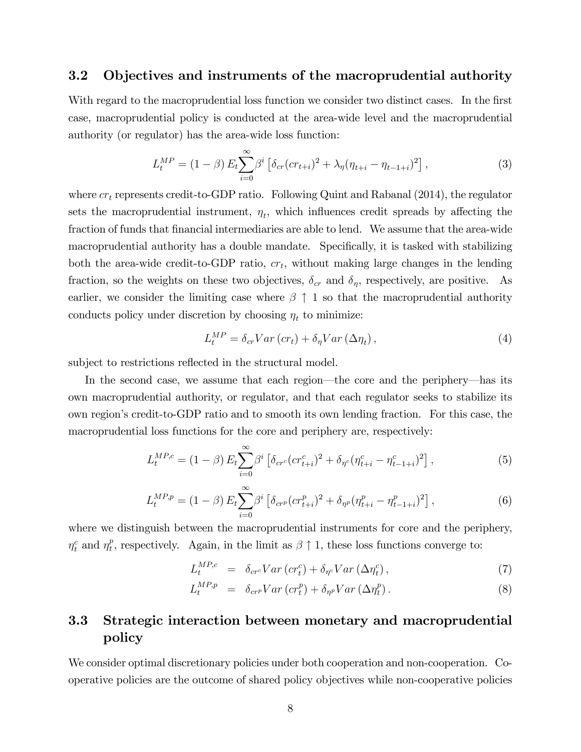### 3.2 Objectives and instruments of the macroprudential authority

With regard to the macroprudential loss function we consider two distinct cases. In the first case, macroprudential policy is conducted at the area-wide level and the macroprudential authority (or regulator) has the area-wide loss function:

$$L_t^{MP} = (1-\beta)\, E_t \sum_{i=0}^{\infty} \beta^i \left[ \delta_{cr} (cr_{t+i})^2 + \lambda_\eta (\eta_{t+i} - \eta_{t-1+i})^2 \right], \tag{3}$$

where $cr_t$ represents credit-to-GDP ratio. Following Quint and Rabanal (2014), the regulator sets the macroprudential instrument, $\eta_t$, which influences credit spreads by affecting the fraction of funds that financial intermediaries are able to lend. We assume that the area-wide macroprudential authority has a double mandate. Specifically, it is tasked with stabilizing both the area-wide credit-to-GDP ratio, $cr_t$, without making large changes in the lending fraction, so the weights on these two objectives, $\delta_{cr}$ and $\delta_\eta$, respectively, are positive. As earlier, we consider the limiting case where $\beta \uparrow 1$ so that the macroprudential authority conducts policy under discretion by choosing $\eta_t$ to minimize:

$$L_t^{MP} = \delta_{cr} Var\left(cr_t\right) + \delta_\eta Var\left(\Delta\eta_t\right), \tag{4}$$

subject to restrictions reflected in the structural model.

In the second case, we assume that each region—the core and the periphery—has its own macroprudential authority, or regulator, and that each regulator seeks to stabilize its own region's credit-to-GDP ratio and to smooth its own lending fraction. For this case, the macroprudential loss functions for the core and periphery are, respectively:

$$L_t^{MP,c} = (1-\beta)\, E_t \sum_{i=0}^{\infty} \beta^i \left[ \delta_{cr^c} (cr_{t+i}^c)^2 + \delta_{\eta^c} (\eta_{t+i}^c - \eta_{t-1+i}^c)^2 \right], \tag{5}$$

$$L_t^{MP,p} = (1-\beta)\, E_t \sum_{i=0}^{\infty} \beta^i \left[ \delta_{cr^p} (cr_{t+i}^p)^2 + \delta_{\eta^p} (\eta_{t+i}^p - \eta_{t-1+i}^p)^2 \right], \tag{6}$$

where we distinguish between the macroprudential instruments for core and the periphery, $\eta_t^c$ and $\eta_t^p$, respectively. Again, in the limit as $\beta \uparrow 1$, these loss functions converge to:

$$L_t^{MP,c} = \delta_{cr^c} Var\left(cr_t^c\right) + \delta_{\eta^c} Var\left(\Delta\eta_t^c\right), \tag{7}$$

$$L_t^{MP,p} = \delta_{cr^p} Var\left(cr_t^p\right) + \delta_{\eta^p} Var\left(\Delta\eta_t^p\right). \tag{8}$$

### 3.3 Strategic interaction between monetary and macroprudential policy

We consider optimal discretionary policies under both cooperation and non-cooperation. Cooperative policies are the outcome of shared policy objectives while non-cooperative policies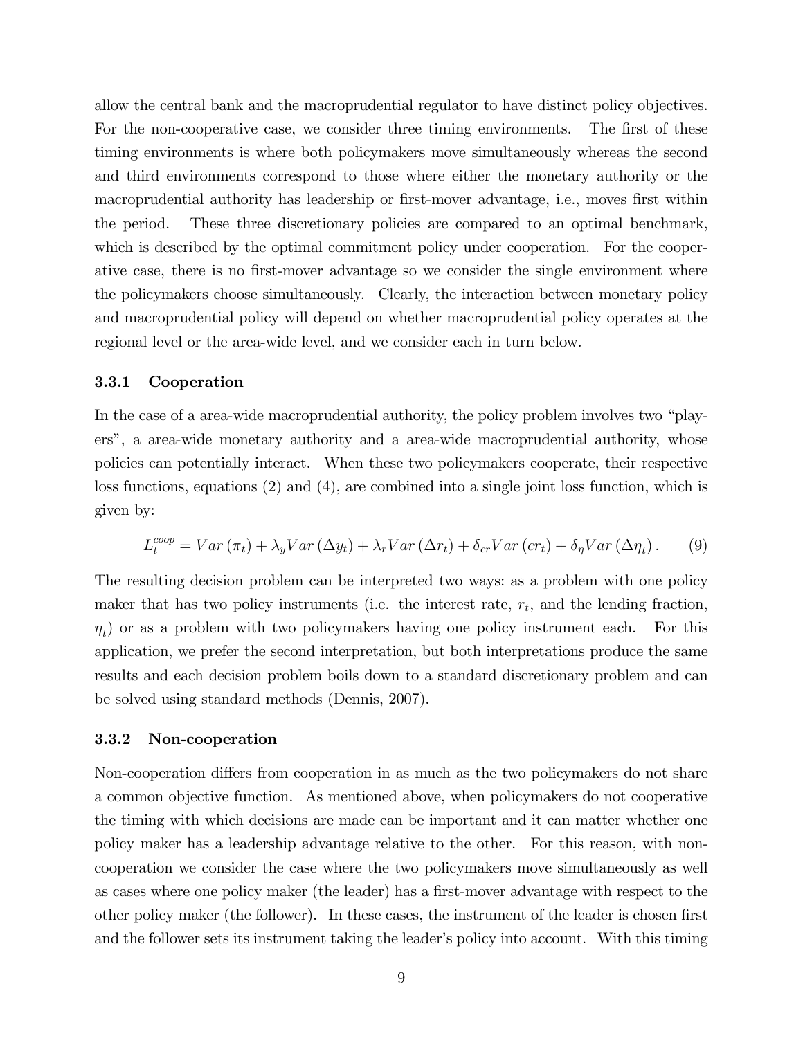allow the central bank and the macroprudential regulator to have distinct policy objectives. For the non-cooperative case, we consider three timing environments. The first of these timing environments is where both policymakers move simultaneously whereas the second and third environments correspond to those where either the monetary authority or the macroprudential authority has leadership or first-mover advantage, i.e., moves first within the period. These three discretionary policies are compared to an optimal benchmark, which is described by the optimal commitment policy under cooperation. For the cooperative case, there is no first-mover advantage so we consider the single environment where the policymakers choose simultaneously. Clearly, the interaction between monetary policy and macroprudential policy will depend on whether macroprudential policy operates at the regional level or the area-wide level, and we consider each in turn below.

### 3.3.1 Cooperation

In the case of a area-wide macroprudential authority, the policy problem involves two "players", a area-wide monetary authority and a area-wide macroprudential authority, whose policies can potentially interact. When these two policymakers cooperate, their respective loss functions, equations (2) and (4), are combined into a single joint loss function, which is given by:

$$L_t^{coop} = Var(\pi_t) + \lambda_y Var(\Delta y_t) + \lambda_r Var(\Delta r_t) + \delta_{cr} Var(cr_t) + \delta_\eta Var(\Delta \eta_t). \tag{9}$$

The resulting decision problem can be interpreted two ways: as a problem with one policy maker that has two policy instruments (i.e. the interest rate, $r_t$, and the lending fraction, $\eta_t$) or as a problem with two policymakers having one policy instrument each. For this application, we prefer the second interpretation, but both interpretations produce the same results and each decision problem boils down to a standard discretionary problem and can be solved using standard methods (Dennis, 2007).

### 3.3.2 Non-cooperation

Non-cooperation differs from cooperation in as much as the two policymakers do not share a common objective function. As mentioned above, when policymakers do not cooperative the timing with which decisions are made can be important and it can matter whether one policy maker has a leadership advantage relative to the other. For this reason, with non-cooperation we consider the case where the two policymakers move simultaneously as well as cases where one policy maker (the leader) has a first-mover advantage with respect to the other policy maker (the follower). In these cases, the instrument of the leader is chosen first and the follower sets its instrument taking the leader's policy into account. With this timing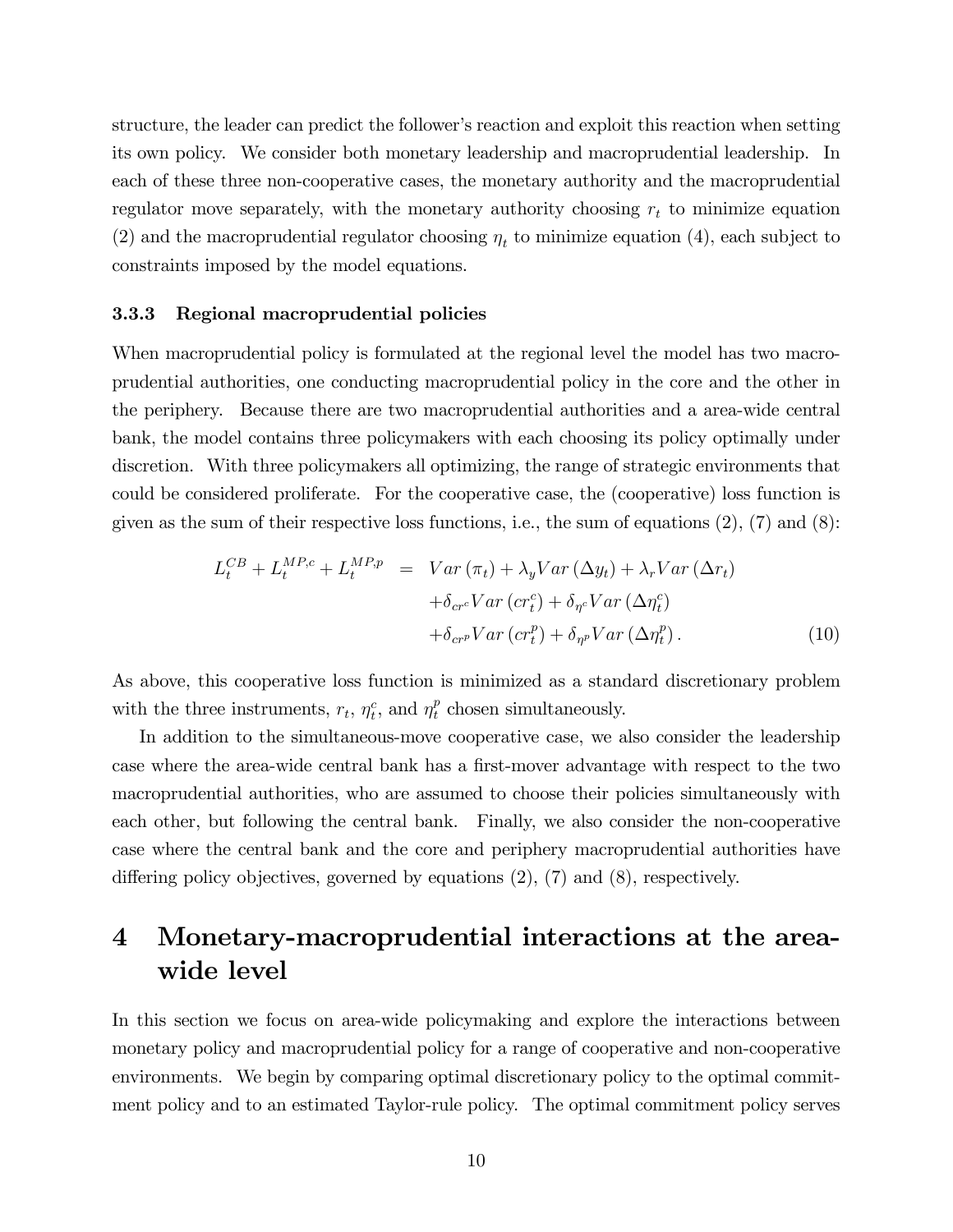structure, the leader can predict the follower's reaction and exploit this reaction when setting its own policy. We consider both monetary leadership and macroprudential leadership. In each of these three non-cooperative cases, the monetary authority and the macroprudential regulator move separately, with the monetary authority choosing $r_t$ to minimize equation (2) and the macroprudential regulator choosing $\eta_t$ to minimize equation (4), each subject to constraints imposed by the model equations.

### 3.3.3 Regional macroprudential policies

When macroprudential policy is formulated at the regional level the model has two macroprudential authorities, one conducting macroprudential policy in the core and the other in the periphery. Because there are two macroprudential authorities and a area-wide central bank, the model contains three policymakers with each choosing its policy optimally under discretion. With three policymakers all optimizing, the range of strategic environments that could be considered proliferate. For the cooperative case, the (cooperative) loss function is given as the sum of their respective loss functions, i.e., the sum of equations (2), (7) and (8):

$$
\begin{aligned}
L_t^{CB} + L_t^{MP,c} + L_t^{MP,p} \;=\; & Var\left(\pi_t\right) + \lambda_y Var\left(\Delta y_t\right) + \lambda_r Var\left(\Delta r_t\right) \\
& + \delta_{cr^c} Var\left(cr_t^c\right) + \delta_{\eta^c} Var\left(\Delta \eta_t^c\right) \\
& + \delta_{cr^p} Var\left(cr_t^p\right) + \delta_{\eta^p} Var\left(\Delta \eta_t^p\right). \qquad (10)
\end{aligned}
$$

As above, this cooperative loss function is minimized as a standard discretionary problem with the three instruments, $r_t$, $\eta_t^c$, and $\eta_t^p$ chosen simultaneously.

In addition to the simultaneous-move cooperative case, we also consider the leadership case where the area-wide central bank has a first-mover advantage with respect to the two macroprudential authorities, who are assumed to choose their policies simultaneously with each other, but following the central bank. Finally, we also consider the non-cooperative case where the central bank and the core and periphery macroprudential authorities have differing policy objectives, governed by equations (2), (7) and (8), respectively.

# 4 Monetary-macroprudential interactions at the area-wide level

In this section we focus on area-wide policymaking and explore the interactions between monetary policy and macroprudential policy for a range of cooperative and non-cooperative environments. We begin by comparing optimal discretionary policy to the optimal commitment policy and to an estimated Taylor-rule policy. The optimal commitment policy serves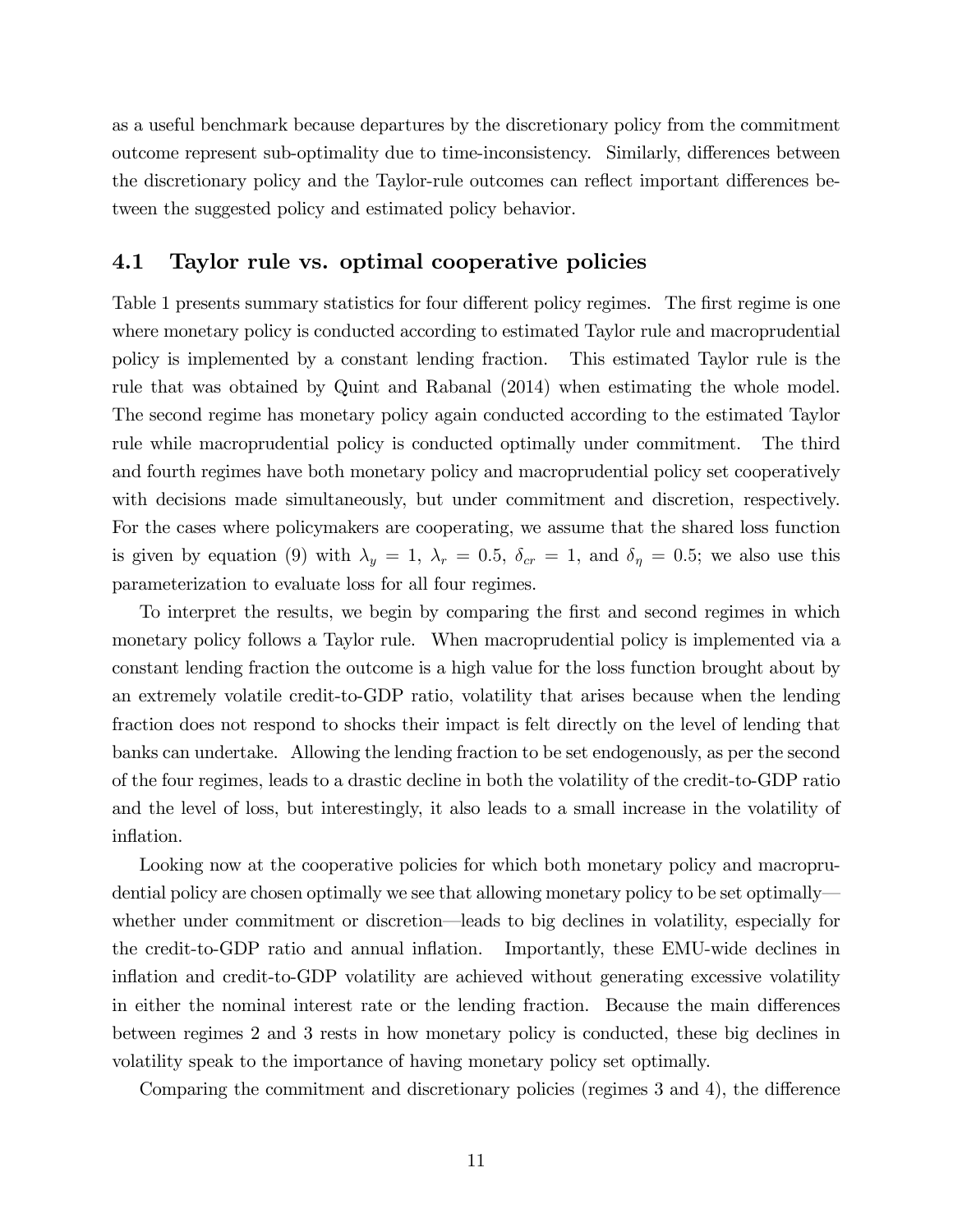as a useful benchmark because departures by the discretionary policy from the commitment outcome represent sub-optimality due to time-inconsistency. Similarly, differences between the discretionary policy and the Taylor-rule outcomes can reflect important differences between the suggested policy and estimated policy behavior.

## 4.1 Taylor rule vs. optimal cooperative policies

Table 1 presents summary statistics for four different policy regimes. The first regime is one where monetary policy is conducted according to estimated Taylor rule and macroprudential policy is implemented by a constant lending fraction. This estimated Taylor rule is the rule that was obtained by Quint and Rabanal (2014) when estimating the whole model. The second regime has monetary policy again conducted according to the estimated Taylor rule while macroprudential policy is conducted optimally under commitment. The third and fourth regimes have both monetary policy and macroprudential policy set cooperatively with decisions made simultaneously, but under commitment and discretion, respectively. For the cases where policymakers are cooperating, we assume that the shared loss function is given by equation (9) with $\lambda_y = 1$, $\lambda_r = 0.5$, $\delta_{cr} = 1$, and $\delta_\eta = 0.5$; we also use this parameterization to evaluate loss for all four regimes.

To interpret the results, we begin by comparing the first and second regimes in which monetary policy follows a Taylor rule. When macroprudential policy is implemented via a constant lending fraction the outcome is a high value for the loss function brought about by an extremely volatile credit-to-GDP ratio, volatility that arises because when the lending fraction does not respond to shocks their impact is felt directly on the level of lending that banks can undertake. Allowing the lending fraction to be set endogenously, as per the second of the four regimes, leads to a drastic decline in both the volatility of the credit-to-GDP ratio and the level of loss, but interestingly, it also leads to a small increase in the volatility of inflation.

Looking now at the cooperative policies for which both monetary policy and macroprudential policy are chosen optimally we see that allowing monetary policy to be set optimally—whether under commitment or discretion—leads to big declines in volatility, especially for the credit-to-GDP ratio and annual inflation. Importantly, these EMU-wide declines in inflation and credit-to-GDP volatility are achieved without generating excessive volatility in either the nominal interest rate or the lending fraction. Because the main differences between regimes 2 and 3 rests in how monetary policy is conducted, these big declines in volatility speak to the importance of having monetary policy set optimally.

Comparing the commitment and discretionary policies (regimes 3 and 4), the difference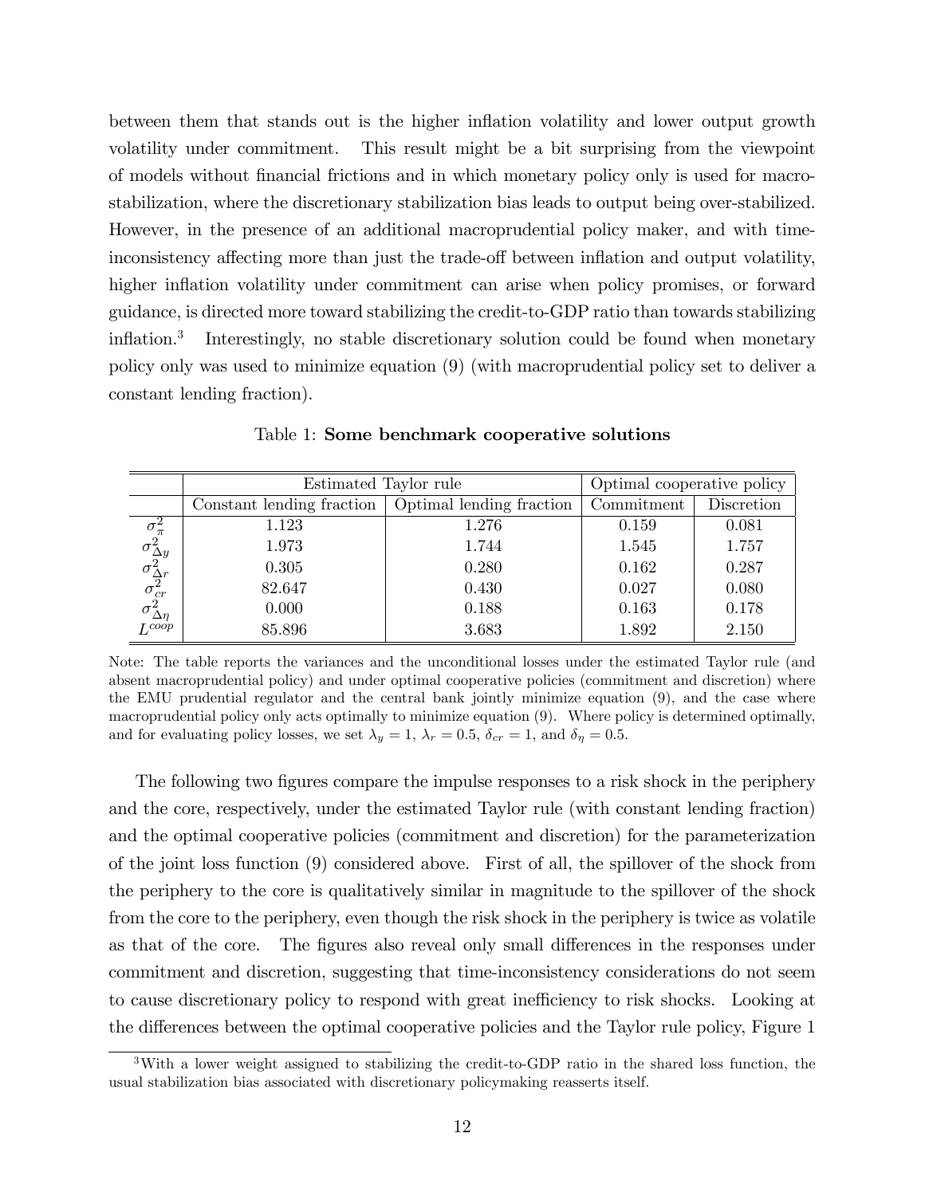between them that stands out is the higher inflation volatility and lower output growth volatility under commitment. This result might be a bit surprising from the viewpoint of models without financial frictions and in which monetary policy only is used for macro-stabilization, where the discretionary stabilization bias leads to output being over-stabilized. However, in the presence of an additional macroprudential policy maker, and with time-inconsistency affecting more than just the trade-off between inflation and output volatility, higher inflation volatility under commitment can arise when policy promises, or forward guidance, is directed more toward stabilizing the credit-to-GDP ratio than towards stabilizing inflation.[3] Interestingly, no stable discretionary solution could be found when monetary policy only was used to minimize equation (9) (with macroprudential policy set to deliver a constant lending fraction).

Table 1: **Some benchmark cooperative solutions**

| | Estimated Taylor rule | | Optimal cooperative policy | |
|---|---|---|---|---|
| | Constant lending fraction | Optimal lending fraction | Commitment | Discretion |
| $\sigma_{\pi}^2$ | 1.123 | 1.276 | 0.159 | 0.081 |
| $\sigma_{\Delta y}^2$ | 1.973 | 1.744 | 1.545 | 1.757 |
| $\sigma_{\Delta r}^2$ | 0.305 | 0.280 | 0.162 | 0.287 |
| $\sigma_{cr}^2$ | 82.647 | 0.430 | 0.027 | 0.080 |
| $\sigma_{\Delta \eta}^2$ | 0.000 | 0.188 | 0.163 | 0.178 |
| $L^{coop}$ | 85.896 | 3.683 | 1.892 | 2.150 |

Note: The table reports the variances and the unconditional losses under the estimated Taylor rule (and absent macroprudential policy) and under optimal cooperative policies (commitment and discretion) where the EMU prudential regulator and the central bank jointly minimize equation (9), and the case where macroprudential policy only acts optimally to minimize equation (9). Where policy is determined optimally, and for evaluating policy losses, we set $\lambda_y = 1$, $\lambda_r = 0.5$, $\delta_{cr} = 1$, and $\delta_{\eta} = 0.5$.

The following two figures compare the impulse responses to a risk shock in the periphery and the core, respectively, under the estimated Taylor rule (with constant lending fraction) and the optimal cooperative policies (commitment and discretion) for the parameterization of the joint loss function (9) considered above. First of all, the spillover of the shock from the periphery to the core is qualitatively similar in magnitude to the spillover of the shock from the core to the periphery, even though the risk shock in the periphery is twice as volatile as that of the core. The figures also reveal only small differences in the responses under commitment and discretion, suggesting that time-inconsistency considerations do not seem to cause discretionary policy to respond with great inefficiency to risk shocks. Looking at the differences between the optimal cooperative policies and the Taylor rule policy, Figure 1

[3] With a lower weight assigned to stabilizing the credit-to-GDP ratio in the shared loss function, the usual stabilization bias associated with discretionary policymaking reasserts itself.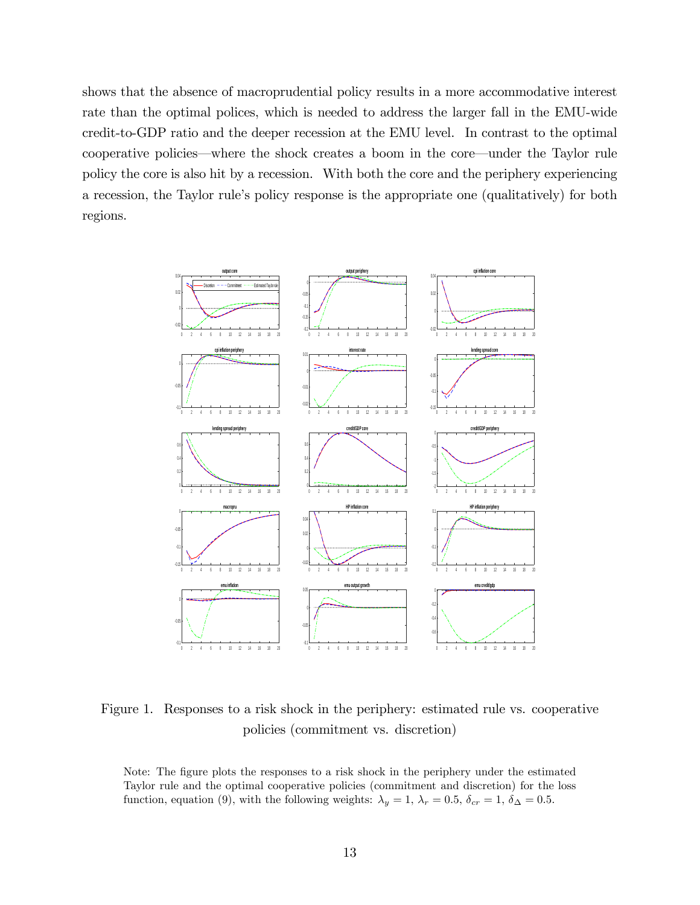shows that the absence of macroprudential policy results in a more accommodative interest rate than the optimal polices, which is needed to address the larger fall in the EMU-wide credit-to-GDP ratio and the deeper recession at the EMU level. In contrast to the optimal cooperative policies—where the shock creates a boom in the core—under the Taylor rule policy the core is also hit by a recession. With both the core and the periphery experiencing a recession, the Taylor rule's policy response is the appropriate one (qualitatively) for both regions.

Figure 1. Responses to a risk shock in the periphery: estimated rule vs. cooperative policies (commitment vs. discretion)

Note: The figure plots the responses to a risk shock in the periphery under the estimated Taylor rule and the optimal cooperative policies (commitment and discretion) for the loss function, equation (9), with the following weights: $\lambda_y = 1$, $\lambda_r = 0.5$, $\delta_{cr} = 1$, $\delta_{\Delta} = 0.5$.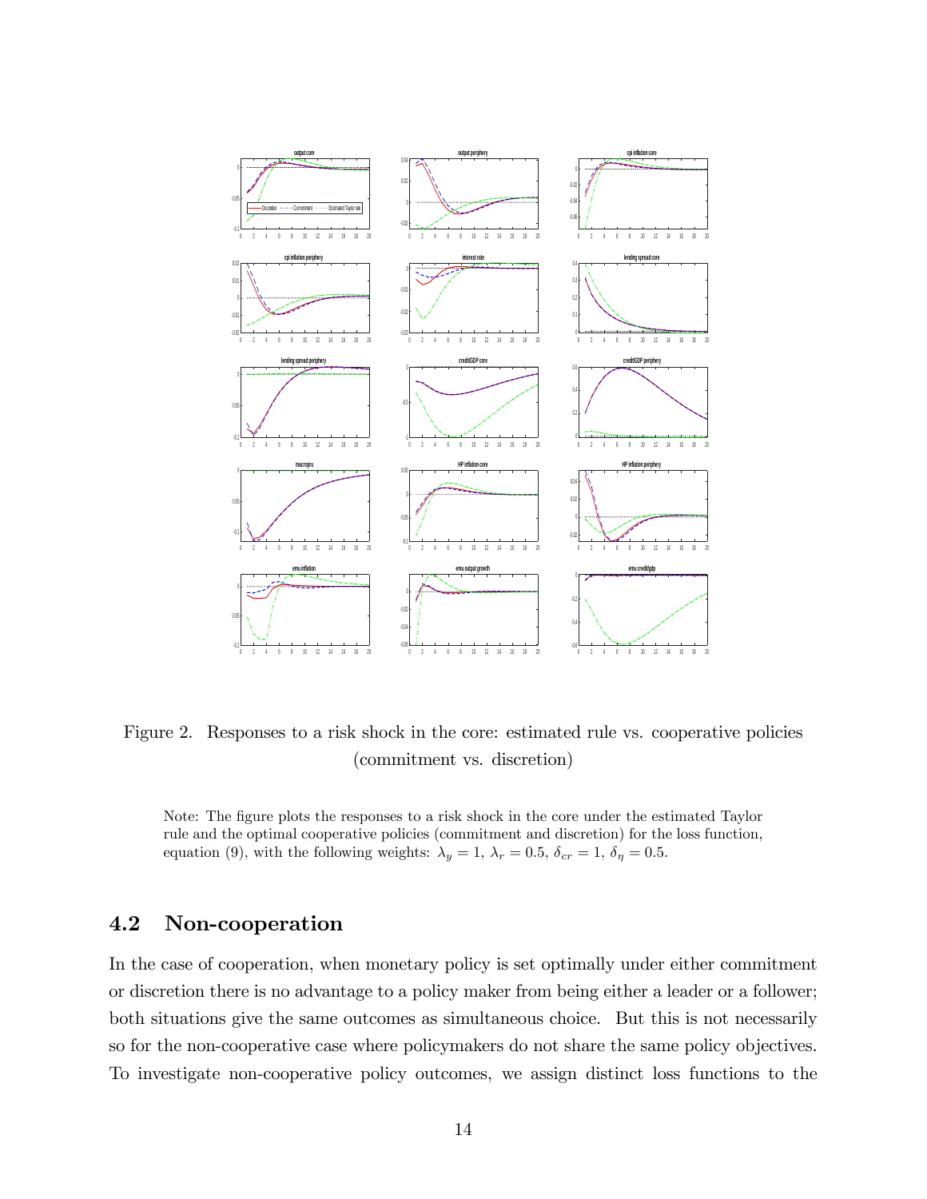Figure 2. Responses to a risk shock in the core: estimated rule vs. cooperative policies (commitment vs. discretion)

Note: The figure plots the responses to a risk shock in the core under the estimated Taylor rule and the optimal cooperative policies (commitment and discretion) for the loss function, equation (9), with the following weights: $\lambda_y = 1$, $\lambda_r = 0.5$, $\delta_{cr} = 1$, $\delta_\eta = 0.5$.

## 4.2 Non-cooperation

In the case of cooperation, when monetary policy is set optimally under either commitment or discretion there is no advantage to a policy maker from being either a leader or a follower; both situations give the same outcomes as simultaneous choice. But this is not necessarily so for the non-cooperative case where policymakers do not share the same policy objectives. To investigate non-cooperative policy outcomes, we assign distinct loss functions to the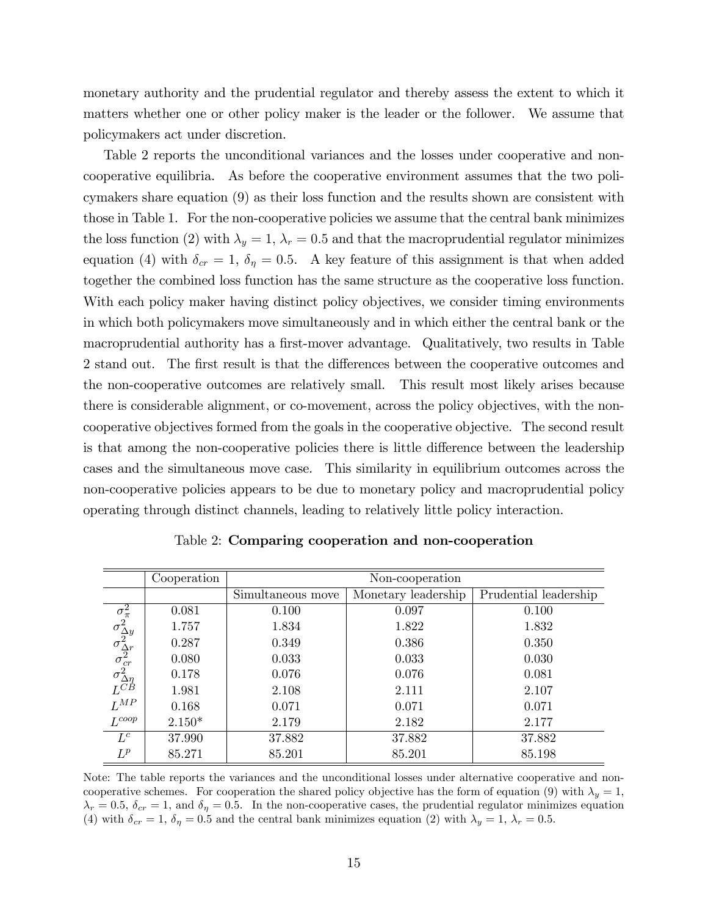monetary authority and the prudential regulator and thereby assess the extent to which it matters whether one or other policy maker is the leader or the follower. We assume that policymakers act under discretion.

Table 2 reports the unconditional variances and the losses under cooperative and non-cooperative equilibria. As before the cooperative environment assumes that the two policymakers share equation (9) as their loss function and the results shown are consistent with those in Table 1. For the non-cooperative policies we assume that the central bank minimizes the loss function (2) with $\lambda_y = 1$, $\lambda_r = 0.5$ and that the macroprudential regulator minimizes equation (4) with $\delta_{cr} = 1$, $\delta_\eta = 0.5$. A key feature of this assignment is that when added together the combined loss function has the same structure as the cooperative loss function. With each policy maker having distinct policy objectives, we consider timing environments in which both policymakers move simultaneously and in which either the central bank or the macroprudential authority has a first-mover advantage. Qualitatively, two results in Table 2 stand out. The first result is that the differences between the cooperative outcomes and the non-cooperative outcomes are relatively small. This result most likely arises because there is considerable alignment, or co-movement, across the policy objectives, with the non-cooperative objectives formed from the goals in the cooperative objective. The second result is that among the non-cooperative policies there is little difference between the leadership cases and the simultaneous move case. This similarity in equilibrium outcomes across the non-cooperative policies appears to be due to monetary policy and macroprudential policy operating through distinct channels, leading to relatively little policy interaction.

Table 2: **Comparing cooperation and non-cooperation**

| | Cooperation | Non-cooperation | | |
|---|---|---|---|---|
| | | Simultaneous move | Monetary leadership | Prudential leadership |
| $\sigma^2_\pi$ | 0.081 | 0.100 | 0.097 | 0.100 |
| $\sigma^2_{\Delta y}$ | 1.757 | 1.834 | 1.822 | 1.832 |
| $\sigma^2_{\Delta r}$ | 0.287 | 0.349 | 0.386 | 0.350 |
| $\sigma^2_{cr}$ | 0.080 | 0.033 | 0.033 | 0.030 |
| $\sigma^2_{\Delta\eta}$ | 0.178 | 0.076 | 0.076 | 0.081 |
| $L^{CB}$ | 1.981 | 2.108 | 2.111 | 2.107 |
| $L^{MP}$ | 0.168 | 0.071 | 0.071 | 0.071 |
| $L^{coop}$ | 2.150* | 2.179 | 2.182 | 2.177 |
| $L^c$ | 37.990 | 37.882 | 37.882 | 37.882 |
| $L^p$ | 85.271 | 85.201 | 85.201 | 85.198 |

Note: The table reports the variances and the unconditional losses under alternative cooperative and non-cooperative schemes. For cooperation the shared policy objective has the form of equation (9) with $\lambda_y = 1$, $\lambda_r = 0.5$, $\delta_{cr} = 1$, and $\delta_\eta = 0.5$. In the non-cooperative cases, the prudential regulator minimizes equation (4) with $\delta_{cr} = 1$, $\delta_\eta = 0.5$ and the central bank minimizes equation (2) with $\lambda_y = 1$, $\lambda_r = 0.5$.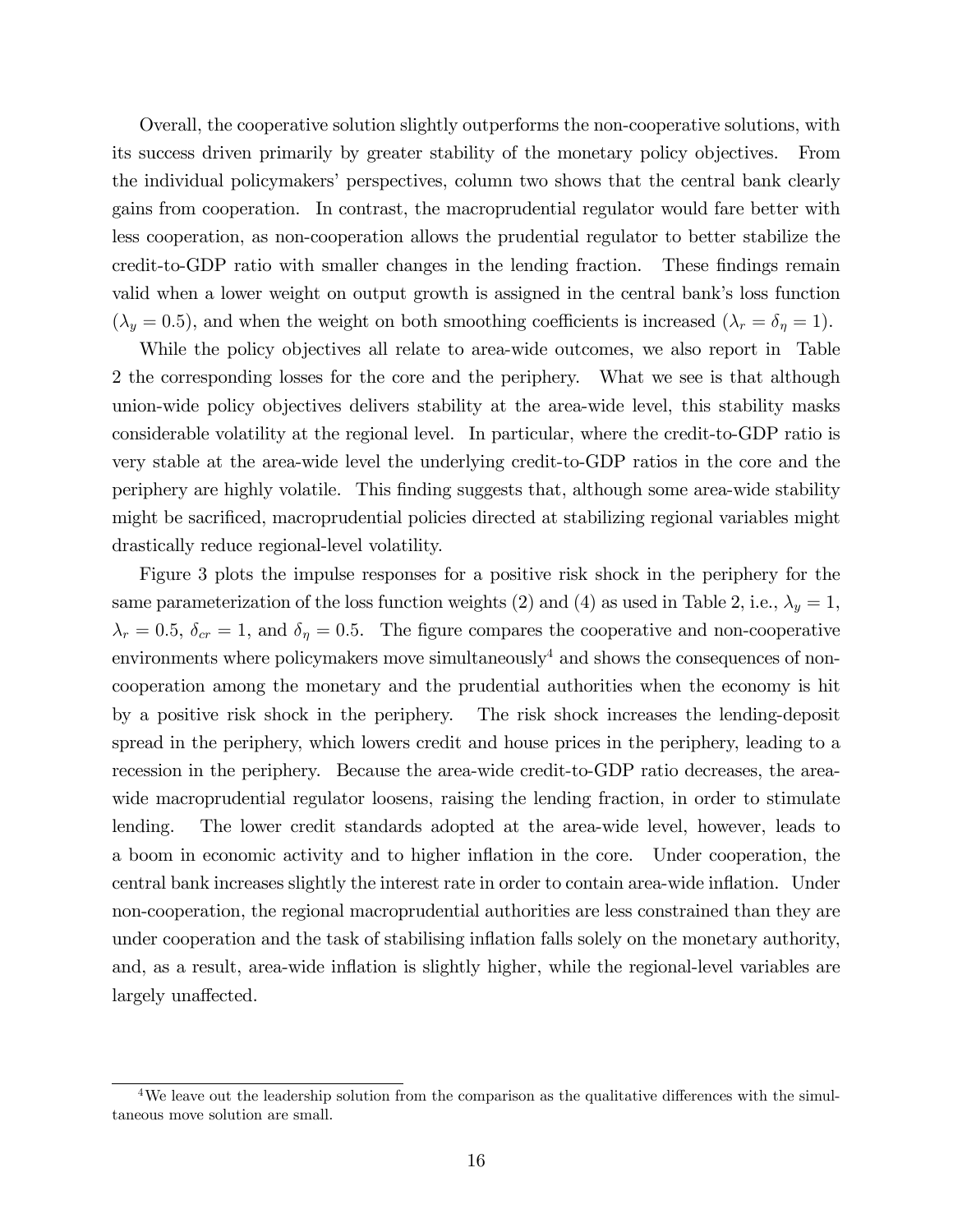Overall, the cooperative solution slightly outperforms the non-cooperative solutions, with its success driven primarily by greater stability of the monetary policy objectives. From the individual policymakers' perspectives, column two shows that the central bank clearly gains from cooperation. In contrast, the macroprudential regulator would fare better with less cooperation, as non-cooperation allows the prudential regulator to better stabilize the credit-to-GDP ratio with smaller changes in the lending fraction. These findings remain valid when a lower weight on output growth is assigned in the central bank's loss function ($\lambda_y = 0.5$), and when the weight on both smoothing coefficients is increased ($\lambda_r = \delta_\eta = 1$).

While the policy objectives all relate to area-wide outcomes, we also report in Table 2 the corresponding losses for the core and the periphery. What we see is that although union-wide policy objectives delivers stability at the area-wide level, this stability masks considerable volatility at the regional level. In particular, where the credit-to-GDP ratio is very stable at the area-wide level the underlying credit-to-GDP ratios in the core and the periphery are highly volatile. This finding suggests that, although some area-wide stability might be sacrificed, macroprudential policies directed at stabilizing regional variables might drastically reduce regional-level volatility.

Figure 3 plots the impulse responses for a positive risk shock in the periphery for the same parameterization of the loss function weights (2) and (4) as used in Table 2, i.e., $\lambda_y = 1$, $\lambda_r = 0.5$, $\delta_{cr} = 1$, and $\delta_\eta = 0.5$. The figure compares the cooperative and non-cooperative environments where policymakers move simultaneously[4] and shows the consequences of non-cooperation among the monetary and the prudential authorities when the economy is hit by a positive risk shock in the periphery. The risk shock increases the lending-deposit spread in the periphery, which lowers credit and house prices in the periphery, leading to a recession in the periphery. Because the area-wide credit-to-GDP ratio decreases, the area-wide macroprudential regulator loosens, raising the lending fraction, in order to stimulate lending. The lower credit standards adopted at the area-wide level, however, leads to a boom in economic activity and to higher inflation in the core. Under cooperation, the central bank increases slightly the interest rate in order to contain area-wide inflation. Under non-cooperation, the regional macroprudential authorities are less constrained than they are under cooperation and the task of stabilising inflation falls solely on the monetary authority, and, as a result, area-wide inflation is slightly higher, while the regional-level variables are largely unaffected.

[4] We leave out the leadership solution from the comparison as the qualitative differences with the simultaneous move solution are small.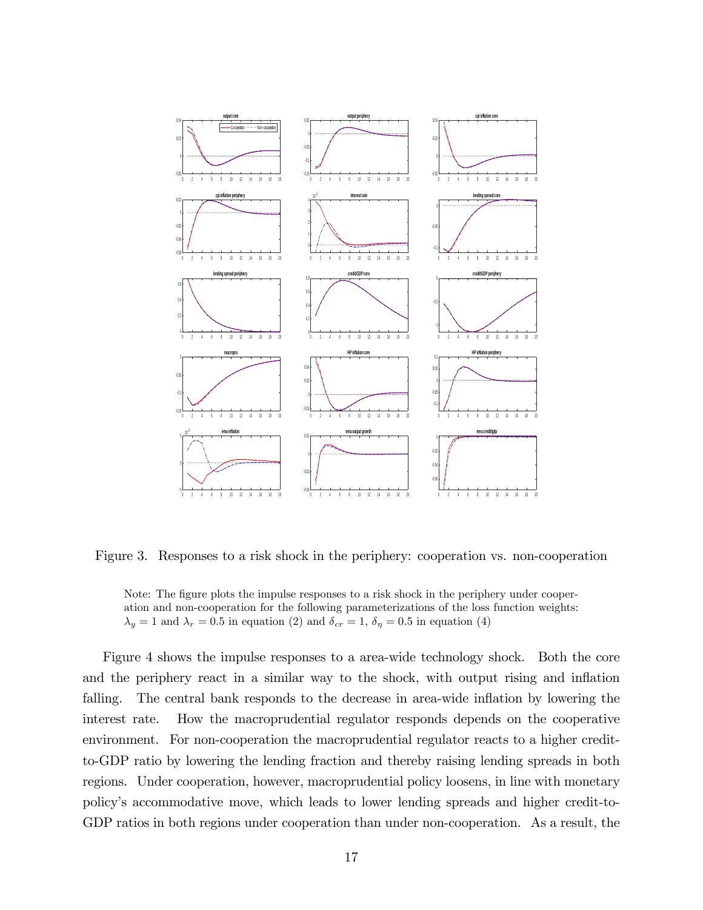Figure 3. Responses to a risk shock in the periphery: cooperation vs. non-cooperation

Note: The figure plots the impulse responses to a risk shock in the periphery under cooperation and non-cooperation for the following parameterizations of the loss function weights: $\lambda_y = 1$ and $\lambda_r = 0.5$ in equation (2) and $\delta_{cr} = 1$, $\delta_\eta = 0.5$ in equation (4)

Figure 4 shows the impulse responses to a area-wide technology shock. Both the core and the periphery react in a similar way to the shock, with output rising and inflation falling. The central bank responds to the decrease in area-wide inflation by lowering the interest rate. How the macroprudential regulator responds depends on the cooperative environment. For non-cooperation the macroprudential regulator reacts to a higher credit-to-GDP ratio by lowering the lending fraction and thereby raising lending spreads in both regions. Under cooperation, however, macroprudential policy loosens, in line with monetary policy's accommodative move, which leads to lower lending spreads and higher credit-to-GDP ratios in both regions under cooperation than under non-cooperation. As a result, the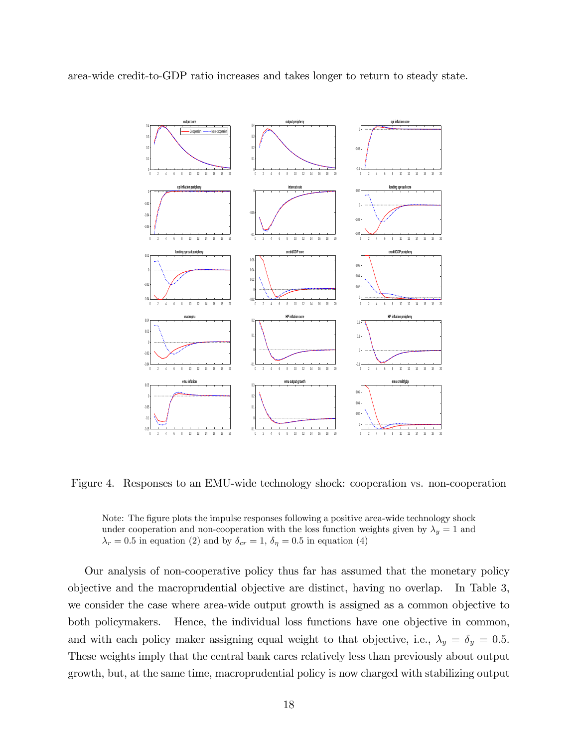area-wide credit-to-GDP ratio increases and takes longer to return to steady state.

Figure 4. Responses to an EMU-wide technology shock: cooperation vs. non-cooperation

Note: The figure plots the impulse responses following a positive area-wide technology shock under cooperation and non-cooperation with the loss function weights given by $\lambda_y = 1$ and $\lambda_r = 0.5$ in equation (2) and by $\delta_{cr} = 1$, $\delta_\eta = 0.5$ in equation (4)

Our analysis of non-cooperative policy thus far has assumed that the monetary policy objective and the macroprudential objective are distinct, having no overlap. In Table 3, we consider the case where area-wide output growth is assigned as a common objective to both policymakers. Hence, the individual loss functions have one objective in common, and with each policy maker assigning equal weight to that objective, i.e., $\lambda_y = \delta_y = 0.5$. These weights imply that the central bank cares relatively less than previously about output growth, but, at the same time, macroprudential policy is now charged with stabilizing output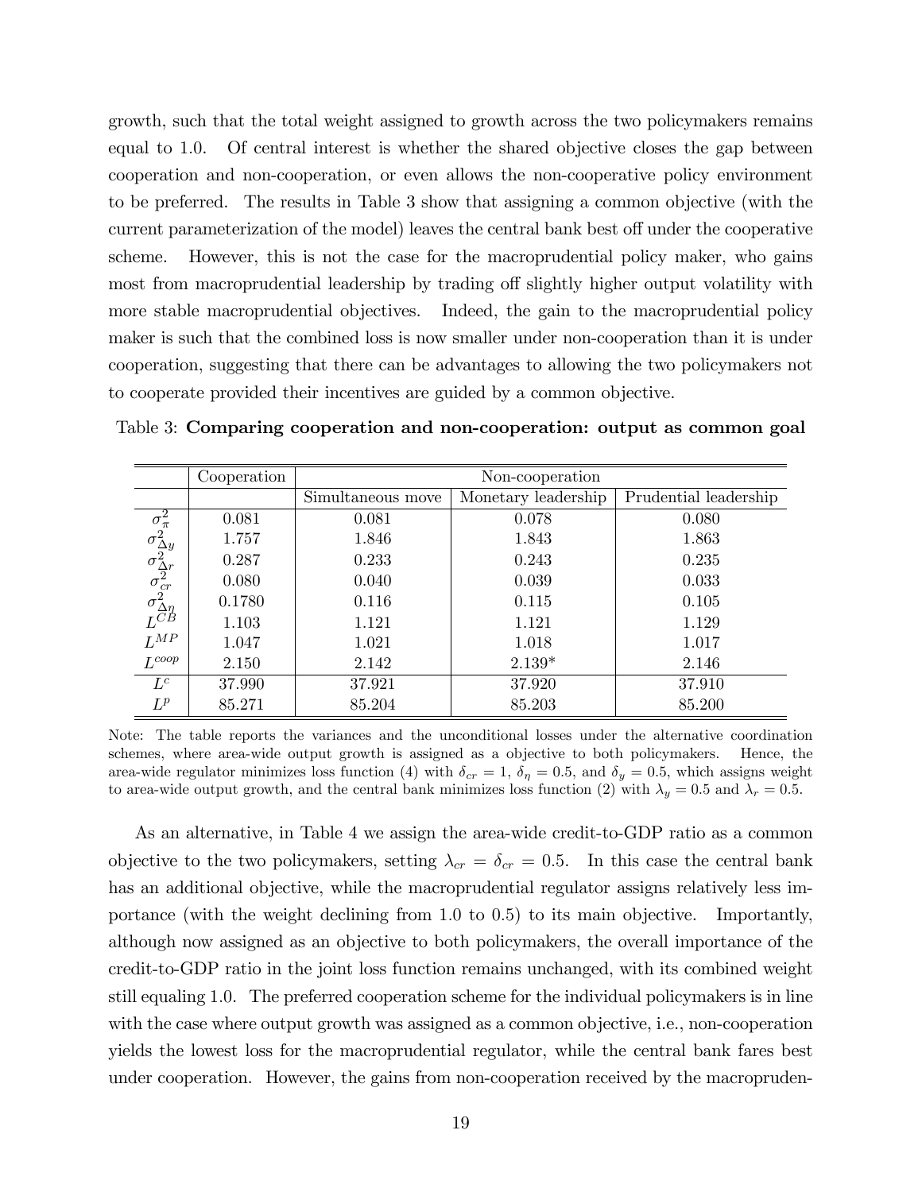growth, such that the total weight assigned to growth across the two policymakers remains equal to 1.0. Of central interest is whether the shared objective closes the gap between cooperation and non-cooperation, or even allows the non-cooperative policy environment to be preferred. The results in Table 3 show that assigning a common objective (with the current parameterization of the model) leaves the central bank best off under the cooperative scheme. However, this is not the case for the macroprudential policy maker, who gains most from macroprudential leadership by trading off slightly higher output volatility with more stable macroprudential objectives. Indeed, the gain to the macroprudential policy maker is such that the combined loss is now smaller under non-cooperation than it is under cooperation, suggesting that there can be advantages to allowing the two policymakers not to cooperate provided their incentives are guided by a common objective.

Table 3: **Comparing cooperation and non-cooperation: output as common goal**

| | Cooperation | Non-cooperation | | |
|---|---|---|---|---|
| | | Simultaneous move | Monetary leadership | Prudential leadership |
| $\sigma^2_{\pi}$ | 0.081 | 0.081 | 0.078 | 0.080 |
| $\sigma^2_{\Delta y}$ | 1.757 | 1.846 | 1.843 | 1.863 |
| $\sigma^2_{\Delta r}$ | 0.287 | 0.233 | 0.243 | 0.235 |
| $\sigma^2_{cr}$ | 0.080 | 0.040 | 0.039 | 0.033 |
| $\sigma^2_{\Delta \eta}$ | 0.1780 | 0.116 | 0.115 | 0.105 |
| $L^{CB}$ | 1.103 | 1.121 | 1.121 | 1.129 |
| $L^{MP}$ | 1.047 | 1.021 | 1.018 | 1.017 |
| $L^{coop}$ | 2.150 | 2.142 | 2.139* | 2.146 |
| $L^{c}$ | 37.990 | 37.921 | 37.920 | 37.910 |
| $L^{p}$ | 85.271 | 85.204 | 85.203 | 85.200 |

Note: The table reports the variances and the unconditional losses under the alternative coordination schemes, where area-wide output growth is assigned as a objective to both policymakers. Hence, the area-wide regulator minimizes loss function (4) with $\delta_{cr} = 1$, $\delta_{\eta} = 0.5$, and $\delta_{y} = 0.5$, which assigns weight to area-wide output growth, and the central bank minimizes loss function (2) with $\lambda_{y} = 0.5$ and $\lambda_{r} = 0.5$.

As an alternative, in Table 4 we assign the area-wide credit-to-GDP ratio as a common objective to the two policymakers, setting $\lambda_{cr} = \delta_{cr} = 0.5$. In this case the central bank has an additional objective, while the macroprudential regulator assigns relatively less importance (with the weight declining from 1.0 to 0.5) to its main objective. Importantly, although now assigned as an objective to both policymakers, the overall importance of the credit-to-GDP ratio in the joint loss function remains unchanged, with its combined weight still equaling 1.0. The preferred cooperation scheme for the individual policymakers is in line with the case where output growth was assigned as a common objective, i.e., non-cooperation yields the lowest loss for the macroprudential regulator, while the central bank fares best under cooperation. However, the gains from non-cooperation received by the macropruden-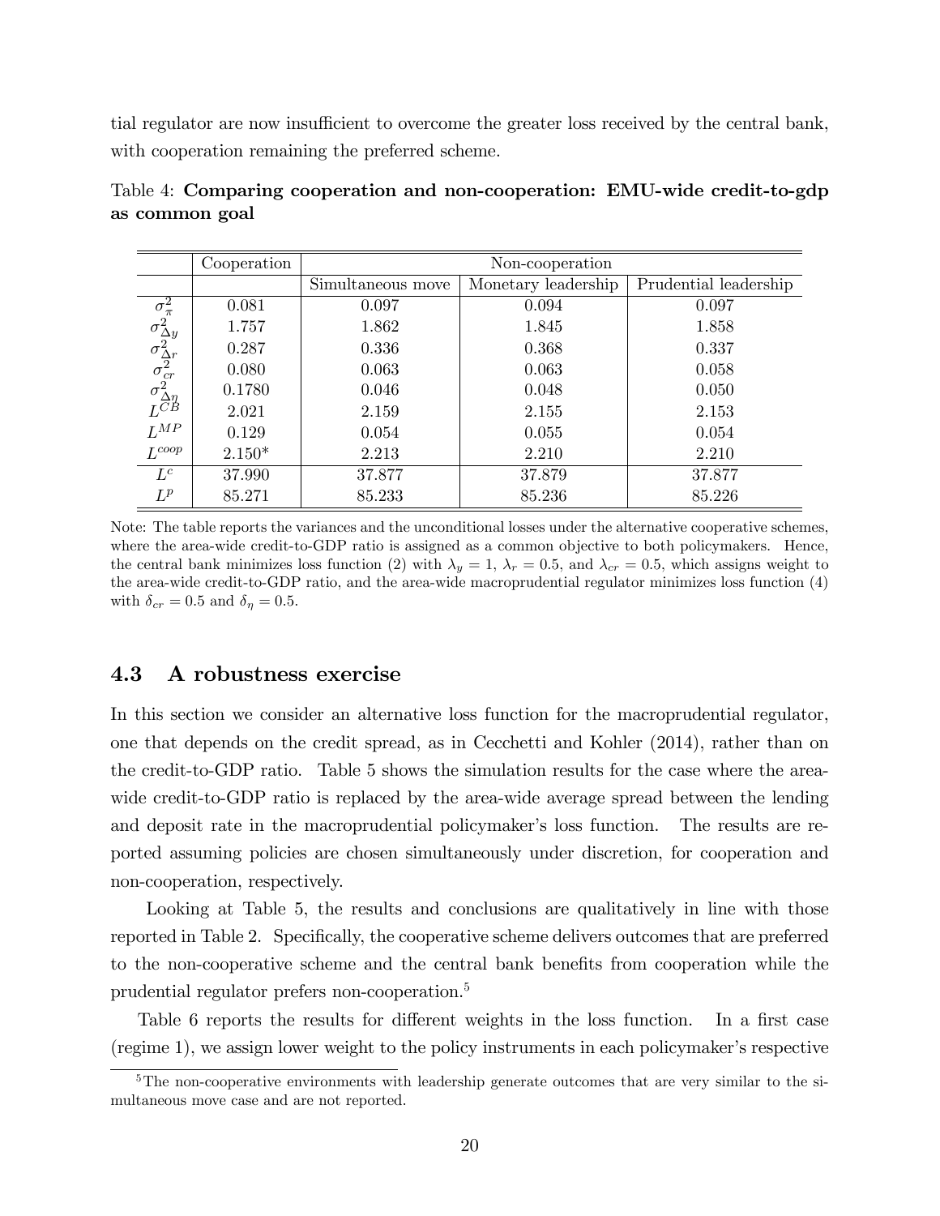tial regulator are now insufficient to overcome the greater loss received by the central bank, with cooperation remaining the preferred scheme.

Table 4: **Comparing cooperation and non-cooperation: EMU-wide credit-to-gdp as common goal**

| | Cooperation | Non-cooperation | | |
|---|---|---|---|---|
| | | Simultaneous move | Monetary leadership | Prudential leadership |
| $\sigma^2_\pi$ | 0.081 | 0.097 | 0.094 | 0.097 |
| $\sigma^2_{\Delta y}$ | 1.757 | 1.862 | 1.845 | 1.858 |
| $\sigma^2_{\Delta r}$ | 0.287 | 0.336 | 0.368 | 0.337 |
| $\sigma^2_{cr}$ | 0.080 | 0.063 | 0.063 | 0.058 |
| $\sigma^2_{\Delta \eta}$ | 0.1780 | 0.046 | 0.048 | 0.050 |
| $L^{CB}$ | 2.021 | 2.159 | 2.155 | 2.153 |
| $L^{MP}$ | 0.129 | 0.054 | 0.055 | 0.054 |
| $L^{coop}$ | 2.150* | 2.213 | 2.210 | 2.210 |
| $L^c$ | 37.990 | 37.877 | 37.879 | 37.877 |
| $L^p$ | 85.271 | 85.233 | 85.236 | 85.226 |

Note: The table reports the variances and the unconditional losses under the alternative cooperative schemes, where the area-wide credit-to-GDP ratio is assigned as a common objective to both policymakers. Hence, the central bank minimizes loss function (2) with $\lambda_y = 1$, $\lambda_r = 0.5$, and $\lambda_{cr} = 0.5$, which assigns weight to the area-wide credit-to-GDP ratio, and the area-wide macroprudential regulator minimizes loss function (4) with $\delta_{cr} = 0.5$ and $\delta_\eta = 0.5$.

### 4.3 A robustness exercise

In this section we consider an alternative loss function for the macroprudential regulator, one that depends on the credit spread, as in Cecchetti and Kohler (2014), rather than on the credit-to-GDP ratio. Table 5 shows the simulation results for the case where the area-wide credit-to-GDP ratio is replaced by the area-wide average spread between the lending and deposit rate in the macroprudential policymaker's loss function. The results are reported assuming policies are chosen simultaneously under discretion, for cooperation and non-cooperation, respectively.

Looking at Table 5, the results and conclusions are qualitatively in line with those reported in Table 2. Specifically, the cooperative scheme delivers outcomes that are preferred to the non-cooperative scheme and the central bank benefits from cooperation while the prudential regulator prefers non-cooperation.[5]

Table 6 reports the results for different weights in the loss function. In a first case (regime 1), we assign lower weight to the policy instruments in each policymaker's respective

[5]The non-cooperative environments with leadership generate outcomes that are very similar to the simultaneous move case and are not reported.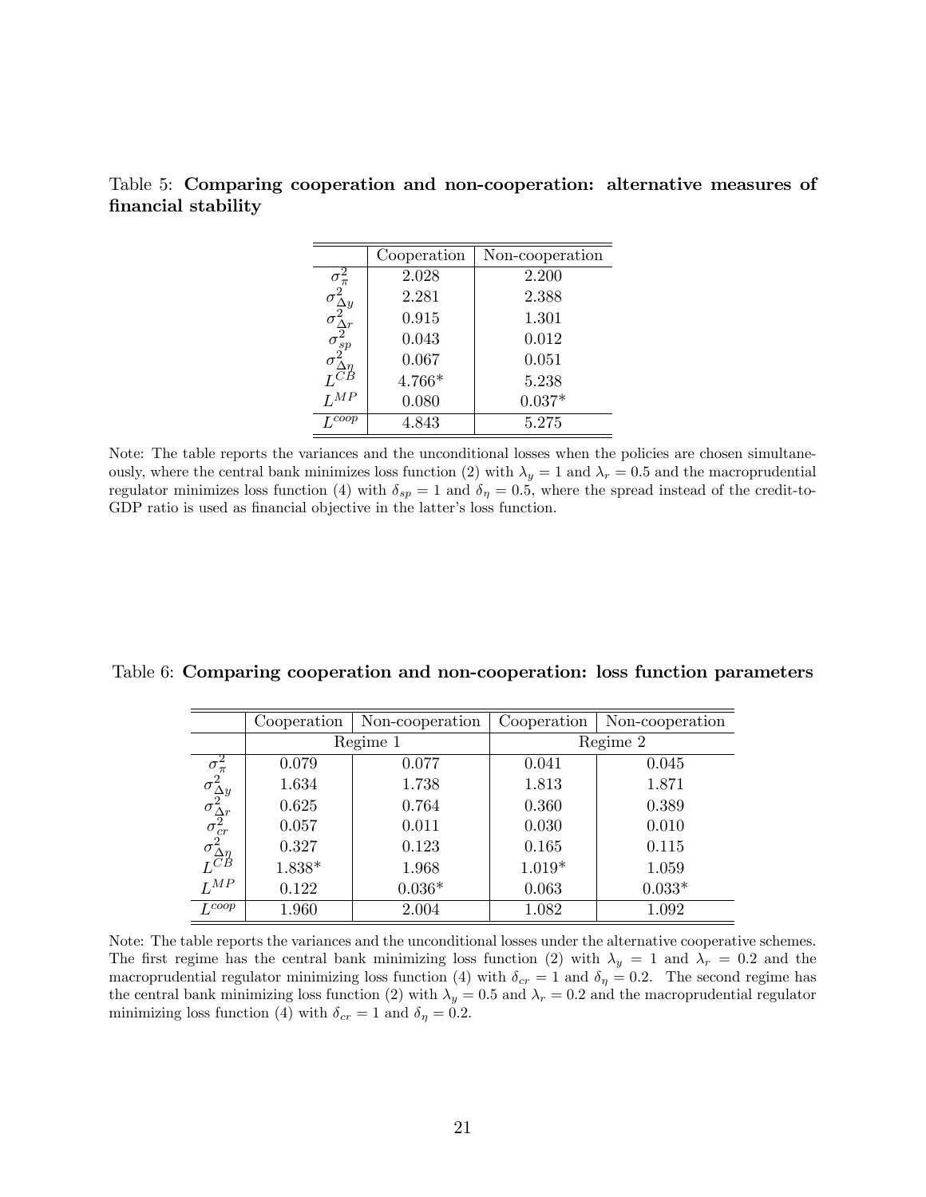Table 5: **Comparing cooperation and non-cooperation: alternative measures of financial stability**

| | Cooperation | Non-cooperation |
|---|---|---|
| $\sigma^2_{\pi}$ | 2.028 | 2.200 |
| $\sigma^2_{\Delta y}$ | 2.281 | 2.388 |
| $\sigma^2_{\Delta r}$ | 0.915 | 1.301 |
| $\sigma^2_{sp}$ | 0.043 | 0.012 |
| $\sigma^2_{\Delta \eta}$ | 0.067 | 0.051 |
| $L^{CB}$ | 4.766* | 5.238 |
| $L^{MP}$ | 0.080 | 0.037* |
| $L^{coop}$ | 4.843 | 5.275 |

Note: The table reports the variances and the unconditional losses when the policies are chosen simultaneously, where the central bank minimizes loss function (2) with $\lambda_y = 1$ and $\lambda_r = 0.5$ and the macroprudential regulator minimizes loss function (4) with $\delta_{sp} = 1$ and $\delta_{\eta} = 0.5$, where the spread instead of the credit-to-GDP ratio is used as financial objective in the latter's loss function.

Table 6: **Comparing cooperation and non-cooperation: loss function parameters**

| | Cooperation | Non-cooperation | Cooperation | Non-cooperation |
|---|---|---|---|---|
| | Regime 1 | | Regime 2 | |
| $\sigma^2_{\pi}$ | 0.079 | 0.077 | 0.041 | 0.045 |
| $\sigma^2_{\Delta y}$ | 1.634 | 1.738 | 1.813 | 1.871 |
| $\sigma^2_{\Delta r}$ | 0.625 | 0.764 | 0.360 | 0.389 |
| $\sigma^2_{cr}$ | 0.057 | 0.011 | 0.030 | 0.010 |
| $\sigma^2_{\Delta \eta}$ | 0.327 | 0.123 | 0.165 | 0.115 |
| $L^{CB}$ | 1.838* | 1.968 | 1.019* | 1.059 |
| $L^{MP}$ | 0.122 | 0.036* | 0.063 | 0.033* |
| $L^{coop}$ | 1.960 | 2.004 | 1.082 | 1.092 |

Note: The table reports the variances and the unconditional losses under the alternative cooperative schemes. The first regime has the central bank minimizing loss function (2) with $\lambda_y = 1$ and $\lambda_r = 0.2$ and the macroprudential regulator minimizing loss function (4) with $\delta_{cr} = 1$ and $\delta_{\eta} = 0.2$. The second regime has the central bank minimizing loss function (2) with $\lambda_y = 0.5$ and $\lambda_r = 0.2$ and the macroprudential regulator minimizing loss function (4) with $\delta_{cr} = 1$ and $\delta_{\eta} = 0.2$.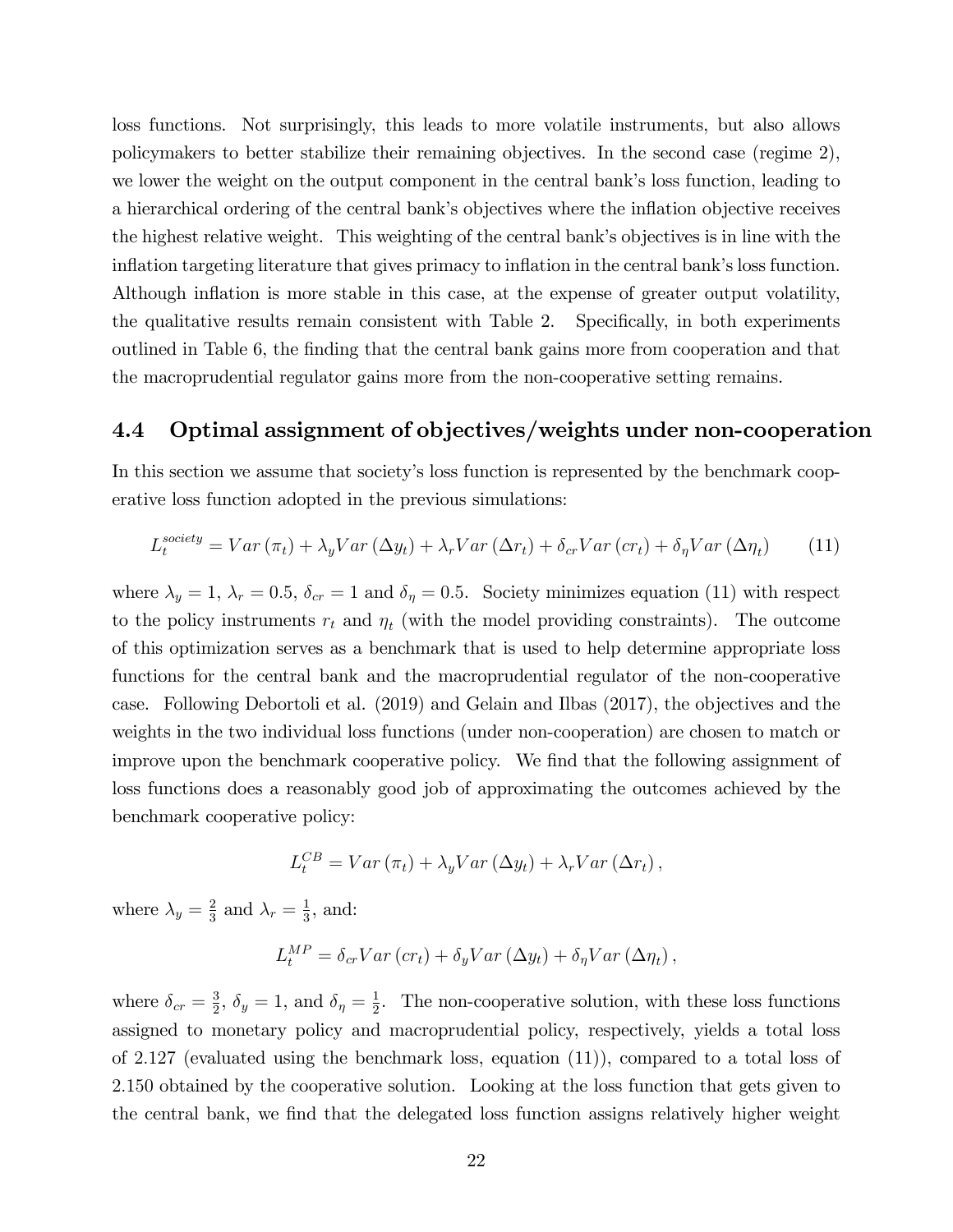loss functions. Not surprisingly, this leads to more volatile instruments, but also allows policymakers to better stabilize their remaining objectives. In the second case (regime 2), we lower the weight on the output component in the central bank's loss function, leading to a hierarchical ordering of the central bank's objectives where the inflation objective receives the highest relative weight. This weighting of the central bank's objectives is in line with the inflation targeting literature that gives primacy to inflation in the central bank's loss function. Although inflation is more stable in this case, at the expense of greater output volatility, the qualitative results remain consistent with Table 2. Specifically, in both experiments outlined in Table 6, the finding that the central bank gains more from cooperation and that the macroprudential regulator gains more from the non-cooperative setting remains.

## 4.4 Optimal assignment of objectives/weights under non-cooperation

In this section we assume that society's loss function is represented by the benchmark cooperative loss function adopted in the previous simulations:

$$L_t^{society} = Var\left(\pi_t\right) + \lambda_y Var\left(\Delta y_t\right) + \lambda_r Var\left(\Delta r_t\right) + \delta_{cr} Var\left(cr_t\right) + \delta_\eta Var\left(\Delta \eta_t\right) \tag{11}$$

where $\lambda_y = 1$, $\lambda_r = 0.5$, $\delta_{cr} = 1$ and $\delta_\eta = 0.5$. Society minimizes equation (11) with respect to the policy instruments $r_t$ and $\eta_t$ (with the model providing constraints). The outcome of this optimization serves as a benchmark that is used to help determine appropriate loss functions for the central bank and the macroprudential regulator of the non-cooperative case. Following Debortoli et al. (2019) and Gelain and Ilbas (2017), the objectives and the weights in the two individual loss functions (under non-cooperation) are chosen to match or improve upon the benchmark cooperative policy. We find that the following assignment of loss functions does a reasonably good job of approximating the outcomes achieved by the benchmark cooperative policy:

$$L_t^{CB} = Var\left(\pi_t\right) + \lambda_y Var\left(\Delta y_t\right) + \lambda_r Var\left(\Delta r_t\right),$$

where $\lambda_y = \frac{2}{3}$ and $\lambda_r = \frac{1}{3}$, and:

$$L_t^{MP} = \delta_{cr} Var\left(cr_t\right) + \delta_y Var\left(\Delta y_t\right) + \delta_\eta Var\left(\Delta \eta_t\right),$$

where $\delta_{cr} = \frac{3}{2}$, $\delta_y = 1$, and $\delta_\eta = \frac{1}{2}$. The non-cooperative solution, with these loss functions assigned to monetary policy and macroprudential policy, respectively, yields a total loss of 2.127 (evaluated using the benchmark loss, equation (11)), compared to a total loss of 2.150 obtained by the cooperative solution. Looking at the loss function that gets given to the central bank, we find that the delegated loss function assigns relatively higher weight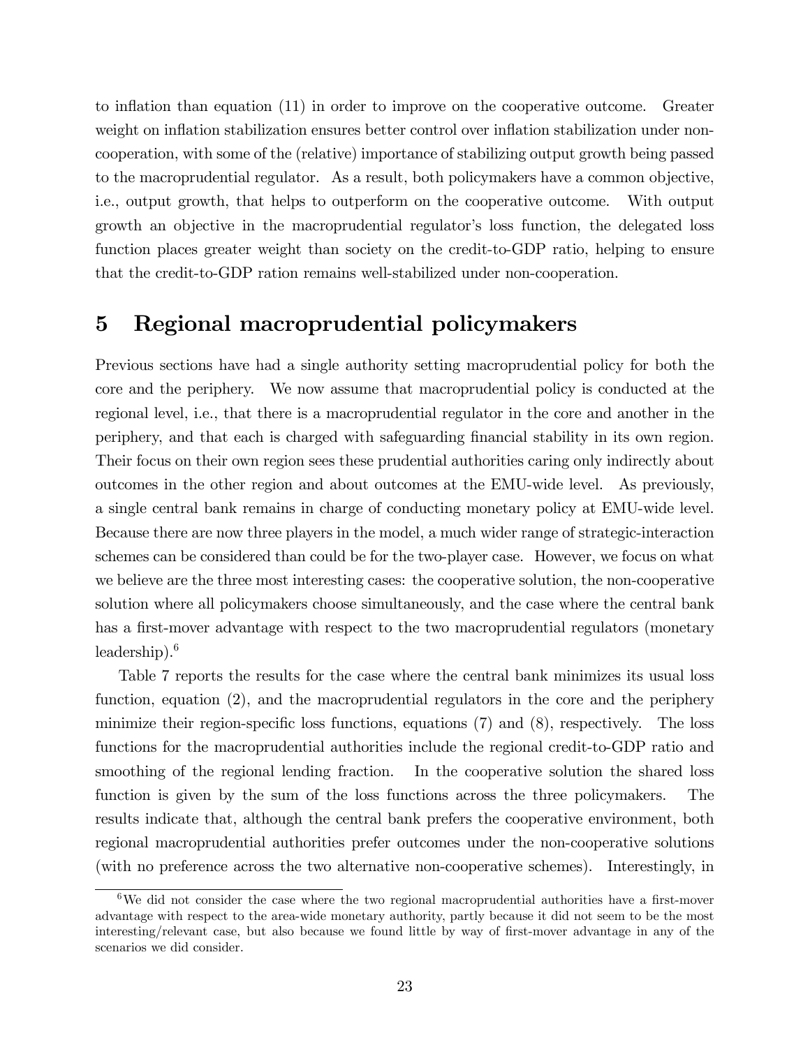to inflation than equation (11) in order to improve on the cooperative outcome. Greater weight on inflation stabilization ensures better control over inflation stabilization under non-cooperation, with some of the (relative) importance of stabilizing output growth being passed to the macroprudential regulator. As a result, both policymakers have a common objective, i.e., output growth, that helps to outperform on the cooperative outcome. With output growth an objective in the macroprudential regulator's loss function, the delegated loss function places greater weight than society on the credit-to-GDP ratio, helping to ensure that the credit-to-GDP ration remains well-stabilized under non-cooperation.

## 5 Regional macroprudential policymakers

Previous sections have had a single authority setting macroprudential policy for both the core and the periphery. We now assume that macroprudential policy is conducted at the regional level, i.e., that there is a macroprudential regulator in the core and another in the periphery, and that each is charged with safeguarding financial stability in its own region. Their focus on their own region sees these prudential authorities caring only indirectly about outcomes in the other region and about outcomes at the EMU-wide level. As previously, a single central bank remains in charge of conducting monetary policy at EMU-wide level. Because there are now three players in the model, a much wider range of strategic-interaction schemes can be considered than could be for the two-player case. However, we focus on what we believe are the three most interesting cases: the cooperative solution, the non-cooperative solution where all policymakers choose simultaneously, and the case where the central bank has a first-mover advantage with respect to the two macroprudential regulators (monetary leadership).[6]

Table 7 reports the results for the case where the central bank minimizes its usual loss function, equation (2), and the macroprudential regulators in the core and the periphery minimize their region-specific loss functions, equations (7) and (8), respectively. The loss functions for the macroprudential authorities include the regional credit-to-GDP ratio and smoothing of the regional lending fraction. In the cooperative solution the shared loss function is given by the sum of the loss functions across the three policymakers. The results indicate that, although the central bank prefers the cooperative environment, both regional macroprudential authorities prefer outcomes under the non-cooperative solutions (with no preference across the two alternative non-cooperative schemes). Interestingly, in

[6] We did not consider the case where the two regional macroprudential authorities have a first-mover advantage with respect to the area-wide monetary authority, partly because it did not seem to be the most interesting/relevant case, but also because we found little by way of first-mover advantage in any of the scenarios we did consider.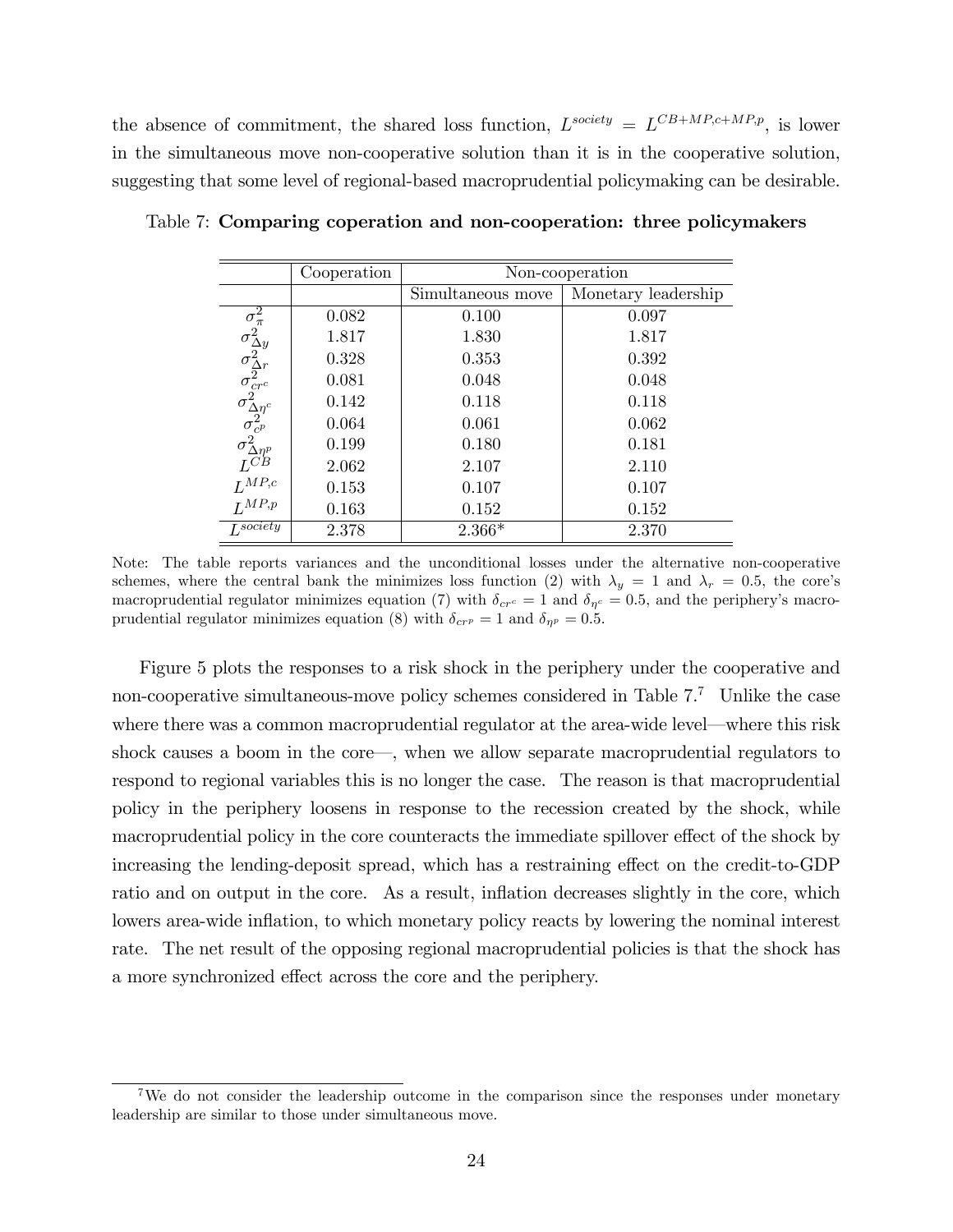the absence of commitment, the shared loss function, $L^{society} = L^{CB+MP,c+MP,p}$, is lower in the simultaneous move non-cooperative solution than it is in the cooperative solution, suggesting that some level of regional-based macroprudential policymaking can be desirable.

Table 7: **Comparing coperation and non-cooperation: three policymakers**

| | Cooperation | Non-cooperation | |
|---|---|---|---|
| | | Simultaneous move | Monetary leadership |
| $\sigma^2_{\pi}$ | 0.082 | 0.100 | 0.097 |
| $\sigma^2_{\Delta y}$ | 1.817 | 1.830 | 1.817 |
| $\sigma^2_{\Delta r}$ | 0.328 | 0.353 | 0.392 |
| $\sigma^2_{cr^c}$ | 0.081 | 0.048 | 0.048 |
| $\sigma^2_{\Delta \eta^c}$ | 0.142 | 0.118 | 0.118 |
| $\sigma^2_{c^p}$ | 0.064 | 0.061 | 0.062 |
| $\sigma^2_{\Delta \eta^p}$ | 0.199 | 0.180 | 0.181 |
| $L^{CB}$ | 2.062 | 2.107 | 2.110 |
| $L^{MP,c}$ | 0.153 | 0.107 | 0.107 |
| $L^{MP,p}$ | 0.163 | 0.152 | 0.152 |
| $L^{society}$ | 2.378 | 2.366* | 2.370 |

Note: The table reports variances and the unconditional losses under the alternative non-cooperative schemes, where the central bank the minimizes loss function (2) with $\lambda_y = 1$ and $\lambda_r = 0.5$, the core's macroprudential regulator minimizes equation (7) with $\delta_{cr^c} = 1$ and $\delta_{\eta^c} = 0.5$, and the periphery's macroprudential regulator minimizes equation (8) with $\delta_{cr^p} = 1$ and $\delta_{\eta^p} = 0.5$.

Figure 5 plots the responses to a risk shock in the periphery under the cooperative and non-cooperative simultaneous-move policy schemes considered in Table 7.[7] Unlike the case where there was a common macroprudential regulator at the area-wide level—where this risk shock causes a boom in the core—, when we allow separate macroprudential regulators to respond to regional variables this is no longer the case. The reason is that macroprudential policy in the periphery loosens in response to the recession created by the shock, while macroprudential policy in the core counteracts the immediate spillover effect of the shock by increasing the lending-deposit spread, which has a restraining effect on the credit-to-GDP ratio and on output in the core. As a result, inflation decreases slightly in the core, which lowers area-wide inflation, to which monetary policy reacts by lowering the nominal interest rate. The net result of the opposing regional macroprudential policies is that the shock has a more synchronized effect across the core and the periphery.

[7] We do not consider the leadership outcome in the comparison since the responses under monetary leadership are similar to those under simultaneous move.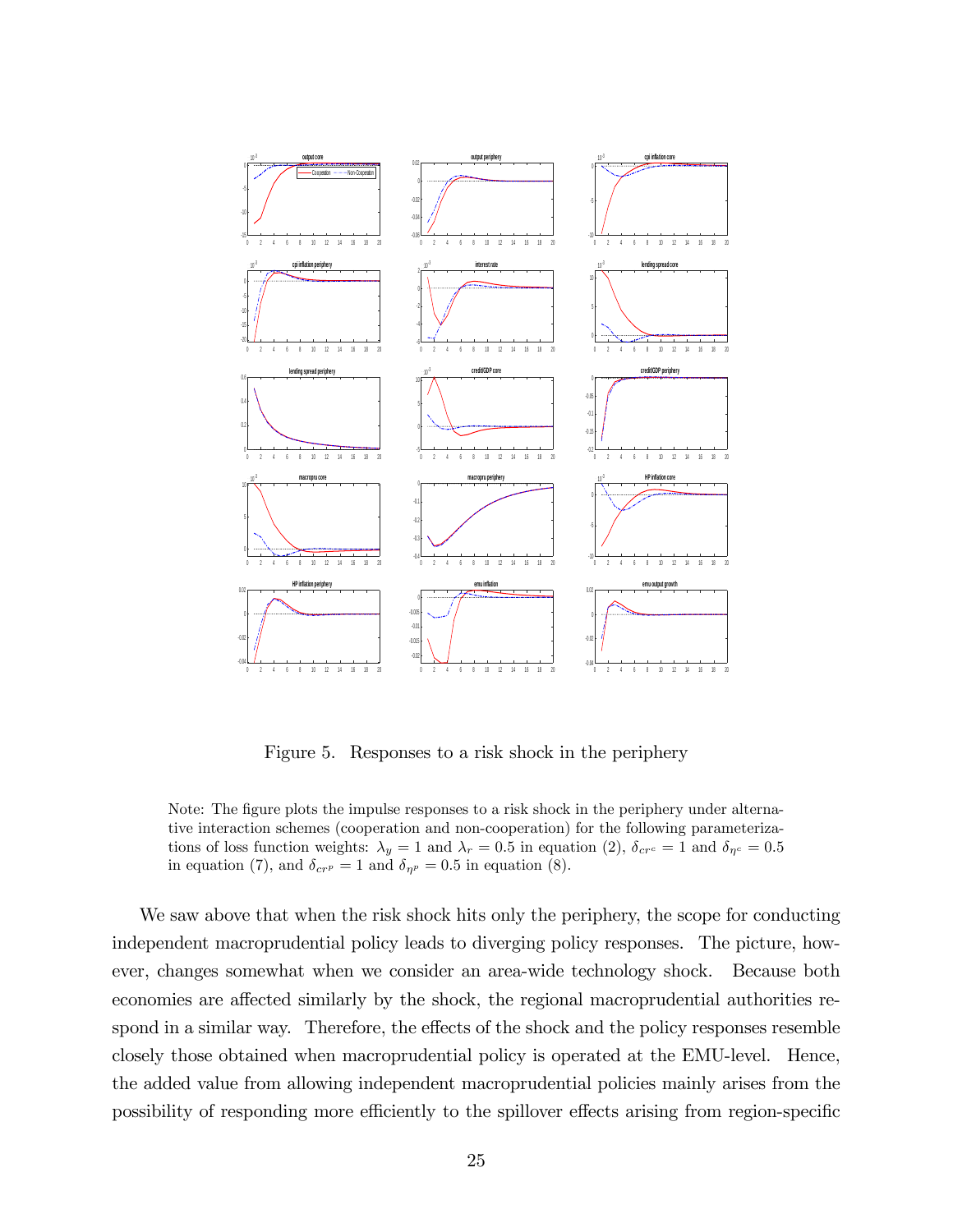Figure 5. Responses to a risk shock in the periphery

Note: The figure plots the impulse responses to a risk shock in the periphery under alternative interaction schemes (cooperation and non-cooperation) for the following parameterizations of loss function weights: $\lambda_y = 1$ and $\lambda_r = 0.5$ in equation (2), $\delta_{cr^c} = 1$ and $\delta_{\eta^c} = 0.5$ in equation (7), and $\delta_{cr^p} = 1$ and $\delta_{\eta^p} = 0.5$ in equation (8).

We saw above that when the risk shock hits only the periphery, the scope for conducting independent macroprudential policy leads to diverging policy responses. The picture, however, changes somewhat when we consider an area-wide technology shock. Because both economies are affected similarly by the shock, the regional macroprudential authorities respond in a similar way. Therefore, the effects of the shock and the policy responses resemble closely those obtained when macroprudential policy is operated at the EMU-level. Hence, the added value from allowing independent macroprudential policies mainly arises from the possibility of responding more efficiently to the spillover effects arising from region-specific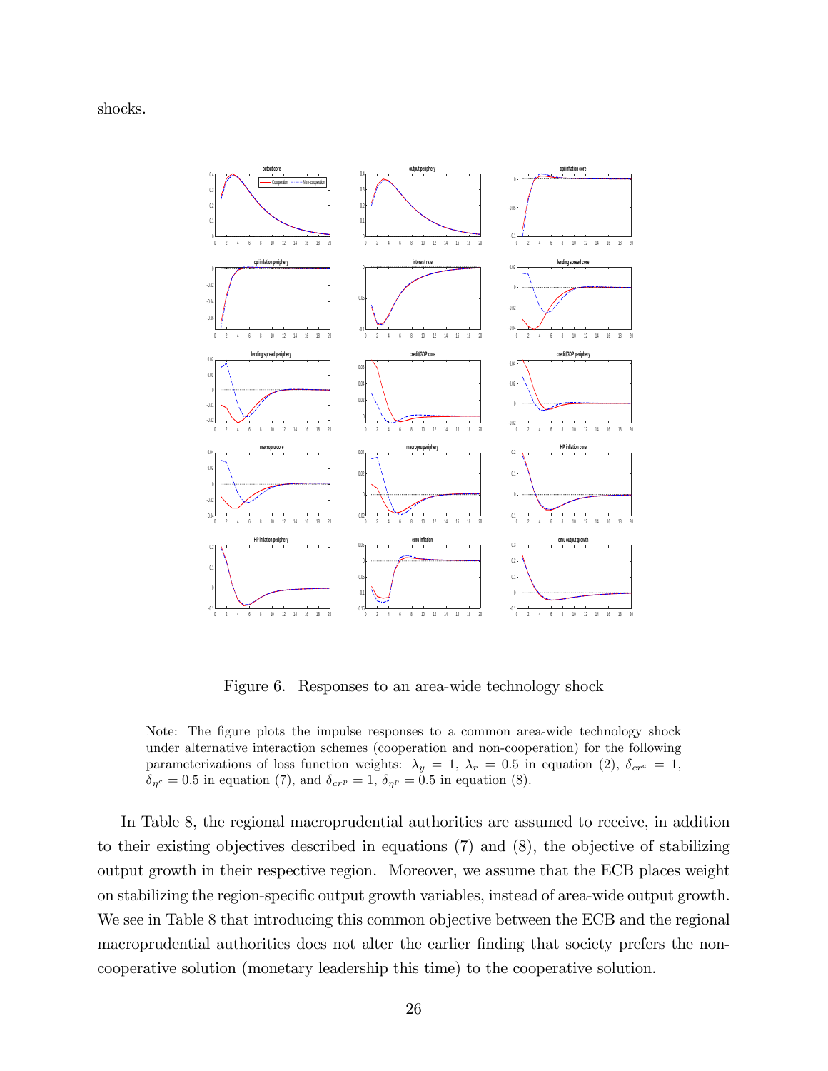shocks.

Figure 6. Responses to an area-wide technology shock

Note: The figure plots the impulse responses to a common area-wide technology shock under alternative interaction schemes (cooperation and non-cooperation) for the following parameterizations of loss function weights: $\lambda_y = 1$, $\lambda_r = 0.5$ in equation (2), $\delta_{cr^c} = 1$, $\delta_{\eta^c} = 0.5$ in equation (7), and $\delta_{cr^p} = 1$, $\delta_{\eta^p} = 0.5$ in equation (8).

In Table 8, the regional macroprudential authorities are assumed to receive, in addition to their existing objectives described in equations (7) and (8), the objective of stabilizing output growth in their respective region. Moreover, we assume that the ECB places weight on stabilizing the region-specific output growth variables, instead of area-wide output growth. We see in Table 8 that introducing this common objective between the ECB and the regional macroprudential authorities does not alter the earlier finding that society prefers the non-cooperative solution (monetary leadership this time) to the cooperative solution.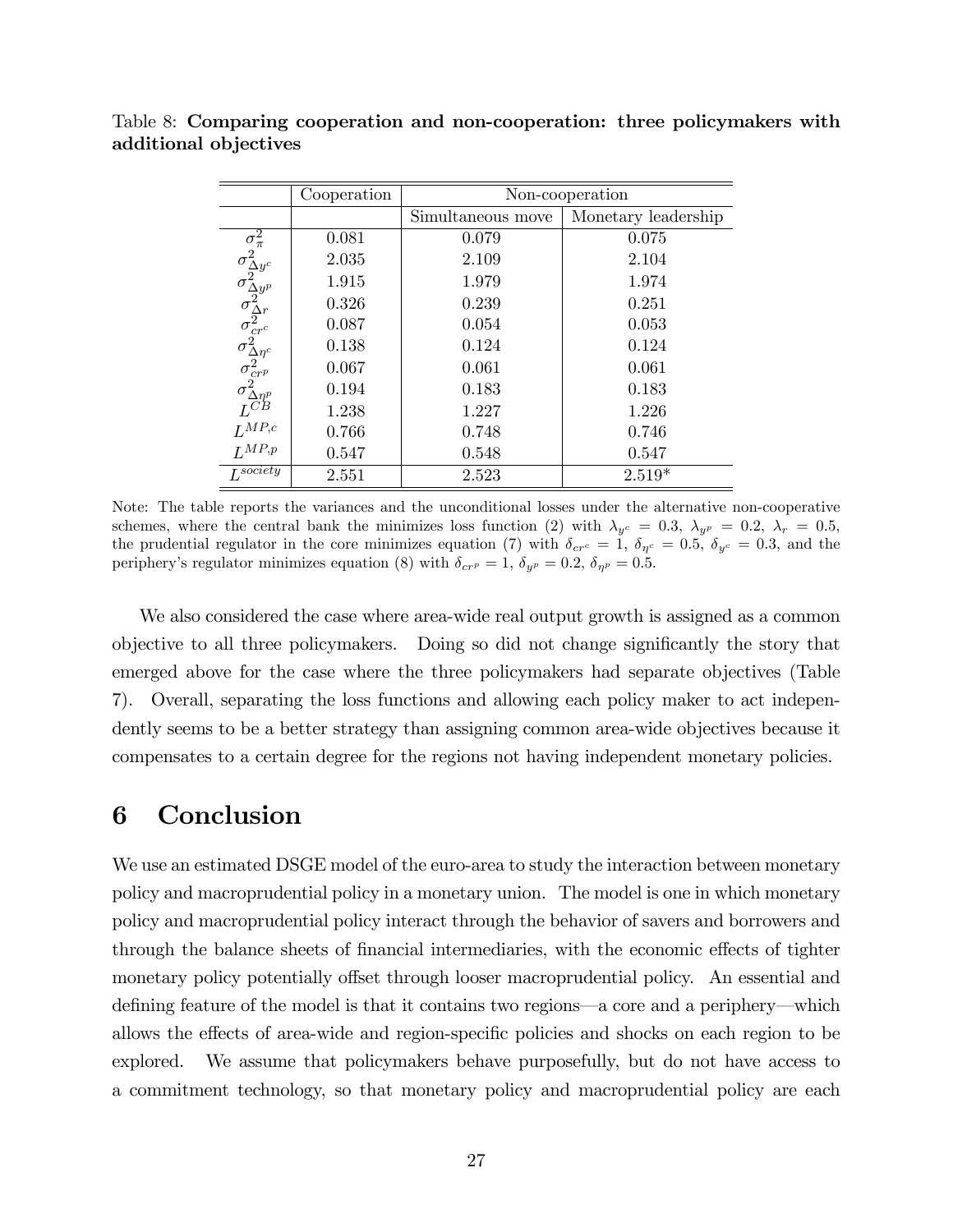Table 8: **Comparing cooperation and non-cooperation: three policymakers with additional objectives**

| | Cooperation | Non-cooperation | |
|---|---|---|---|
| | | Simultaneous move | Monetary leadership |
| $\sigma^2_{\pi}$ | 0.081 | 0.079 | 0.075 |
| $\sigma^2_{\Delta y^c}$ | 2.035 | 2.109 | 2.104 |
| $\sigma^2_{\Delta y^p}$ | 1.915 | 1.979 | 1.974 |
| $\sigma^2_{\Delta r}$ | 0.326 | 0.239 | 0.251 |
| $\sigma^2_{cr^c}$ | 0.087 | 0.054 | 0.053 |
| $\sigma^2_{\Delta \eta^c}$ | 0.138 | 0.124 | 0.124 |
| $\sigma^2_{cr^p}$ | 0.067 | 0.061 | 0.061 |
| $\sigma^2_{\Delta \eta^p}$ | 0.194 | 0.183 | 0.183 |
| $L^{CB}$ | 1.238 | 1.227 | 1.226 |
| $L^{MP,c}$ | 0.766 | 0.748 | 0.746 |
| $L^{MP,p}$ | 0.547 | 0.548 | 0.547 |
| $L^{society}$ | 2.551 | 2.523 | 2.519* |

Note: The table reports the variances and the unconditional losses under the alternative non-cooperative schemes, where the central bank the minimizes loss function (2) with $\lambda_{y^c} = 0.3$, $\lambda_{y^p} = 0.2$, $\lambda_r = 0.5$, the prudential regulator in the core minimizes equation (7) with $\delta_{cr^c} = 1$, $\delta_{\eta^c} = 0.5$, $\delta_{y^c} = 0.3$, and the periphery's regulator minimizes equation (8) with $\delta_{cr^p} = 1$, $\delta_{y^p} = 0.2$, $\delta_{\eta^p} = 0.5$.

We also considered the case where area-wide real output growth is assigned as a common objective to all three policymakers. Doing so did not change significantly the story that emerged above for the case where the three policymakers had separate objectives (Table 7). Overall, separating the loss functions and allowing each policy maker to act independently seems to be a better strategy than assigning common area-wide objectives because it compensates to a certain degree for the regions not having independent monetary policies.

# 6 Conclusion

We use an estimated DSGE model of the euro-area to study the interaction between monetary policy and macroprudential policy in a monetary union. The model is one in which monetary policy and macroprudential policy interact through the behavior of savers and borrowers and through the balance sheets of financial intermediaries, with the economic effects of tighter monetary policy potentially offset through looser macroprudential policy. An essential and defining feature of the model is that it contains two regions—a core and a periphery—which allows the effects of area-wide and region-specific policies and shocks on each region to be explored. We assume that policymakers behave purposefully, but do not have access to a commitment technology, so that monetary policy and macroprudential policy are each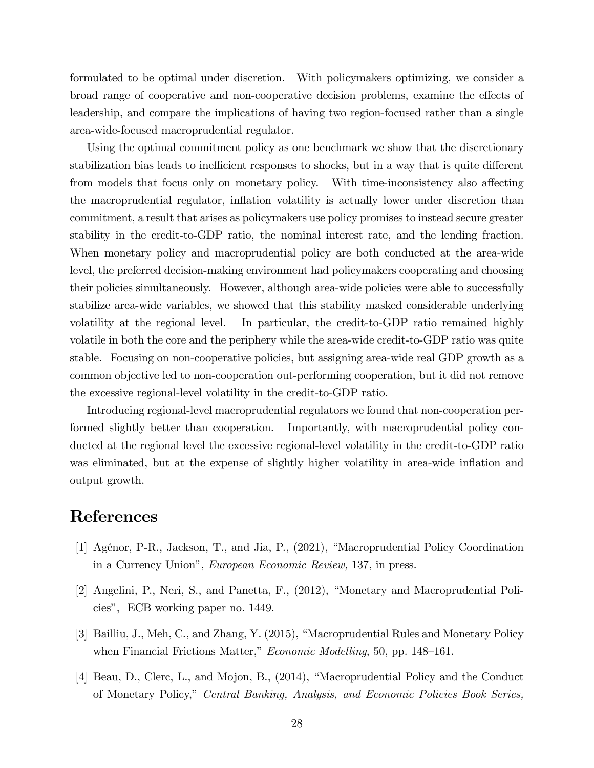formulated to be optimal under discretion. With policymakers optimizing, we consider a broad range of cooperative and non-cooperative decision problems, examine the effects of leadership, and compare the implications of having two region-focused rather than a single area-wide-focused macroprudential regulator.

Using the optimal commitment policy as one benchmark we show that the discretionary stabilization bias leads to inefficient responses to shocks, but in a way that is quite different from models that focus only on monetary policy. With time-inconsistency also affecting the macroprudential regulator, inflation volatility is actually lower under discretion than commitment, a result that arises as policymakers use policy promises to instead secure greater stability in the credit-to-GDP ratio, the nominal interest rate, and the lending fraction. When monetary policy and macroprudential policy are both conducted at the area-wide level, the preferred decision-making environment had policymakers cooperating and choosing their policies simultaneously. However, although area-wide policies were able to successfully stabilize area-wide variables, we showed that this stability masked considerable underlying volatility at the regional level. In particular, the credit-to-GDP ratio remained highly volatile in both the core and the periphery while the area-wide credit-to-GDP ratio was quite stable. Focusing on non-cooperative policies, but assigning area-wide real GDP growth as a common objective led to non-cooperation out-performing cooperation, but it did not remove the excessive regional-level volatility in the credit-to-GDP ratio.

Introducing regional-level macroprudential regulators we found that non-cooperation performed slightly better than cooperation. Importantly, with macroprudential policy conducted at the regional level the excessive regional-level volatility in the credit-to-GDP ratio was eliminated, but at the expense of slightly higher volatility in area-wide inflation and output growth.

# References

[1] Agénor, P-R., Jackson, T., and Jia, P., (2021), "Macroprudential Policy Coordination in a Currency Union", *European Economic Review,* 137, in press.

[2] Angelini, P., Neri, S., and Panetta, F., (2012), "Monetary and Macroprudential Policies", ECB working paper no. 1449.

[3] Bailliu, J., Meh, C., and Zhang, Y. (2015), "Macroprudential Rules and Monetary Policy when Financial Frictions Matter," *Economic Modelling*, 50, pp. 148–161.

[4] Beau, D., Clerc, L., and Mojon, B., (2014), "Macroprudential Policy and the Conduct of Monetary Policy," *Central Banking, Analysis, and Economic Policies Book Series,*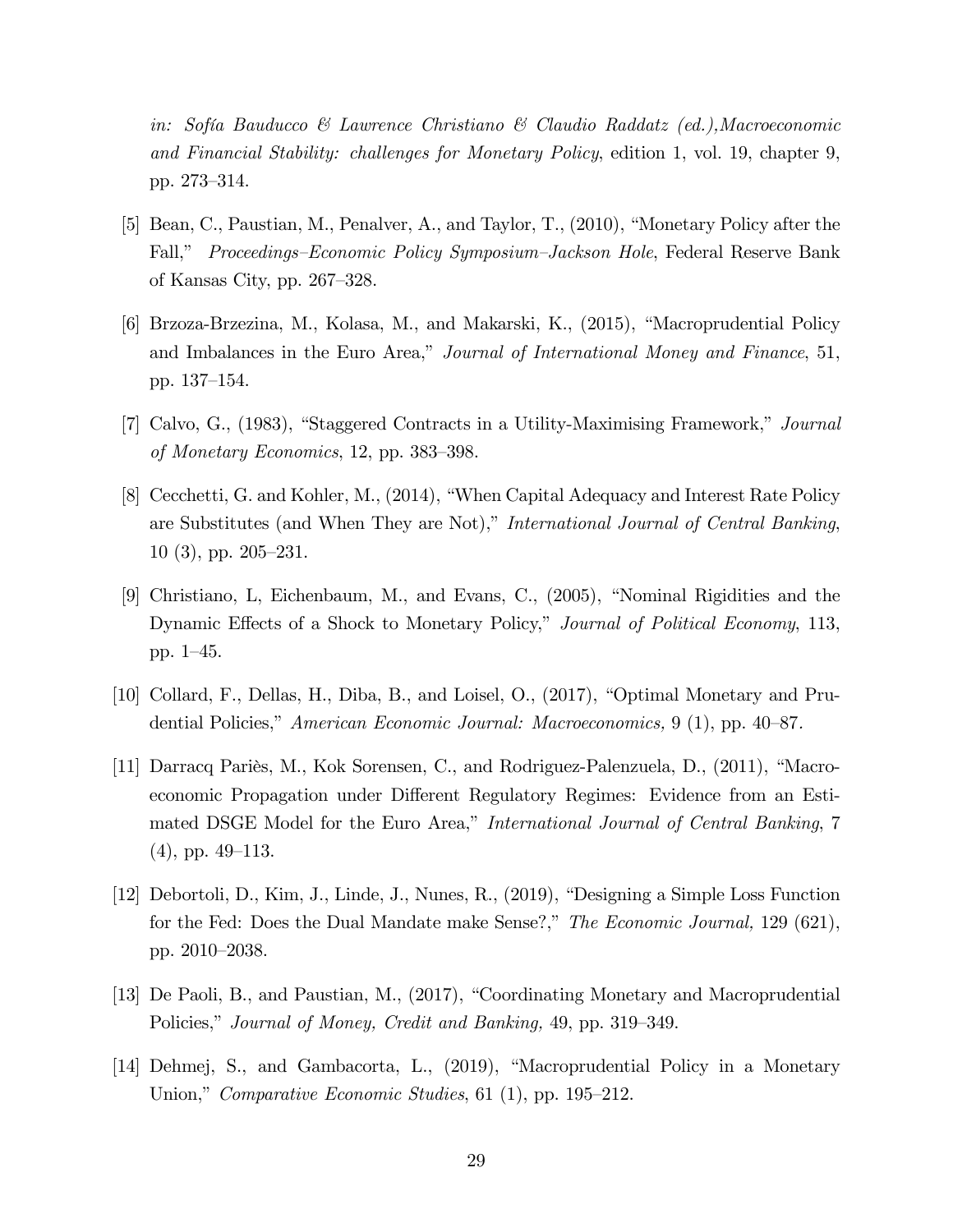*in: Sofía Bauducco & Lawrence Christiano & Claudio Raddatz (ed.),Macroeconomic and Financial Stability: challenges for Monetary Policy*, edition 1, vol. 19, chapter 9, pp. 273–314.

[5] Bean, C., Paustian, M., Penalver, A., and Taylor, T., (2010), "Monetary Policy after the Fall," *Proceedings–Economic Policy Symposium–Jackson Hole*, Federal Reserve Bank of Kansas City, pp. 267–328.

[6] Brzoza-Brzezina, M., Kolasa, M., and Makarski, K., (2015), "Macroprudential Policy and Imbalances in the Euro Area," *Journal of International Money and Finance*, 51, pp. 137–154.

[7] Calvo, G., (1983), "Staggered Contracts in a Utility-Maximising Framework," *Journal of Monetary Economics*, 12, pp. 383–398.

[8] Cecchetti, G. and Kohler, M., (2014), "When Capital Adequacy and Interest Rate Policy are Substitutes (and When They are Not)," *International Journal of Central Banking*, 10 (3), pp. 205–231.

[9] Christiano, L, Eichenbaum, M., and Evans, C., (2005), "Nominal Rigidities and the Dynamic Effects of a Shock to Monetary Policy," *Journal of Political Economy*, 113, pp. 1–45.

[10] Collard, F., Dellas, H., Diba, B., and Loisel, O., (2017), "Optimal Monetary and Prudential Policies," *American Economic Journal: Macroeconomics,* 9 (1), pp. 40–87.

[11] Darracq Pariès, M., Kok Sorensen, C., and Rodriguez-Palenzuela, D., (2011), "Macroeconomic Propagation under Different Regulatory Regimes: Evidence from an Estimated DSGE Model for the Euro Area," *International Journal of Central Banking*, 7 (4), pp. 49–113.

[12] Debortoli, D., Kim, J., Linde, J., Nunes, R., (2019), "Designing a Simple Loss Function for the Fed: Does the Dual Mandate make Sense?," *The Economic Journal,* 129 (621), pp. 2010–2038.

[13] De Paoli, B., and Paustian, M., (2017), "Coordinating Monetary and Macroprudential Policies," *Journal of Money, Credit and Banking,* 49, pp. 319–349.

[14] Dehmej, S., and Gambacorta, L., (2019), "Macroprudential Policy in a Monetary Union," *Comparative Economic Studies*, 61 (1), pp. 195–212.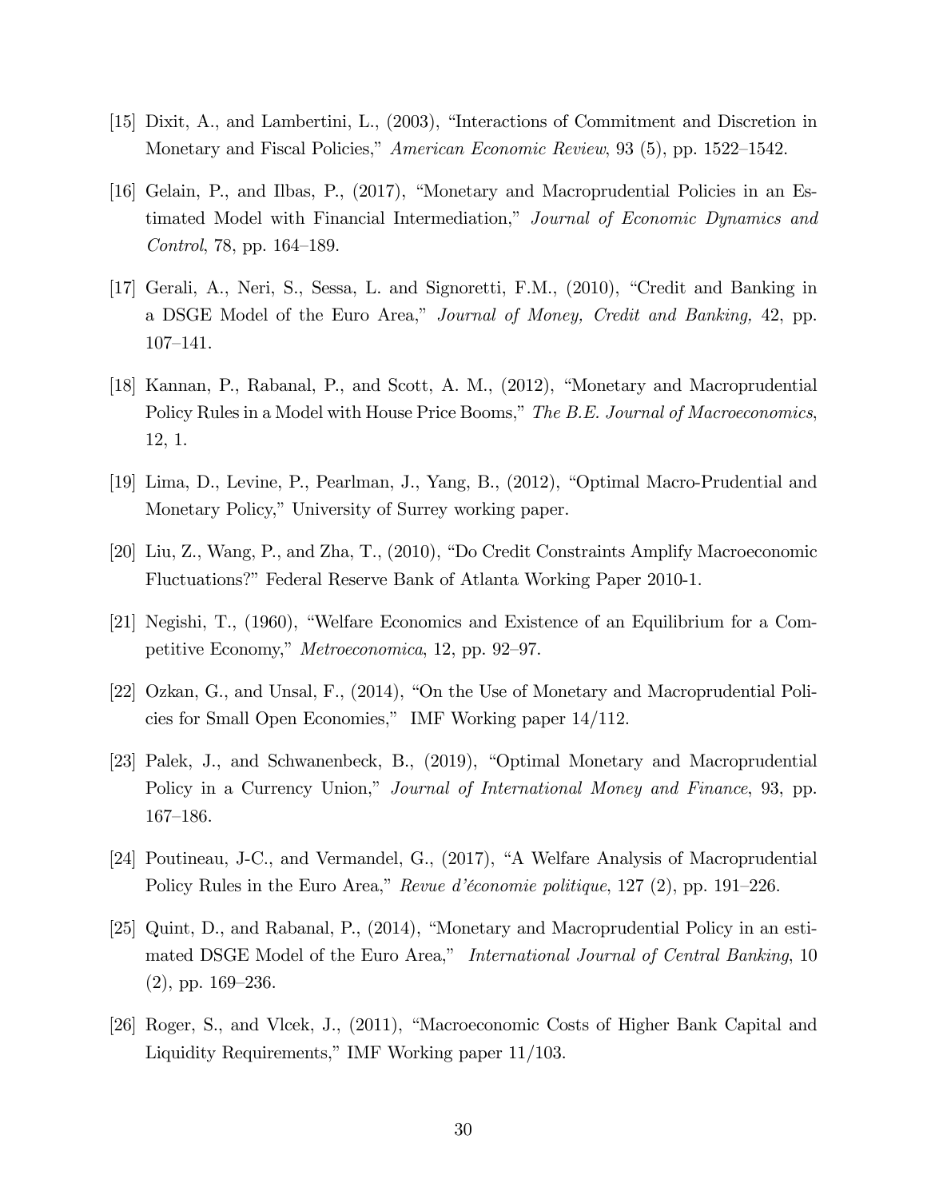[15] Dixit, A., and Lambertini, L., (2003), "Interactions of Commitment and Discretion in Monetary and Fiscal Policies," *American Economic Review*, 93 (5), pp. 1522–1542.

[16] Gelain, P., and Ilbas, P., (2017), "Monetary and Macroprudential Policies in an Estimated Model with Financial Intermediation," *Journal of Economic Dynamics and Control*, 78, pp. 164–189.

[17] Gerali, A., Neri, S., Sessa, L. and Signoretti, F.M., (2010), "Credit and Banking in a DSGE Model of the Euro Area," *Journal of Money, Credit and Banking,* 42, pp. 107–141.

[18] Kannan, P., Rabanal, P., and Scott, A. M., (2012), "Monetary and Macroprudential Policy Rules in a Model with House Price Booms," *The B.E. Journal of Macroeconomics*, 12, 1.

[19] Lima, D., Levine, P., Pearlman, J., Yang, B., (2012), "Optimal Macro-Prudential and Monetary Policy," University of Surrey working paper.

[20] Liu, Z., Wang, P., and Zha, T., (2010), "Do Credit Constraints Amplify Macroeconomic Fluctuations?" Federal Reserve Bank of Atlanta Working Paper 2010-1.

[21] Negishi, T., (1960), "Welfare Economics and Existence of an Equilibrium for a Competitive Economy," *Metroeconomica*, 12, pp. 92–97.

[22] Ozkan, G., and Unsal, F., (2014), "On the Use of Monetary and Macroprudential Policies for Small Open Economies," IMF Working paper 14/112.

[23] Palek, J., and Schwanenbeck, B., (2019), "Optimal Monetary and Macroprudential Policy in a Currency Union," *Journal of International Money and Finance*, 93, pp. 167–186.

[24] Poutineau, J-C., and Vermandel, G., (2017), "A Welfare Analysis of Macroprudential Policy Rules in the Euro Area," *Revue d'économie politique*, 127 (2), pp. 191–226.

[25] Quint, D., and Rabanal, P., (2014), "Monetary and Macroprudential Policy in an estimated DSGE Model of the Euro Area," *International Journal of Central Banking*, 10 (2), pp. 169–236.

[26] Roger, S., and Vlcek, J., (2011), "Macroeconomic Costs of Higher Bank Capital and Liquidity Requirements," IMF Working paper 11/103.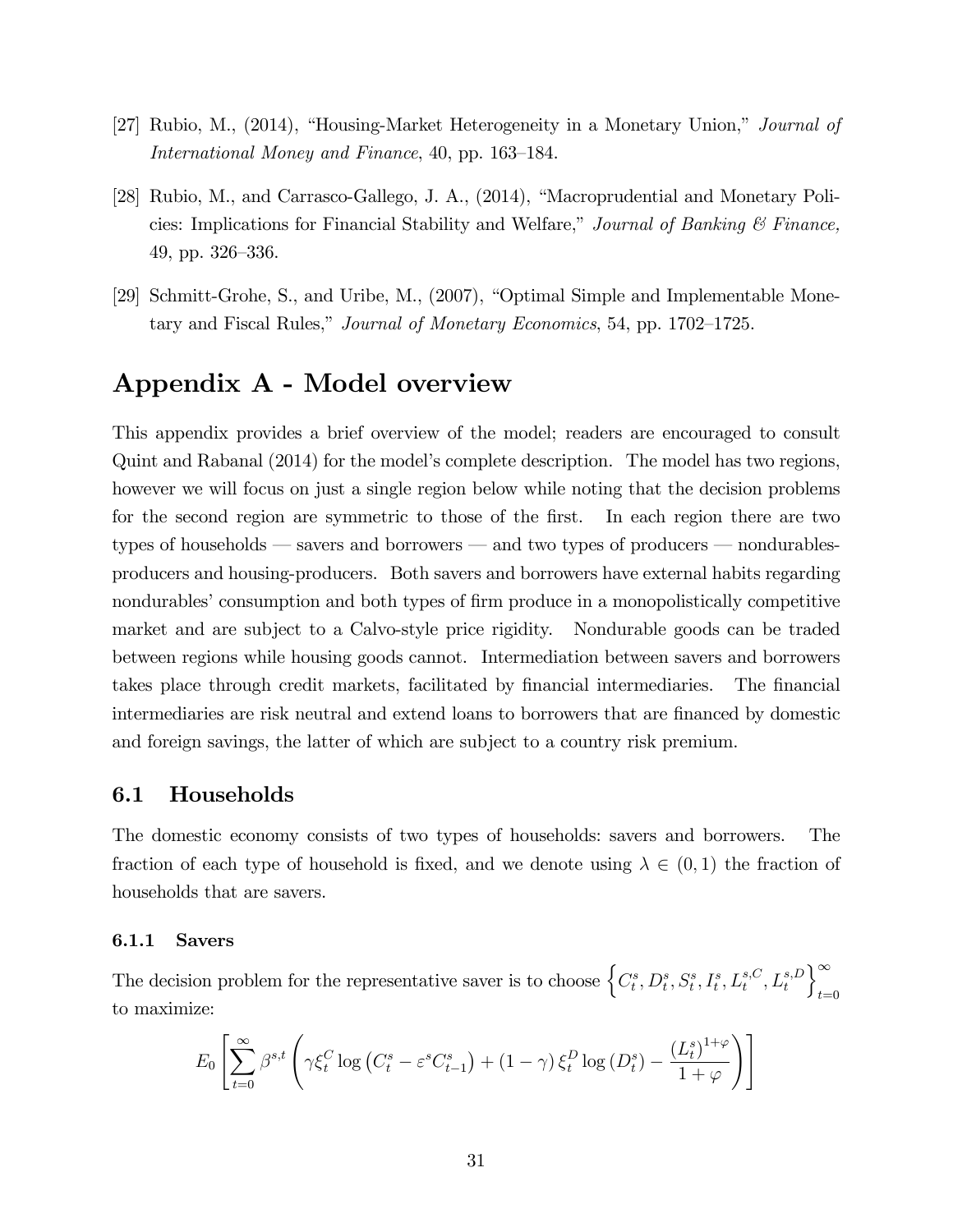[27] Rubio, M., (2014), "Housing-Market Heterogeneity in a Monetary Union," *Journal of International Money and Finance*, 40, pp. 163–184.

[28] Rubio, M., and Carrasco-Gallego, J. A., (2014), "Macroprudential and Monetary Policies: Implications for Financial Stability and Welfare," *Journal of Banking & Finance*, 49, pp. 326–336.

[29] Schmitt-Grohe, S., and Uribe, M., (2007), "Optimal Simple and Implementable Monetary and Fiscal Rules," *Journal of Monetary Economics*, 54, pp. 1702–1725.

# Appendix A - Model overview

This appendix provides a brief overview of the model; readers are encouraged to consult Quint and Rabanal (2014) for the model's complete description. The model has two regions, however we will focus on just a single region below while noting that the decision problems for the second region are symmetric to those of the first. In each region there are two types of households — savers and borrowers — and two types of producers — nondurables-producers and housing-producers. Both savers and borrowers have external habits regarding nondurables' consumption and both types of firm produce in a monopolistically competitive market and are subject to a Calvo-style price rigidity. Nondurable goods can be traded between regions while housing goods cannot. Intermediation between savers and borrowers takes place through credit markets, facilitated by financial intermediaries. The financial intermediaries are risk neutral and extend loans to borrowers that are financed by domestic and foreign savings, the latter of which are subject to a country risk premium.

## 6.1 Households

The domestic economy consists of two types of households: savers and borrowers. The fraction of each type of household is fixed, and we denote using $\lambda \in (0, 1)$ the fraction of households that are savers.

### 6.1.1 Savers

The decision problem for the representative saver is to choose $\left\{C_t^s, D_t^s, S_t^s, I_t^s, L_t^{s,C}, L_t^{s,D}\right\}_{t=0}^{\infty}$ to maximize:

$$E_0 \left[ \sum_{t=0}^{\infty} \beta^{s,t} \left( \gamma \xi_t^C \log \left( C_t^s - \varepsilon^s C_{t-1}^s \right) + (1-\gamma) \xi_t^D \log \left( D_t^s \right) - \frac{\left( L_t^s \right)^{1+\varphi}}{1+\varphi} \right) \right]$$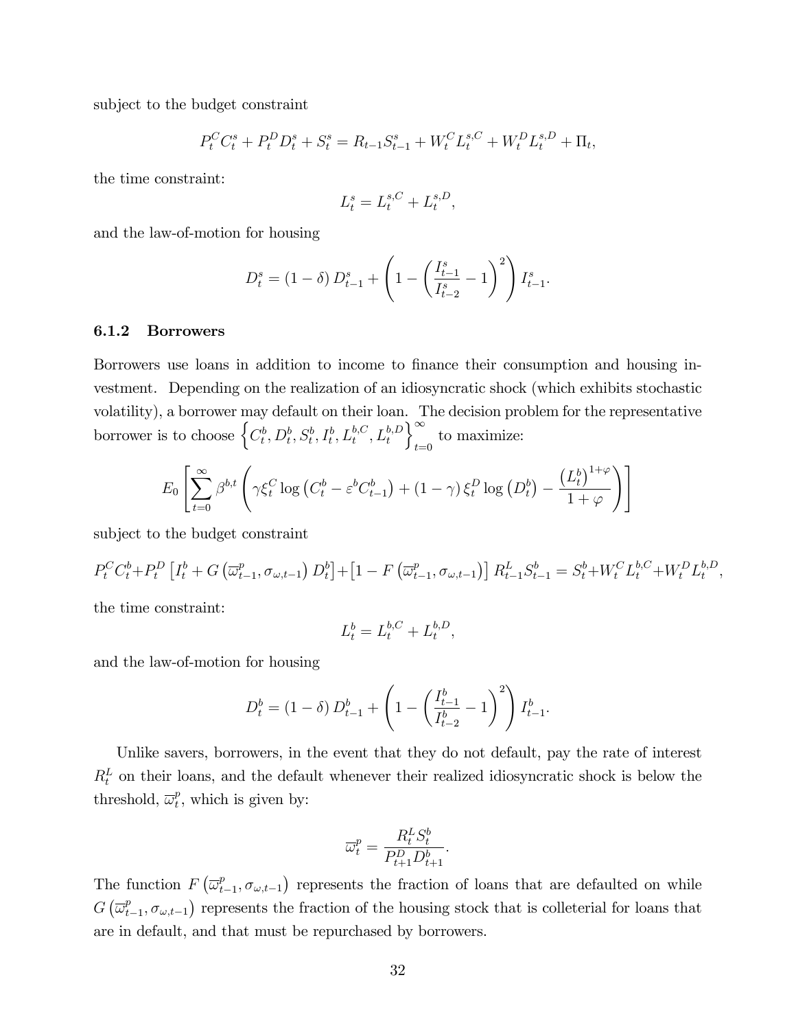subject to the budget constraint

$$P_t^C C_t^s + P_t^D D_t^s + S_t^s = R_{t-1} S_{t-1}^s + W_t^C L_t^{s,C} + W_t^D L_t^{s,D} + \Pi_t,$$

the time constraint:

$$L_t^s = L_t^{s,C} + L_t^{s,D},$$

and the law-of-motion for housing

$$D_t^s = (1-\delta) D_{t-1}^s + \left(1 - \left(\frac{I_{t-1}^s}{I_{t-2}^s} - 1\right)^2\right) I_{t-1}^s.$$

### 6.1.2 Borrowers

Borrowers use loans in addition to income to finance their consumption and housing investment. Depending on the realization of an idiosyncratic shock (which exhibits stochastic volatility), a borrower may default on their loan. The decision problem for the representative borrower is to choose $\left\{C_t^b, D_t^b, S_t^b, I_t^b, L_t^{b,C}, L_t^{b,D}\right\}_{t=0}^{\infty}$ to maximize:

$$E_0 \left[ \sum_{t=0}^{\infty} \beta^{b,t} \left( \gamma \xi_t^C \log \left( C_t^b - \varepsilon^b C_{t-1}^b \right) + (1-\gamma) \xi_t^D \log \left( D_t^b \right) - \frac{\left( L_t^b \right)^{1+\varphi}}{1+\varphi} \right) \right]$$

subject to the budget constraint

$$P_t^C C_t^b + P_t^D \left[ I_t^b + G\left(\overline{\omega}_{t-1}^p, \sigma_{\omega,t-1}\right) D_t^b \right] + \left[ 1 - F\left(\overline{\omega}_{t-1}^p, \sigma_{\omega,t-1}\right) \right] R_{t-1}^L S_{t-1}^b = S_t^b + W_t^C L_t^{b,C} + W_t^D L_t^{b,D},$$

the time constraint:

$$L_t^b = L_t^{b,C} + L_t^{b,D},$$

and the law-of-motion for housing

$$D_t^b = (1-\delta) D_{t-1}^b + \left(1 - \left(\frac{I_{t-1}^b}{I_{t-2}^b} - 1\right)^2\right) I_{t-1}^b.$$

Unlike savers, borrowers, in the event that they do not default, pay the rate of interest $R_t^L$ on their loans, and the default whenever their realized idiosyncratic shock is below the threshold, $\overline{\omega}_t^p$, which is given by:

$$\overline{\omega}_t^p = \frac{R_t^L S_t^b}{P_{t+1}^D D_{t+1}^b}.$$

The function $F\left(\overline{\omega}_{t-1}^p, \sigma_{\omega,t-1}\right)$ represents the fraction of loans that are defaulted on while $G\left(\overline{\omega}_{t-1}^p, \sigma_{\omega,t-1}\right)$ represents the fraction of the housing stock that is colleterial for loans that are in default, and that must be repurchased by borrowers.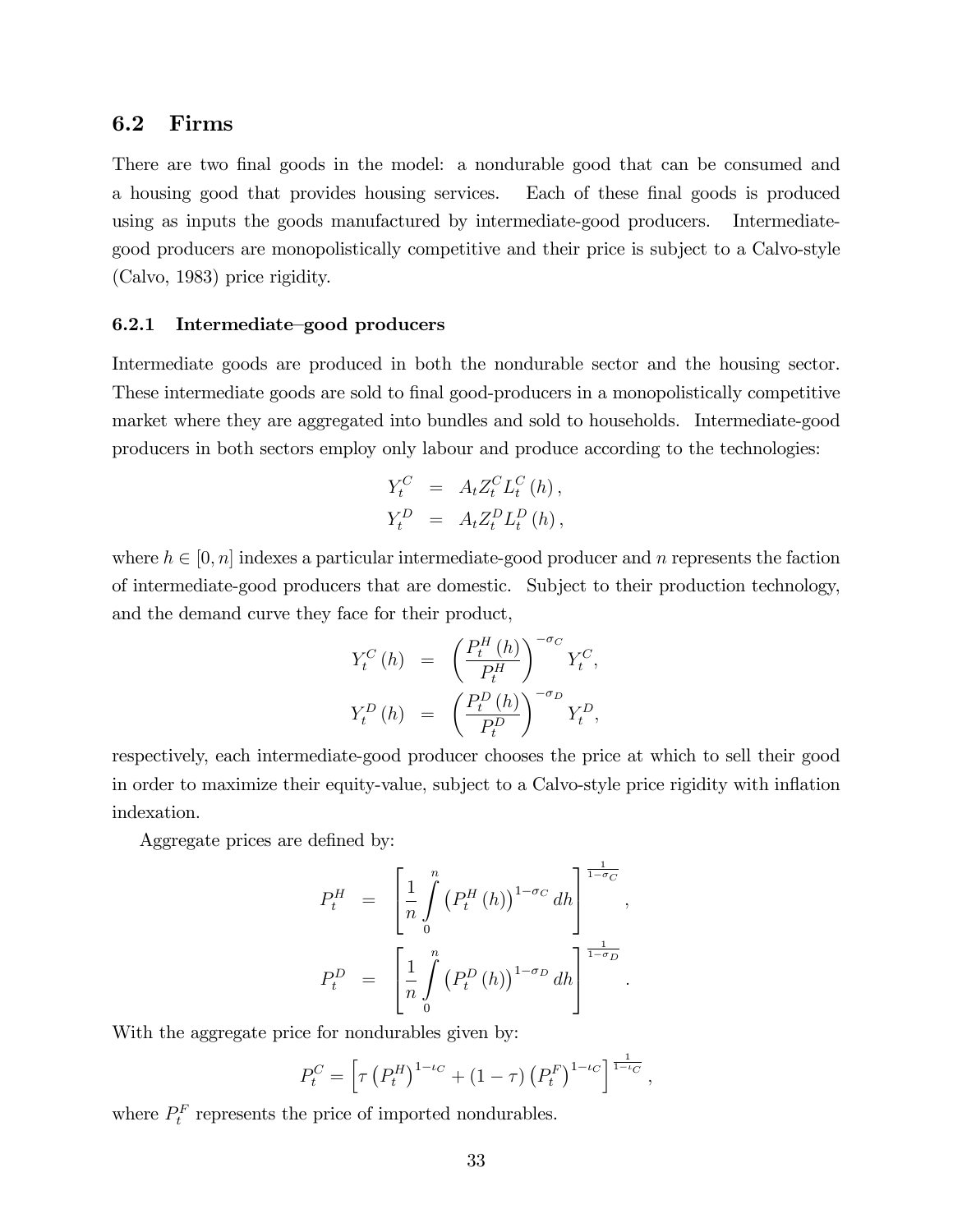## 6.2 Firms

There are two final goods in the model: a nondurable good that can be consumed and a housing good that provides housing services. Each of these final goods is produced using as inputs the goods manufactured by intermediate-good producers. Intermediate-good producers are monopolistically competitive and their price is subject to a Calvo-style (Calvo, 1983) price rigidity.

### 6.2.1 Intermediate–good producers

Intermediate goods are produced in both the nondurable sector and the housing sector. These intermediate goods are sold to final good-producers in a monopolistically competitive market where they are aggregated into bundles and sold to households. Intermediate-good producers in both sectors employ only labour and produce according to the technologies:

$$
\begin{aligned}
Y_t^C &= A_t Z_t^C L_t^C(h), \\
Y_t^D &= A_t Z_t^D L_t^D(h),
\end{aligned}
$$

where $h \in [0, n]$ indexes a particular intermediate-good producer and $n$ represents the faction of intermediate-good producers that are domestic. Subject to their production technology, and the demand curve they face for their product,

$$
\begin{aligned}
Y_t^C(h) &= \left(\frac{P_t^H(h)}{P_t^H}\right)^{-\sigma_C} Y_t^C, \\
Y_t^D(h) &= \left(\frac{P_t^D(h)}{P_t^D}\right)^{-\sigma_D} Y_t^D,
\end{aligned}
$$

respectively, each intermediate-good producer chooses the price at which to sell their good in order to maximize their equity-value, subject to a Calvo-style price rigidity with inflation indexation.

Aggregate prices are defined by:

$$
\begin{aligned}
P_t^H &= \left[\frac{1}{n}\int_0^n \left(P_t^H(h)\right)^{1-\sigma_C} dh\right]^{\frac{1}{1-\sigma_C}}, \\
P_t^D &= \left[\frac{1}{n}\int_0^n \left(P_t^D(h)\right)^{1-\sigma_D} dh\right]^{\frac{1}{1-\sigma_D}}.
\end{aligned}
$$

With the aggregate price for nondurables given by:

$$
P_t^C = \left[\tau\left(P_t^H\right)^{1-\iota_C} + (1-\tau)\left(P_t^F\right)^{1-\iota_C}\right]^{\frac{1}{1-\iota_C}},
$$

where $P_t^F$ represents the price of imported nondurables.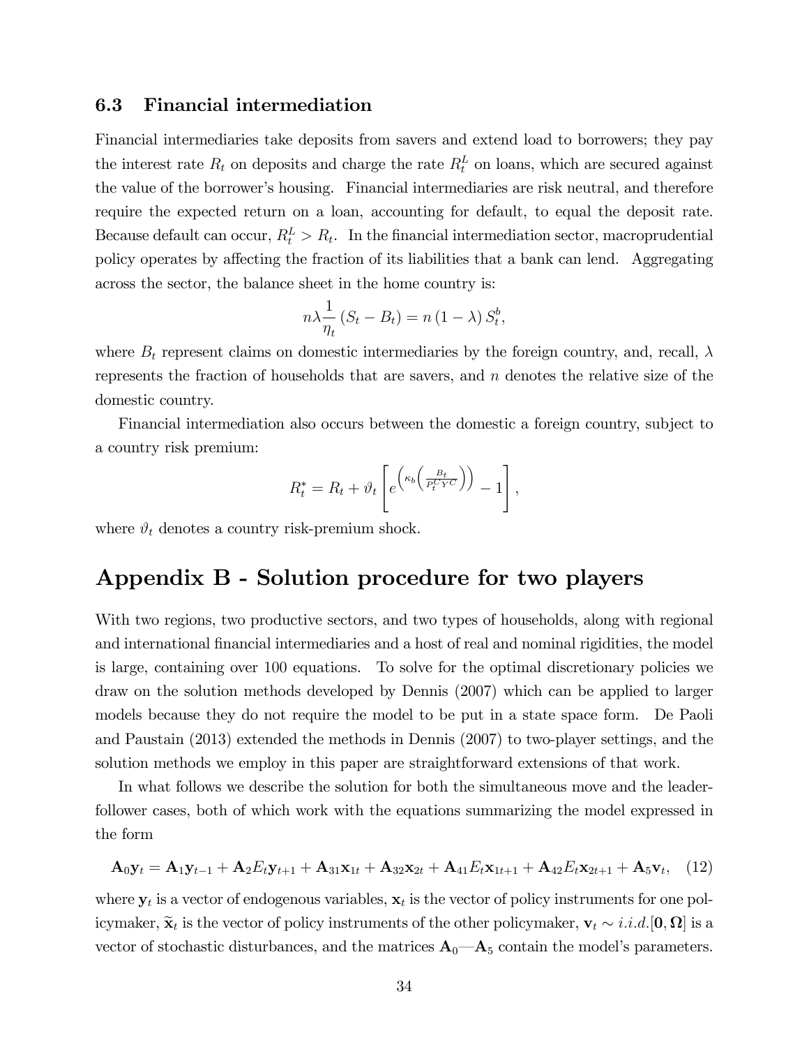### 6.3 Financial intermediation

Financial intermediaries take deposits from savers and extend load to borrowers; they pay the interest rate $R_t$ on deposits and charge the rate $R_t^L$ on loans, which are secured against the value of the borrower's housing. Financial intermediaries are risk neutral, and therefore require the expected return on a loan, accounting for default, to equal the deposit rate. Because default can occur, $R_t^L > R_t$. In the financial intermediation sector, macroprudential policy operates by affecting the fraction of its liabilities that a bank can lend. Aggregating across the sector, the balance sheet in the home country is:

$$n\lambda \frac{1}{\eta_t}\left(S_t - B_t\right) = n\left(1-\lambda\right) S_t^b,$$

where $B_t$ represent claims on domestic intermediaries by the foreign country, and, recall, $\lambda$ represents the fraction of households that are savers, and $n$ denotes the relative size of the domestic country.

Financial intermediation also occurs between the domestic a foreign country, subject to a country risk premium:

$$R_t^* = R_t + \vartheta_t \left[ e^{\left(\kappa_b \left(\frac{B_t}{P_t^C Y^C}\right)\right)} - 1 \right],$$

where $\vartheta_t$ denotes a country risk-premium shock.

## Appendix B - Solution procedure for two players

With two regions, two productive sectors, and two types of households, along with regional and international financial intermediaries and a host of real and nominal rigidities, the model is large, containing over 100 equations. To solve for the optimal discretionary policies we draw on the solution methods developed by Dennis (2007) which can be applied to larger models because they do not require the model to be put in a state space form. De Paoli and Paustain (2013) extended the methods in Dennis (2007) to two-player settings, and the solution methods we employ in this paper are straightforward extensions of that work.

In what follows we describe the solution for both the simultaneous move and the leader-follower cases, both of which work with the equations summarizing the model expressed in the form

$$\mathbf{A}_0 \mathbf{y}_t = \mathbf{A}_1 \mathbf{y}_{t-1} + \mathbf{A}_2 E_t \mathbf{y}_{t+1} + \mathbf{A}_{31}\mathbf{x}_{1t} + \mathbf{A}_{32}\mathbf{x}_{2t} + \mathbf{A}_{41} E_t \mathbf{x}_{1t+1} + \mathbf{A}_{42} E_t \mathbf{x}_{2t+1} + \mathbf{A}_5 \mathbf{v}_t, \quad (12)$$

where $\mathbf{y}_t$ is a vector of endogenous variables, $\mathbf{x}_t$ is the vector of policy instruments for one policymaker, $\widetilde{\mathbf{x}}_t$ is the vector of policy instruments of the other policymaker, $\mathbf{v}_t \sim i.i.d.[\mathbf{0}, \mathbf{\Omega}]$ is a vector of stochastic disturbances, and the matrices $\mathbf{A}_0$—$\mathbf{A}_5$ contain the model's parameters.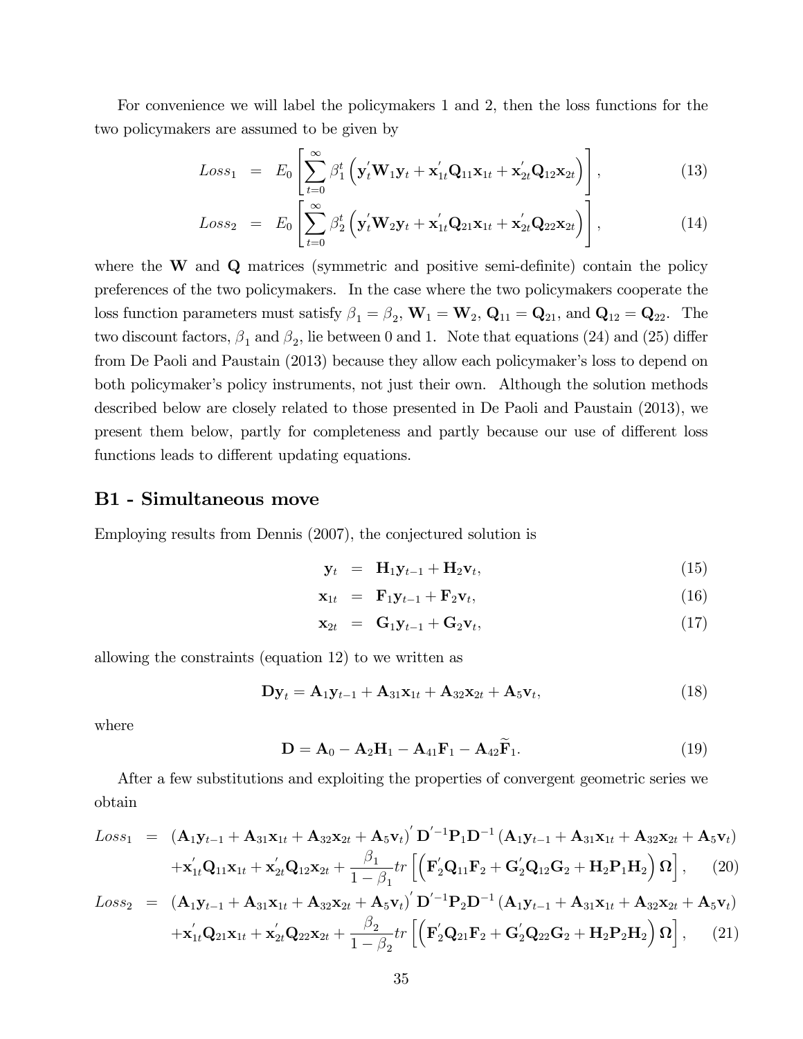For convenience we will label the policymakers 1 and 2, then the loss functions for the two policymakers are assumed to be given by

$$Loss_1 = E_0 \left[ \sum_{t=0}^{\infty} \beta_1^t \left( \mathbf{y}_t^{'} \mathbf{W}_1 \mathbf{y}_t + \mathbf{x}_{1t}^{'} \mathbf{Q}_{11} \mathbf{x}_{1t} + \mathbf{x}_{2t}^{'} \mathbf{Q}_{12} \mathbf{x}_{2t} \right) \right], \tag{13}$$

$$Loss_2 = E_0 \left[ \sum_{t=0}^{\infty} \beta_2^t \left( \mathbf{y}_t^{'} \mathbf{W}_2 \mathbf{y}_t + \mathbf{x}_{1t}^{'} \mathbf{Q}_{21} \mathbf{x}_{1t} + \mathbf{x}_{2t}^{'} \mathbf{Q}_{22} \mathbf{x}_{2t} \right) \right], \tag{14}$$

where the $\mathbf{W}$ and $\mathbf{Q}$ matrices (symmetric and positive semi-definite) contain the policy preferences of the two policymakers. In the case where the two policymakers cooperate the loss function parameters must satisfy $\beta_1 = \beta_2$, $\mathbf{W}_1 = \mathbf{W}_2$, $\mathbf{Q}_{11} = \mathbf{Q}_{21}$, and $\mathbf{Q}_{12} = \mathbf{Q}_{22}$. The two discount factors, $\beta_1$ and $\beta_2$, lie between 0 and 1. Note that equations (24) and (25) differ from De Paoli and Paustain (2013) because they allow each policymaker's loss to depend on both policymaker's policy instruments, not just their own. Although the solution methods described below are closely related to those presented in De Paoli and Paustain (2013), we present them below, partly for completeness and partly because our use of different loss functions leads to different updating equations.

## B1 - Simultaneous move

Employing results from Dennis (2007), the conjectured solution is

$$\mathbf{y}_t = \mathbf{H}_1 \mathbf{y}_{t-1} + \mathbf{H}_2 \mathbf{v}_t, \tag{15}$$

$$\mathbf{x}_{1t} = \mathbf{F}_1 \mathbf{y}_{t-1} + \mathbf{F}_2 \mathbf{v}_t, \tag{16}$$

$$\mathbf{x}_{2t} = \mathbf{G}_1 \mathbf{y}_{t-1} + \mathbf{G}_2 \mathbf{v}_t, \tag{17}$$

allowing the constraints (equation 12) to we written as

$$\mathbf{D}\mathbf{y}_t = \mathbf{A}_1 \mathbf{y}_{t-1} + \mathbf{A}_{31} \mathbf{x}_{1t} + \mathbf{A}_{32} \mathbf{x}_{2t} + \mathbf{A}_5 \mathbf{v}_t, \tag{18}$$

where

$$\mathbf{D} = \mathbf{A}_0 - \mathbf{A}_2 \mathbf{H}_1 - \mathbf{A}_{41} \mathbf{F}_1 - \mathbf{A}_{42} \widetilde{\mathbf{F}}_1. \tag{19}$$

After a few substitutions and exploiting the properties of convergent geometric series we obtain

$$\begin{aligned} Loss_1 = {} & \left( \mathbf{A}_1 \mathbf{y}_{t-1} + \mathbf{A}_{31} \mathbf{x}_{1t} + \mathbf{A}_{32} \mathbf{x}_{2t} + \mathbf{A}_5 \mathbf{v}_t \right)^{'} \mathbf{D}^{'-1} \mathbf{P}_1 \mathbf{D}^{-1} \left( \mathbf{A}_1 \mathbf{y}_{t-1} + \mathbf{A}_{31} \mathbf{x}_{1t} + \mathbf{A}_{32} \mathbf{x}_{2t} + \mathbf{A}_5 \mathbf{v}_t \right) \\ & + \mathbf{x}_{1t}^{'} \mathbf{Q}_{11} \mathbf{x}_{1t} + \mathbf{x}_{2t}^{'} \mathbf{Q}_{12} \mathbf{x}_{2t} + \frac{\beta_1}{1 - \beta_1} tr \left[ \left( \mathbf{F}_2^{'} \mathbf{Q}_{11} \mathbf{F}_2 + \mathbf{G}_2^{'} \mathbf{Q}_{12} \mathbf{G}_2 + \mathbf{H}_2 \mathbf{P}_1 \mathbf{H}_2 \right) \mathbf{\Omega} \right], \end{aligned} \tag{20}$$

$$\begin{aligned} Loss_2 = {} & \left( \mathbf{A}_1 \mathbf{y}_{t-1} + \mathbf{A}_{31} \mathbf{x}_{1t} + \mathbf{A}_{32} \mathbf{x}_{2t} + \mathbf{A}_5 \mathbf{v}_t \right)^{'} \mathbf{D}^{'-1} \mathbf{P}_2 \mathbf{D}^{-1} \left( \mathbf{A}_1 \mathbf{y}_{t-1} + \mathbf{A}_{31} \mathbf{x}_{1t} + \mathbf{A}_{32} \mathbf{x}_{2t} + \mathbf{A}_5 \mathbf{v}_t \right) \\ & + \mathbf{x}_{1t}^{'} \mathbf{Q}_{21} \mathbf{x}_{1t} + \mathbf{x}_{2t}^{'} \mathbf{Q}_{22} \mathbf{x}_{2t} + \frac{\beta_2}{1 - \beta_2} tr \left[ \left( \mathbf{F}_2^{'} \mathbf{Q}_{21} \mathbf{F}_2 + \mathbf{G}_2^{'} \mathbf{Q}_{22} \mathbf{G}_2 + \mathbf{H}_2 \mathbf{P}_2 \mathbf{H}_2 \right) \mathbf{\Omega} \right], \end{aligned} \tag{21}$$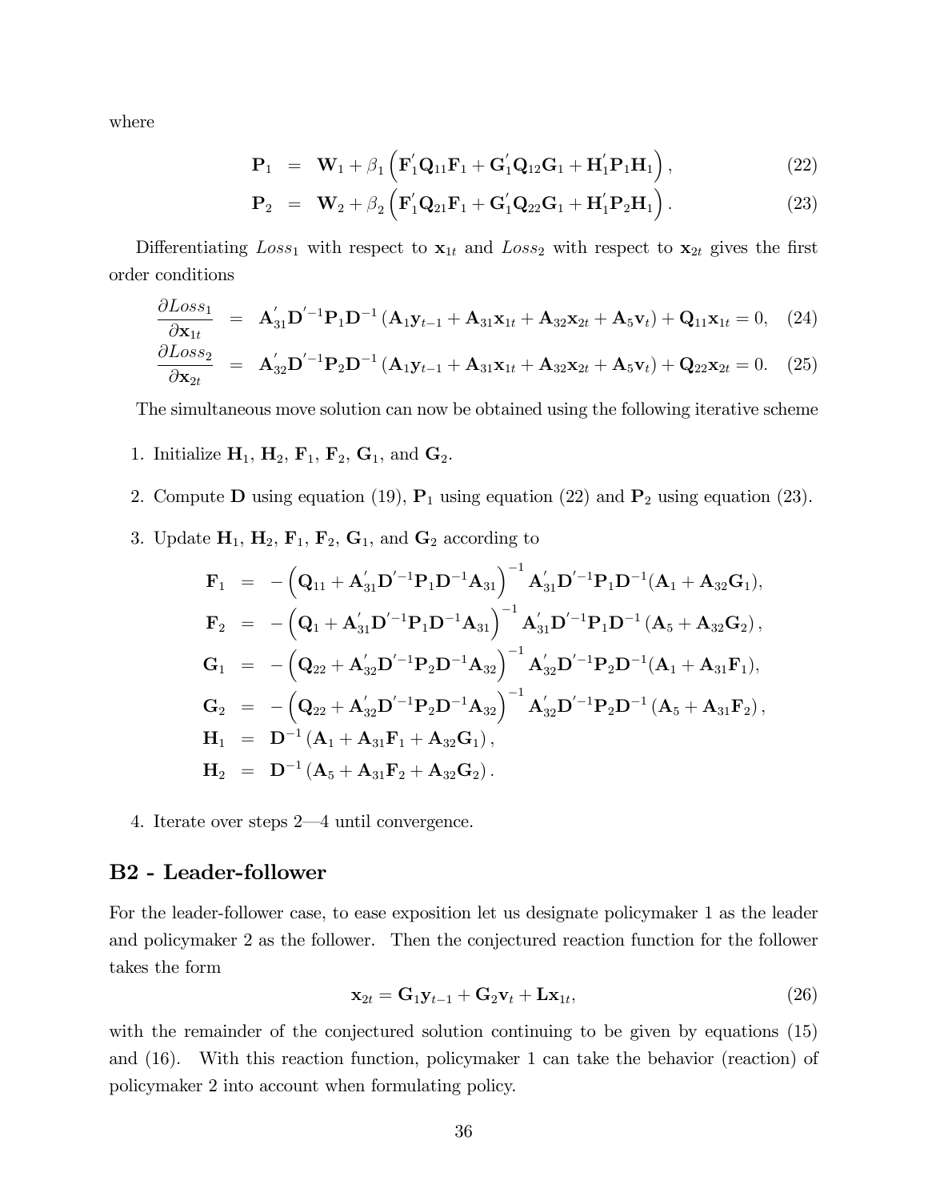where

$$\mathbf{P}_1 = \mathbf{W}_1 + \beta_1 \left( \mathbf{F}_1^{'} \mathbf{Q}_{11} \mathbf{F}_1 + \mathbf{G}_1^{'} \mathbf{Q}_{12} \mathbf{G}_1 + \mathbf{H}_1^{'} \mathbf{P}_1 \mathbf{H}_1 \right), \tag{22}$$

$$\mathbf{P}_2 = \mathbf{W}_2 + \beta_2 \left( \mathbf{F}_1^{'} \mathbf{Q}_{21} \mathbf{F}_1 + \mathbf{G}_1^{'} \mathbf{Q}_{22} \mathbf{G}_1 + \mathbf{H}_1^{'} \mathbf{P}_2 \mathbf{H}_1 \right). \tag{23}$$

Differentiating $Loss_1$ with respect to $\mathbf{x}_{1t}$ and $Loss_2$ with respect to $\mathbf{x}_{2t}$ gives the first order conditions

$$\frac{\partial Loss_1}{\partial \mathbf{x}_{1t}} = \mathbf{A}_{31}^{'} \mathbf{D}^{'-1} \mathbf{P}_1 \mathbf{D}^{-1} \left( \mathbf{A}_1 \mathbf{y}_{t-1} + \mathbf{A}_{31} \mathbf{x}_{1t} + \mathbf{A}_{32} \mathbf{x}_{2t} + \mathbf{A}_5 \mathbf{v}_t \right) + \mathbf{Q}_{11} \mathbf{x}_{1t} = 0, \tag{24}$$

$$\frac{\partial Loss_2}{\partial \mathbf{x}_{2t}} = \mathbf{A}_{32}^{'} \mathbf{D}^{'-1} \mathbf{P}_2 \mathbf{D}^{-1} \left( \mathbf{A}_1 \mathbf{y}_{t-1} + \mathbf{A}_{31} \mathbf{x}_{1t} + \mathbf{A}_{32} \mathbf{x}_{2t} + \mathbf{A}_5 \mathbf{v}_t \right) + \mathbf{Q}_{22} \mathbf{x}_{2t} = 0. \tag{25}$$

The simultaneous move solution can now be obtained using the following iterative scheme

1. Initialize $\mathbf{H}_1$, $\mathbf{H}_2$, $\mathbf{F}_1$, $\mathbf{F}_2$, $\mathbf{G}_1$, and $\mathbf{G}_2$.
2. Compute $\mathbf{D}$ using equation (19), $\mathbf{P}_1$ using equation (22) and $\mathbf{P}_2$ using equation (23).
3. Update $\mathbf{H}_1$, $\mathbf{H}_2$, $\mathbf{F}_1$, $\mathbf{F}_2$, $\mathbf{G}_1$, and $\mathbf{G}_2$ according to

$$\begin{aligned}
\mathbf{F}_1 &= -\left( \mathbf{Q}_{11} + \mathbf{A}_{31}^{'} \mathbf{D}^{'-1} \mathbf{P}_1 \mathbf{D}^{-1} \mathbf{A}_{31} \right)^{-1} \mathbf{A}_{31}^{'} \mathbf{D}^{'-1} \mathbf{P}_1 \mathbf{D}^{-1} (\mathbf{A}_1 + \mathbf{A}_{32} \mathbf{G}_1), \\
\mathbf{F}_2 &= -\left( \mathbf{Q}_1 + \mathbf{A}_{31}^{'} \mathbf{D}^{'-1} \mathbf{P}_1 \mathbf{D}^{-1} \mathbf{A}_{31} \right)^{-1} \mathbf{A}_{31}^{'} \mathbf{D}^{'-1} \mathbf{P}_1 \mathbf{D}^{-1} \left( \mathbf{A}_5 + \mathbf{A}_{32} \mathbf{G}_2 \right), \\
\mathbf{G}_1 &= -\left( \mathbf{Q}_{22} + \mathbf{A}_{32}^{'} \mathbf{D}^{'-1} \mathbf{P}_2 \mathbf{D}^{-1} \mathbf{A}_{32} \right)^{-1} \mathbf{A}_{32}^{'} \mathbf{D}^{'-1} \mathbf{P}_2 \mathbf{D}^{-1} (\mathbf{A}_1 + \mathbf{A}_{31} \mathbf{F}_1), \\
\mathbf{G}_2 &= -\left( \mathbf{Q}_{22} + \mathbf{A}_{32}^{'} \mathbf{D}^{'-1} \mathbf{P}_2 \mathbf{D}^{-1} \mathbf{A}_{32} \right)^{-1} \mathbf{A}_{32}^{'} \mathbf{D}^{'-1} \mathbf{P}_2 \mathbf{D}^{-1} \left( \mathbf{A}_5 + \mathbf{A}_{31} \mathbf{F}_2 \right), \\
\mathbf{H}_1 &= \mathbf{D}^{-1} \left( \mathbf{A}_1 + \mathbf{A}_{31} \mathbf{F}_1 + \mathbf{A}_{32} \mathbf{G}_1 \right), \\
\mathbf{H}_2 &= \mathbf{D}^{-1} \left( \mathbf{A}_5 + \mathbf{A}_{31} \mathbf{F}_2 + \mathbf{A}_{32} \mathbf{G}_2 \right).
\end{aligned}$$

4. Iterate over steps 2—4 until convergence.

## B2 - Leader-follower

For the leader-follower case, to ease exposition let us designate policymaker 1 as the leader and policymaker 2 as the follower. Then the conjectured reaction function for the follower takes the form

$$\mathbf{x}_{2t} = \mathbf{G}_1 \mathbf{y}_{t-1} + \mathbf{G}_2 \mathbf{v}_t + \mathbf{L} \mathbf{x}_{1t}, \tag{26}$$

with the remainder of the conjectured solution continuing to be given by equations (15) and (16). With this reaction function, policymaker 1 can take the behavior (reaction) of policymaker 2 into account when formulating policy.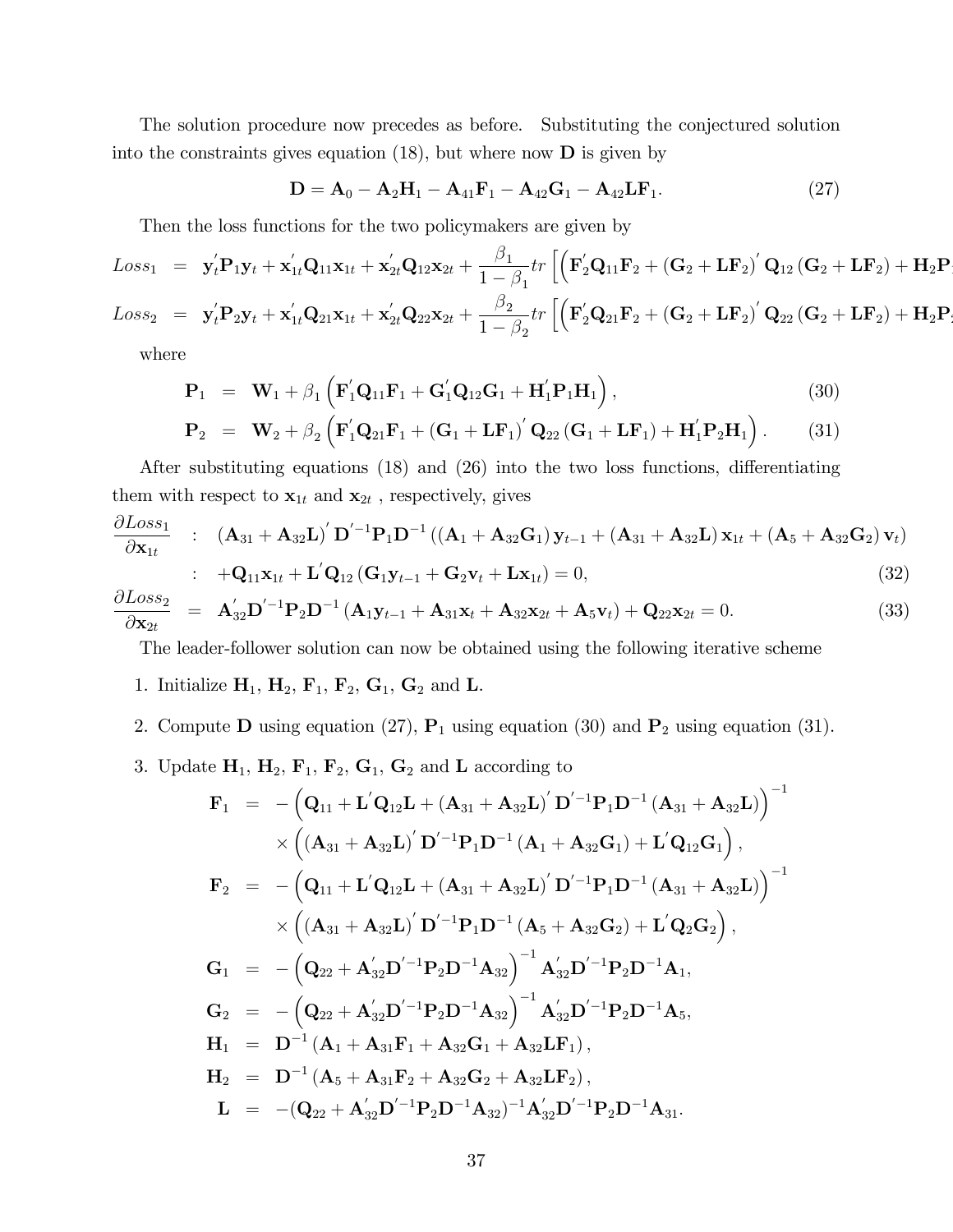The solution procedure now precedes as before. Substituting the conjectured solution into the constraints gives equation (18), but where now $\mathbf{D}$ is given by

$$\mathbf{D} = \mathbf{A}_0 - \mathbf{A}_2\mathbf{H}_1 - \mathbf{A}_{41}\mathbf{F}_1 - \mathbf{A}_{42}\mathbf{G}_1 - \mathbf{A}_{42}\mathbf{L}\mathbf{F}_1. \tag{27}$$

Then the loss functions for the two policymakers are given by

$$Loss_1 = \mathbf{y}_t'\mathbf{P}_1\mathbf{y}_t + \mathbf{x}_{1t}'\mathbf{Q}_{11}\mathbf{x}_{1t} + \mathbf{x}_{2t}'\mathbf{Q}_{12}\mathbf{x}_{2t} + \frac{\beta_1}{1-\beta_1} tr\left[\left(\mathbf{F}_2'\mathbf{Q}_{11}\mathbf{F}_2 + (\mathbf{G}_2 + \mathbf{L}\mathbf{F}_2)'\mathbf{Q}_{12}(\mathbf{G}_2 + \mathbf{L}\mathbf{F}_2) + \mathbf{H}_2\mathbf{P}\right.\right.$$

$$Loss_2 = \mathbf{y}_t'\mathbf{P}_2\mathbf{y}_t + \mathbf{x}_{1t}'\mathbf{Q}_{21}\mathbf{x}_{1t} + \mathbf{x}_{2t}'\mathbf{Q}_{22}\mathbf{x}_{2t} + \frac{\beta_2}{1-\beta_2} tr\left[\left(\mathbf{F}_2'\mathbf{Q}_{21}\mathbf{F}_2 + (\mathbf{G}_2 + \mathbf{L}\mathbf{F}_2)'\mathbf{Q}_{22}(\mathbf{G}_2 + \mathbf{L}\mathbf{F}_2) + \mathbf{H}_2\mathbf{P}\right.\right.$$

where

$$\mathbf{P}_1 = \mathbf{W}_1 + \beta_1\left(\mathbf{F}_1'\mathbf{Q}_{11}\mathbf{F}_1 + \mathbf{G}_1'\mathbf{Q}_{12}\mathbf{G}_1 + \mathbf{H}_1'\mathbf{P}_1\mathbf{H}_1\right), \tag{30}$$

$$\mathbf{P}_2 = \mathbf{W}_2 + \beta_2\left(\mathbf{F}_1'\mathbf{Q}_{21}\mathbf{F}_1 + (\mathbf{G}_1 + \mathbf{L}\mathbf{F}_1)'\mathbf{Q}_{22}(\mathbf{G}_1 + \mathbf{L}\mathbf{F}_1) + \mathbf{H}_1'\mathbf{P}_2\mathbf{H}_1\right). \tag{31}$$

After substituting equations (18) and (26) into the two loss functions, differentiating them with respect to $\mathbf{x}_{1t}$ and $\mathbf{x}_{2t}$ , respectively, gives

$$\frac{\partial Loss_1}{\partial \mathbf{x}_{1t}} : (\mathbf{A}_{31} + \mathbf{A}_{32}\mathbf{L})'\mathbf{D}'^{-1}\mathbf{P}_1\mathbf{D}^{-1}\left((\mathbf{A}_1 + \mathbf{A}_{32}\mathbf{G}_1)\mathbf{y}_{t-1} + (\mathbf{A}_{31} + \mathbf{A}_{32}\mathbf{L})\mathbf{x}_{1t} + (\mathbf{A}_5 + \mathbf{A}_{32}\mathbf{G}_2)\mathbf{v}_t\right)$$

$$: +\mathbf{Q}_{11}\mathbf{x}_{1t} + \mathbf{L}'\mathbf{Q}_{12}(\mathbf{G}_1\mathbf{y}_{t-1} + \mathbf{G}_2\mathbf{v}_t + \mathbf{L}\mathbf{x}_{1t}) = 0, \tag{32}$$

$$\frac{\partial Loss_2}{\partial \mathbf{x}_{2t}} = \mathbf{A}_{32}'\mathbf{D}'^{-1}\mathbf{P}_2\mathbf{D}^{-1}(\mathbf{A}_1\mathbf{y}_{t-1} + \mathbf{A}_{31}\mathbf{x}_t + \mathbf{A}_{32}\mathbf{x}_{2t} + \mathbf{A}_5\mathbf{v}_t) + \mathbf{Q}_{22}\mathbf{x}_{2t} = 0. \tag{33}$$

The leader-follower solution can now be obtained using the following iterative scheme

1. Initialize $\mathbf{H}_1$, $\mathbf{H}_2$, $\mathbf{F}_1$, $\mathbf{F}_2$, $\mathbf{G}_1$, $\mathbf{G}_2$ and $\mathbf{L}$.
2. Compute $\mathbf{D}$ using equation (27), $\mathbf{P}_1$ using equation (30) and $\mathbf{P}_2$ using equation (31).
3. Update $\mathbf{H}_1$, $\mathbf{H}_2$, $\mathbf{F}_1$, $\mathbf{F}_2$, $\mathbf{G}_1$, $\mathbf{G}_2$ and $\mathbf{L}$ according to

$$\mathbf{F}_1 = -\left(\mathbf{Q}_{11} + \mathbf{L}'\mathbf{Q}_{12}\mathbf{L} + (\mathbf{A}_{31} + \mathbf{A}_{32}\mathbf{L})'\mathbf{D}'^{-1}\mathbf{P}_1\mathbf{D}^{-1}(\mathbf{A}_{31} + \mathbf{A}_{32}\mathbf{L})\right)^{-1}$$
$$\times\left((\mathbf{A}_{31} + \mathbf{A}_{32}\mathbf{L})'\mathbf{D}'^{-1}\mathbf{P}_1\mathbf{D}^{-1}(\mathbf{A}_1 + \mathbf{A}_{32}\mathbf{G}_1) + \mathbf{L}'\mathbf{Q}_{12}\mathbf{G}_1\right),$$

$$\mathbf{F}_2 = -\left(\mathbf{Q}_{11} + \mathbf{L}'\mathbf{Q}_{12}\mathbf{L} + (\mathbf{A}_{31} + \mathbf{A}_{32}\mathbf{L})'\mathbf{D}'^{-1}\mathbf{P}_1\mathbf{D}^{-1}(\mathbf{A}_{31} + \mathbf{A}_{32}\mathbf{L})\right)^{-1}$$
$$\times\left((\mathbf{A}_{31} + \mathbf{A}_{32}\mathbf{L})'\mathbf{D}'^{-1}\mathbf{P}_1\mathbf{D}^{-1}(\mathbf{A}_5 + \mathbf{A}_{32}\mathbf{G}_2) + \mathbf{L}'\mathbf{Q}_2\mathbf{G}_2\right),$$

$$\mathbf{G}_1 = -\left(\mathbf{Q}_{22} + \mathbf{A}_{32}'\mathbf{D}'^{-1}\mathbf{P}_2\mathbf{D}^{-1}\mathbf{A}_{32}\right)^{-1}\mathbf{A}_{32}'\mathbf{D}'^{-1}\mathbf{P}_2\mathbf{D}^{-1}\mathbf{A}_1,$$

$$\mathbf{G}_2 = -\left(\mathbf{Q}_{22} + \mathbf{A}_{32}'\mathbf{D}'^{-1}\mathbf{P}_2\mathbf{D}^{-1}\mathbf{A}_{32}\right)^{-1}\mathbf{A}_{32}'\mathbf{D}'^{-1}\mathbf{P}_2\mathbf{D}^{-1}\mathbf{A}_5,$$

$$\mathbf{H}_1 = \mathbf{D}^{-1}(\mathbf{A}_1 + \mathbf{A}_{31}\mathbf{F}_1 + \mathbf{A}_{32}\mathbf{G}_1 + \mathbf{A}_{32}\mathbf{L}\mathbf{F}_1),$$

$$\mathbf{H}_2 = \mathbf{D}^{-1}(\mathbf{A}_5 + \mathbf{A}_{31}\mathbf{F}_2 + \mathbf{A}_{32}\mathbf{G}_2 + \mathbf{A}_{32}\mathbf{L}\mathbf{F}_2),$$

$$\mathbf{L} = -(\mathbf{Q}_{22} + \mathbf{A}_{32}'\mathbf{D}'^{-1}\mathbf{P}_2\mathbf{D}^{-1}\mathbf{A}_{32})^{-1}\mathbf{A}_{32}'\mathbf{D}'^{-1}\mathbf{P}_2\mathbf{D}^{-1}\mathbf{A}_{31}.$$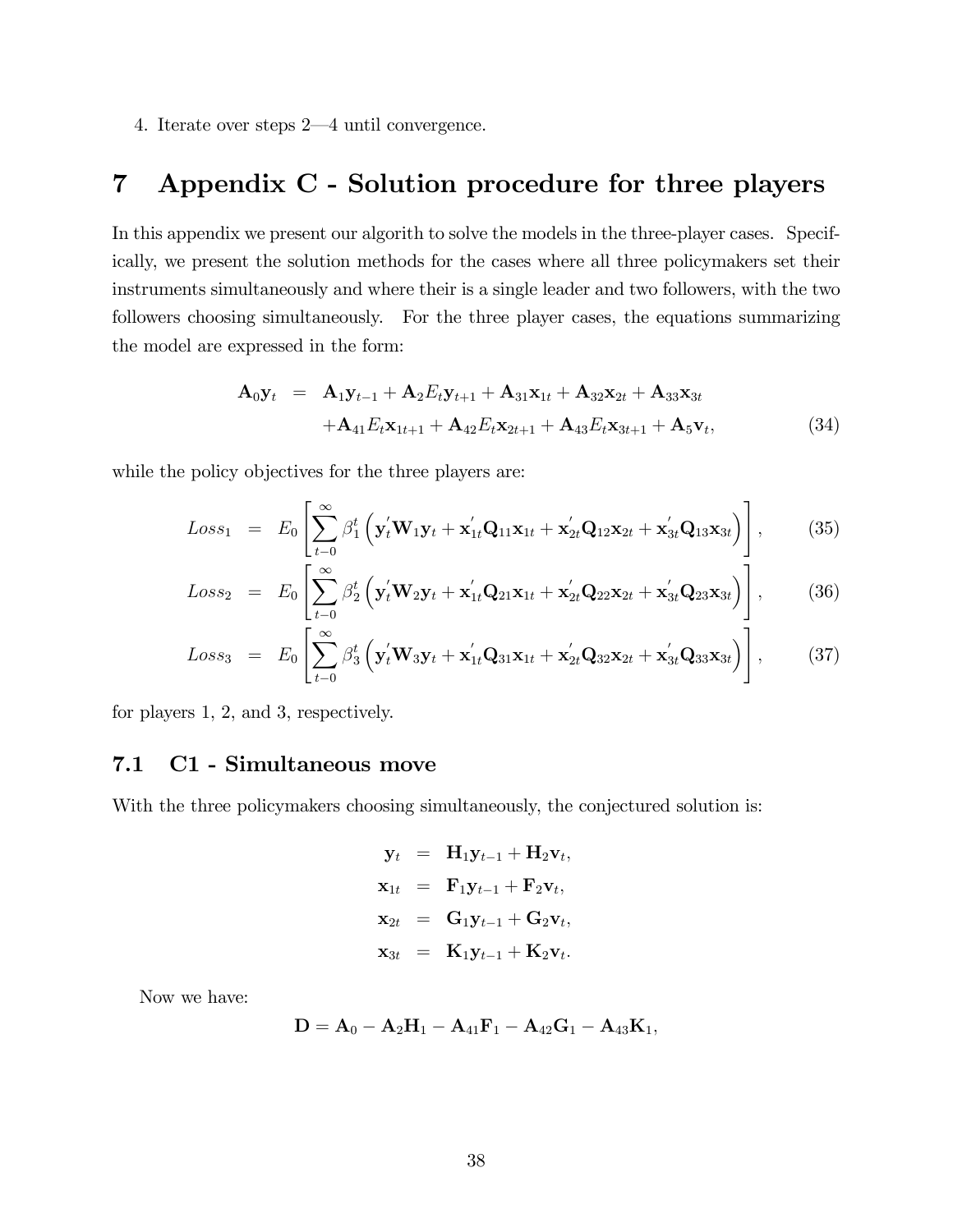4. Iterate over steps 2—4 until convergence.

# 7 Appendix C - Solution procedure for three players

In this appendix we present our algorith to solve the models in the three-player cases. Specifically, we present the solution methods for the cases where all three policymakers set their instruments simultaneously and where their is a single leader and two followers, with the two followers choosing simultaneously. For the three player cases, the equations summarizing the model are expressed in the form:

$$\begin{aligned}
\mathbf{A}_0\mathbf{y}_t &= \mathbf{A}_1\mathbf{y}_{t-1} + \mathbf{A}_2 E_t\mathbf{y}_{t+1} + \mathbf{A}_{31}\mathbf{x}_{1t} + \mathbf{A}_{32}\mathbf{x}_{2t} + \mathbf{A}_{33}\mathbf{x}_{3t} \\
&\quad + \mathbf{A}_{41}E_t\mathbf{x}_{1t+1} + \mathbf{A}_{42}E_t\mathbf{x}_{2t+1} + \mathbf{A}_{43}E_t\mathbf{x}_{3t+1} + \mathbf{A}_5\mathbf{v}_t, \qquad (34)
\end{aligned}$$

while the policy objectives for the three players are:

$$Loss_1 = E_0\left[\sum_{t-0}^{\infty}\beta_1^t\left(\mathbf{y}_t'\mathbf{W}_1\mathbf{y}_t + \mathbf{x}_{1t}'\mathbf{Q}_{11}\mathbf{x}_{1t} + \mathbf{x}_{2t}'\mathbf{Q}_{12}\mathbf{x}_{2t} + \mathbf{x}_{3t}'\mathbf{Q}_{13}\mathbf{x}_{3t}\right)\right], \qquad (35)$$

$$Loss_2 = E_0\left[\sum_{t-0}^{\infty}\beta_2^t\left(\mathbf{y}_t'\mathbf{W}_2\mathbf{y}_t + \mathbf{x}_{1t}'\mathbf{Q}_{21}\mathbf{x}_{1t} + \mathbf{x}_{2t}'\mathbf{Q}_{22}\mathbf{x}_{2t} + \mathbf{x}_{3t}'\mathbf{Q}_{23}\mathbf{x}_{3t}\right)\right], \qquad (36)$$

$$Loss_3 = E_0\left[\sum_{t-0}^{\infty}\beta_3^t\left(\mathbf{y}_t'\mathbf{W}_3\mathbf{y}_t + \mathbf{x}_{1t}'\mathbf{Q}_{31}\mathbf{x}_{1t} + \mathbf{x}_{2t}'\mathbf{Q}_{32}\mathbf{x}_{2t} + \mathbf{x}_{3t}'\mathbf{Q}_{33}\mathbf{x}_{3t}\right)\right], \qquad (37)$$

for players 1, 2, and 3, respectively.

## 7.1 C1 - Simultaneous move

With the three policymakers choosing simultaneously, the conjectured solution is:

$$\begin{aligned}
\mathbf{y}_t &= \mathbf{H}_1\mathbf{y}_{t-1} + \mathbf{H}_2\mathbf{v}_t, \\
\mathbf{x}_{1t} &= \mathbf{F}_1\mathbf{y}_{t-1} + \mathbf{F}_2\mathbf{v}_t, \\
\mathbf{x}_{2t} &= \mathbf{G}_1\mathbf{y}_{t-1} + \mathbf{G}_2\mathbf{v}_t, \\
\mathbf{x}_{3t} &= \mathbf{K}_1\mathbf{y}_{t-1} + \mathbf{K}_2\mathbf{v}_t.
\end{aligned}$$

Now we have:

$$\mathbf{D} = \mathbf{A}_0 - \mathbf{A}_2\mathbf{H}_1 - \mathbf{A}_{41}\mathbf{F}_1 - \mathbf{A}_{42}\mathbf{G}_1 - \mathbf{A}_{43}\mathbf{K}_1,$$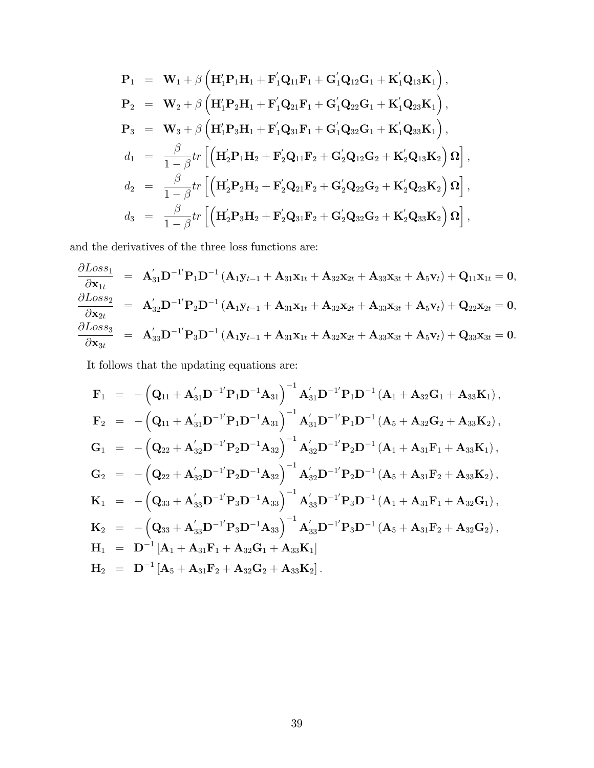$$
\begin{aligned}
\mathbf{P}_1 &= \mathbf{W}_1 + \beta\left(\mathbf{H}_1'\mathbf{P}_1\mathbf{H}_1 + \mathbf{F}_1'\mathbf{Q}_{11}\mathbf{F}_1 + \mathbf{G}_1'\mathbf{Q}_{12}\mathbf{G}_1 + \mathbf{K}_1'\mathbf{Q}_{13}\mathbf{K}_1\right), \\
\mathbf{P}_2 &= \mathbf{W}_2 + \beta\left(\mathbf{H}_1'\mathbf{P}_2\mathbf{H}_1 + \mathbf{F}_1'\mathbf{Q}_{21}\mathbf{F}_1 + \mathbf{G}_1'\mathbf{Q}_{22}\mathbf{G}_1 + \mathbf{K}_1'\mathbf{Q}_{23}\mathbf{K}_1\right), \\
\mathbf{P}_3 &= \mathbf{W}_3 + \beta\left(\mathbf{H}_1'\mathbf{P}_3\mathbf{H}_1 + \mathbf{F}_1'\mathbf{Q}_{31}\mathbf{F}_1 + \mathbf{G}_1'\mathbf{Q}_{32}\mathbf{G}_1 + \mathbf{K}_1'\mathbf{Q}_{33}\mathbf{K}_1\right), \\
d_1 &= \frac{\beta}{1-\beta} tr\left[\left(\mathbf{H}_2'\mathbf{P}_1\mathbf{H}_2 + \mathbf{F}_2'\mathbf{Q}_{11}\mathbf{F}_2 + \mathbf{G}_2'\mathbf{Q}_{12}\mathbf{G}_2 + \mathbf{K}_2'\mathbf{Q}_{13}\mathbf{K}_2\right)\mathbf{\Omega}\right], \\
d_2 &= \frac{\beta}{1-\beta} tr\left[\left(\mathbf{H}_2'\mathbf{P}_2\mathbf{H}_2 + \mathbf{F}_2'\mathbf{Q}_{21}\mathbf{F}_2 + \mathbf{G}_2'\mathbf{Q}_{22}\mathbf{G}_2 + \mathbf{K}_2'\mathbf{Q}_{23}\mathbf{K}_2\right)\mathbf{\Omega}\right], \\
d_3 &= \frac{\beta}{1-\beta} tr\left[\left(\mathbf{H}_2'\mathbf{P}_3\mathbf{H}_2 + \mathbf{F}_2'\mathbf{Q}_{31}\mathbf{F}_2 + \mathbf{G}_2'\mathbf{Q}_{32}\mathbf{G}_2 + \mathbf{K}_2'\mathbf{Q}_{33}\mathbf{K}_2\right)\mathbf{\Omega}\right],
\end{aligned}
$$

and the derivatives of the three loss functions are:

$$
\begin{aligned}
\frac{\partial Loss_1}{\partial \mathbf{x}_{1t}} &= \mathbf{A}_{31}'\mathbf{D}^{-1'}\mathbf{P}_1\mathbf{D}^{-1}\left(\mathbf{A}_1\mathbf{y}_{t-1} + \mathbf{A}_{31}\mathbf{x}_{1t} + \mathbf{A}_{32}\mathbf{x}_{2t} + \mathbf{A}_{33}\mathbf{x}_{3t} + \mathbf{A}_5\mathbf{v}_t\right) + \mathbf{Q}_{11}\mathbf{x}_{1t} = \mathbf{0}, \\
\frac{\partial Loss_2}{\partial \mathbf{x}_{2t}} &= \mathbf{A}_{32}'\mathbf{D}^{-1'}\mathbf{P}_2\mathbf{D}^{-1}\left(\mathbf{A}_1\mathbf{y}_{t-1} + \mathbf{A}_{31}\mathbf{x}_{1t} + \mathbf{A}_{32}\mathbf{x}_{2t} + \mathbf{A}_{33}\mathbf{x}_{3t} + \mathbf{A}_5\mathbf{v}_t\right) + \mathbf{Q}_{22}\mathbf{x}_{2t} = \mathbf{0}, \\
\frac{\partial Loss_3}{\partial \mathbf{x}_{3t}} &= \mathbf{A}_{33}'\mathbf{D}^{-1'}\mathbf{P}_3\mathbf{D}^{-1}\left(\mathbf{A}_1\mathbf{y}_{t-1} + \mathbf{A}_{31}\mathbf{x}_{1t} + \mathbf{A}_{32}\mathbf{x}_{2t} + \mathbf{A}_{33}\mathbf{x}_{3t} + \mathbf{A}_5\mathbf{v}_t\right) + \mathbf{Q}_{33}\mathbf{x}_{3t} = \mathbf{0}.
\end{aligned}
$$

It follows that the updating equations are:

$$
\begin{aligned}
\mathbf{F}_1 &= -\left(\mathbf{Q}_{11} + \mathbf{A}_{31}'\mathbf{D}^{-1'}\mathbf{P}_1\mathbf{D}^{-1}\mathbf{A}_{31}\right)^{-1}\mathbf{A}_{31}'\mathbf{D}^{-1'}\mathbf{P}_1\mathbf{D}^{-1}\left(\mathbf{A}_1 + \mathbf{A}_{32}\mathbf{G}_1 + \mathbf{A}_{33}\mathbf{K}_1\right), \\
\mathbf{F}_2 &= -\left(\mathbf{Q}_{11} + \mathbf{A}_{31}'\mathbf{D}^{-1'}\mathbf{P}_1\mathbf{D}^{-1}\mathbf{A}_{31}\right)^{-1}\mathbf{A}_{31}'\mathbf{D}^{-1'}\mathbf{P}_1\mathbf{D}^{-1}\left(\mathbf{A}_5 + \mathbf{A}_{32}\mathbf{G}_2 + \mathbf{A}_{33}\mathbf{K}_2\right), \\
\mathbf{G}_1 &= -\left(\mathbf{Q}_{22} + \mathbf{A}_{32}'\mathbf{D}^{-1'}\mathbf{P}_2\mathbf{D}^{-1}\mathbf{A}_{32}\right)^{-1}\mathbf{A}_{32}'\mathbf{D}^{-1'}\mathbf{P}_2\mathbf{D}^{-1}\left(\mathbf{A}_1 + \mathbf{A}_{31}\mathbf{F}_1 + \mathbf{A}_{33}\mathbf{K}_1\right), \\
\mathbf{G}_2 &= -\left(\mathbf{Q}_{22} + \mathbf{A}_{32}'\mathbf{D}^{-1'}\mathbf{P}_2\mathbf{D}^{-1}\mathbf{A}_{32}\right)^{-1}\mathbf{A}_{32}'\mathbf{D}^{-1'}\mathbf{P}_2\mathbf{D}^{-1}\left(\mathbf{A}_5 + \mathbf{A}_{31}\mathbf{F}_2 + \mathbf{A}_{33}\mathbf{K}_2\right), \\
\mathbf{K}_1 &= -\left(\mathbf{Q}_{33} + \mathbf{A}_{33}'\mathbf{D}^{-1'}\mathbf{P}_3\mathbf{D}^{-1}\mathbf{A}_{33}\right)^{-1}\mathbf{A}_{33}'\mathbf{D}^{-1'}\mathbf{P}_3\mathbf{D}^{-1}\left(\mathbf{A}_1 + \mathbf{A}_{31}\mathbf{F}_1 + \mathbf{A}_{32}\mathbf{G}_1\right), \\
\mathbf{K}_2 &= -\left(\mathbf{Q}_{33} + \mathbf{A}_{33}'\mathbf{D}^{-1'}\mathbf{P}_3\mathbf{D}^{-1}\mathbf{A}_{33}\right)^{-1}\mathbf{A}_{33}'\mathbf{D}^{-1'}\mathbf{P}_3\mathbf{D}^{-1}\left(\mathbf{A}_5 + \mathbf{A}_{31}\mathbf{F}_2 + \mathbf{A}_{32}\mathbf{G}_2\right), \\
\mathbf{H}_1 &= \mathbf{D}^{-1}\left[\mathbf{A}_1 + \mathbf{A}_{31}\mathbf{F}_1 + \mathbf{A}_{32}\mathbf{G}_1 + \mathbf{A}_{33}\mathbf{K}_1\right] \\
\mathbf{H}_2 &= \mathbf{D}^{-1}\left[\mathbf{A}_5 + \mathbf{A}_{31}\mathbf{F}_2 + \mathbf{A}_{32}\mathbf{G}_2 + \mathbf{A}_{33}\mathbf{K}_2\right].
\end{aligned}
$$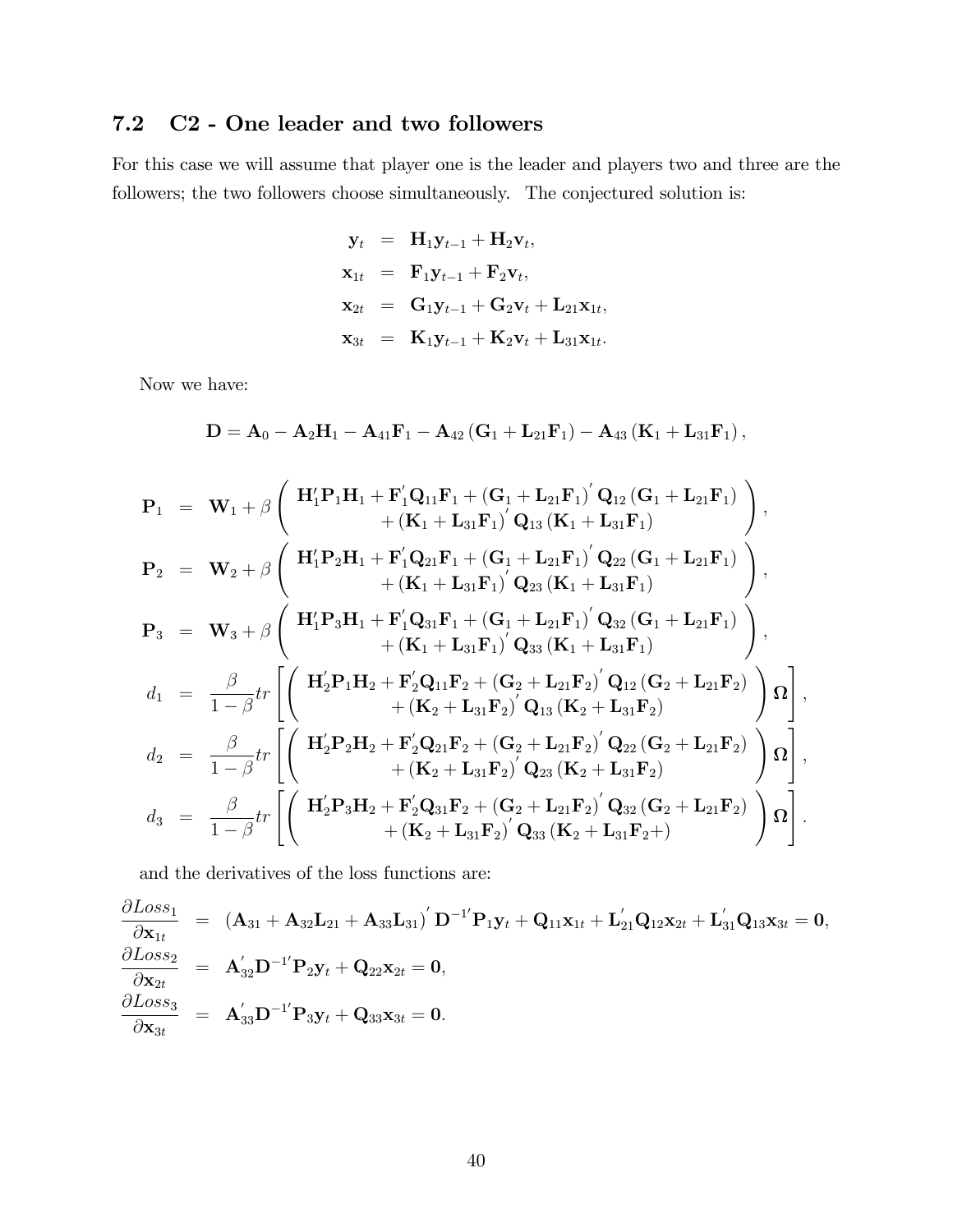## 7.2 C2 - One leader and two followers

For this case we will assume that player one is the leader and players two and three are the followers; the two followers choose simultaneously. The conjectured solution is:

$$
\begin{aligned}
\mathbf{y}_t &= \mathbf{H}_1\mathbf{y}_{t-1} + \mathbf{H}_2\mathbf{v}_t, \\
\mathbf{x}_{1t} &= \mathbf{F}_1\mathbf{y}_{t-1} + \mathbf{F}_2\mathbf{v}_t, \\
\mathbf{x}_{2t} &= \mathbf{G}_1\mathbf{y}_{t-1} + \mathbf{G}_2\mathbf{v}_t + \mathbf{L}_{21}\mathbf{x}_{1t}, \\
\mathbf{x}_{3t} &= \mathbf{K}_1\mathbf{y}_{t-1} + \mathbf{K}_2\mathbf{v}_t + \mathbf{L}_{31}\mathbf{x}_{1t}.
\end{aligned}
$$

Now we have:

$$
\mathbf{D} = \mathbf{A}_0 - \mathbf{A}_2\mathbf{H}_1 - \mathbf{A}_{41}\mathbf{F}_1 - \mathbf{A}_{42}\left(\mathbf{G}_1 + \mathbf{L}_{21}\mathbf{F}_1\right) - \mathbf{A}_{43}\left(\mathbf{K}_1 + \mathbf{L}_{31}\mathbf{F}_1\right),
$$

$$
\begin{aligned}
\mathbf{P}_1 &= \mathbf{W}_1 + \beta\left(\begin{array}{c} \mathbf{H}_1'\mathbf{P}_1\mathbf{H}_1 + \mathbf{F}_1'\mathbf{Q}_{11}\mathbf{F}_1 + \left(\mathbf{G}_1 + \mathbf{L}_{21}\mathbf{F}_1\right)'\mathbf{Q}_{12}\left(\mathbf{G}_1 + \mathbf{L}_{21}\mathbf{F}_1\right) \\ + \left(\mathbf{K}_1 + \mathbf{L}_{31}\mathbf{F}_1\right)'\mathbf{Q}_{13}\left(\mathbf{K}_1 + \mathbf{L}_{31}\mathbf{F}_1\right) \end{array}\right), \\
\mathbf{P}_2 &= \mathbf{W}_2 + \beta\left(\begin{array}{c} \mathbf{H}_1'\mathbf{P}_2\mathbf{H}_1 + \mathbf{F}_1'\mathbf{Q}_{21}\mathbf{F}_1 + \left(\mathbf{G}_1 + \mathbf{L}_{21}\mathbf{F}_1\right)'\mathbf{Q}_{22}\left(\mathbf{G}_1 + \mathbf{L}_{21}\mathbf{F}_1\right) \\ + \left(\mathbf{K}_1 + \mathbf{L}_{31}\mathbf{F}_1\right)'\mathbf{Q}_{23}\left(\mathbf{K}_1 + \mathbf{L}_{31}\mathbf{F}_1\right) \end{array}\right), \\
\mathbf{P}_3 &= \mathbf{W}_3 + \beta\left(\begin{array}{c} \mathbf{H}_1'\mathbf{P}_3\mathbf{H}_1 + \mathbf{F}_1'\mathbf{Q}_{31}\mathbf{F}_1 + \left(\mathbf{G}_1 + \mathbf{L}_{21}\mathbf{F}_1\right)'\mathbf{Q}_{32}\left(\mathbf{G}_1 + \mathbf{L}_{21}\mathbf{F}_1\right) \\ + \left(\mathbf{K}_1 + \mathbf{L}_{31}\mathbf{F}_1\right)'\mathbf{Q}_{33}\left(\mathbf{K}_1 + \mathbf{L}_{31}\mathbf{F}_1\right) \end{array}\right), \\
d_1 &= \frac{\beta}{1-\beta}tr\left[\left(\begin{array}{c} \mathbf{H}_2'\mathbf{P}_1\mathbf{H}_2 + \mathbf{F}_2'\mathbf{Q}_{11}\mathbf{F}_2 + \left(\mathbf{G}_2 + \mathbf{L}_{21}\mathbf{F}_2\right)'\mathbf{Q}_{12}\left(\mathbf{G}_2 + \mathbf{L}_{21}\mathbf{F}_2\right) \\ + \left(\mathbf{K}_2 + \mathbf{L}_{31}\mathbf{F}_2\right)'\mathbf{Q}_{13}\left(\mathbf{K}_2 + \mathbf{L}_{31}\mathbf{F}_2\right) \end{array}\right)\mathbf{\Omega}\right], \\
d_2 &= \frac{\beta}{1-\beta}tr\left[\left(\begin{array}{c} \mathbf{H}_2'\mathbf{P}_2\mathbf{H}_2 + \mathbf{F}_2'\mathbf{Q}_{21}\mathbf{F}_2 + \left(\mathbf{G}_2 + \mathbf{L}_{21}\mathbf{F}_2\right)'\mathbf{Q}_{22}\left(\mathbf{G}_2 + \mathbf{L}_{21}\mathbf{F}_2\right) \\ + \left(\mathbf{K}_2 + \mathbf{L}_{31}\mathbf{F}_2\right)'\mathbf{Q}_{23}\left(\mathbf{K}_2 + \mathbf{L}_{31}\mathbf{F}_2\right) \end{array}\right)\mathbf{\Omega}\right], \\
d_3 &= \frac{\beta}{1-\beta}tr\left[\left(\begin{array}{c} \mathbf{H}_2'\mathbf{P}_3\mathbf{H}_2 + \mathbf{F}_2'\mathbf{Q}_{31}\mathbf{F}_2 + \left(\mathbf{G}_2 + \mathbf{L}_{21}\mathbf{F}_2\right)'\mathbf{Q}_{32}\left(\mathbf{G}_2 + \mathbf{L}_{21}\mathbf{F}_2\right) \\ + \left(\mathbf{K}_2 + \mathbf{L}_{31}\mathbf{F}_2\right)'\mathbf{Q}_{33}\left(\mathbf{K}_2 + \mathbf{L}_{31}\mathbf{F}_2 +\right) \end{array}\right)\mathbf{\Omega}\right].
\end{aligned}
$$

and the derivatives of the loss functions are:

$$
\begin{aligned}
\frac{\partial Loss_1}{\partial \mathbf{x}_{1t}} &= \left(\mathbf{A}_{31} + \mathbf{A}_{32}\mathbf{L}_{21} + \mathbf{A}_{33}\mathbf{L}_{31}\right)'\mathbf{D}^{-1'}\mathbf{P}_1\mathbf{y}_t + \mathbf{Q}_{11}\mathbf{x}_{1t} + \mathbf{L}_{21}'\mathbf{Q}_{12}\mathbf{x}_{2t} + \mathbf{L}_{31}'\mathbf{Q}_{13}\mathbf{x}_{3t} = \mathbf{0}, \\
\frac{\partial Loss_2}{\partial \mathbf{x}_{2t}} &= \mathbf{A}_{32}'\mathbf{D}^{-1'}\mathbf{P}_2\mathbf{y}_t + \mathbf{Q}_{22}\mathbf{x}_{2t} = \mathbf{0}, \\
\frac{\partial Loss_3}{\partial \mathbf{x}_{3t}} &= \mathbf{A}_{33}'\mathbf{D}^{-1'}\mathbf{P}_3\mathbf{y}_t + \mathbf{Q}_{33}\mathbf{x}_{3t} = \mathbf{0}.
\end{aligned}
$$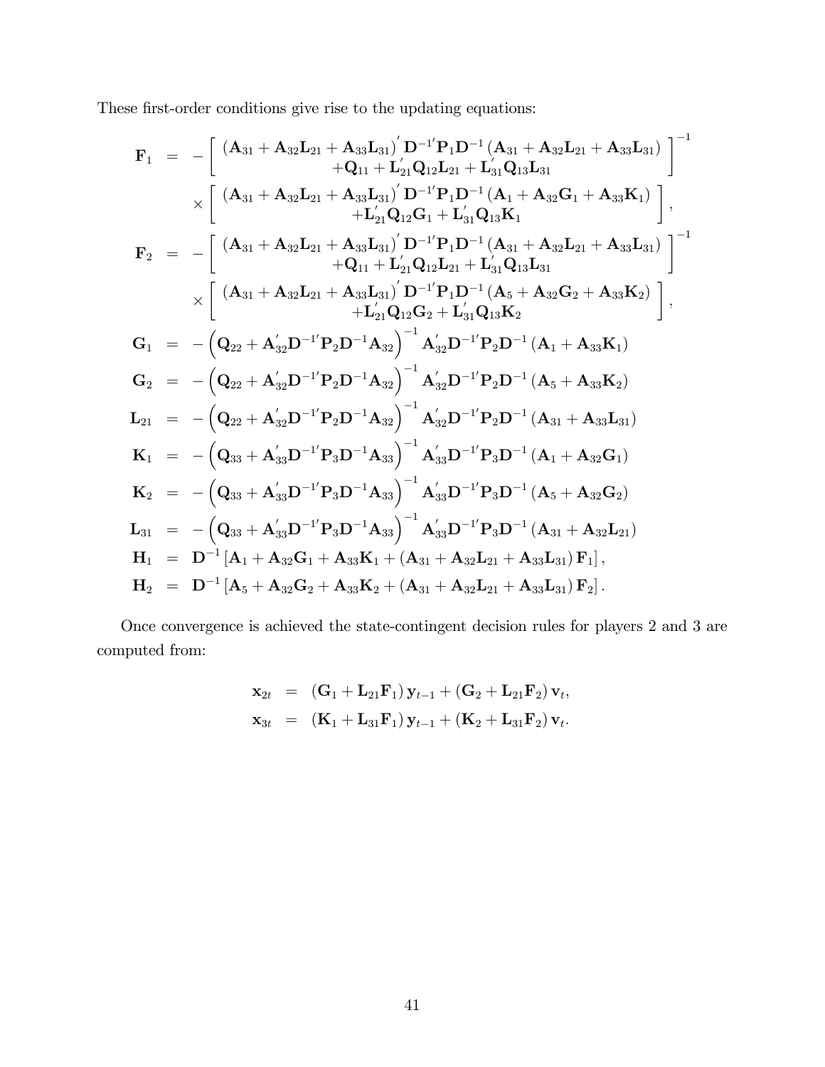These first-order conditions give rise to the updating equations:

$$
\begin{aligned}
\mathbf{F}_1 &= -\left[ \begin{array}{c} (\mathbf{A}_{31}+\mathbf{A}_{32}\mathbf{L}_{21}+\mathbf{A}_{33}\mathbf{L}_{31})' \mathbf{D}^{-1'}\mathbf{P}_1\mathbf{D}^{-1}(\mathbf{A}_{31}+\mathbf{A}_{32}\mathbf{L}_{21}+\mathbf{A}_{33}\mathbf{L}_{31}) \\ +\mathbf{Q}_{11}+\mathbf{L}_{21}'\mathbf{Q}_{12}\mathbf{L}_{21}+\mathbf{L}_{31}'\mathbf{Q}_{13}\mathbf{L}_{31} \end{array} \right]^{-1} \\
&\quad \times \left[ \begin{array}{c} (\mathbf{A}_{31}+\mathbf{A}_{32}\mathbf{L}_{21}+\mathbf{A}_{33}\mathbf{L}_{31})' \mathbf{D}^{-1'}\mathbf{P}_1\mathbf{D}^{-1}(\mathbf{A}_{1}+\mathbf{A}_{32}\mathbf{G}_{1}+\mathbf{A}_{33}\mathbf{K}_{1}) \\ +\mathbf{L}_{21}'\mathbf{Q}_{12}\mathbf{G}_{1}+\mathbf{L}_{31}'\mathbf{Q}_{13}\mathbf{K}_{1} \end{array} \right], \\
\mathbf{F}_2 &= -\left[ \begin{array}{c} (\mathbf{A}_{31}+\mathbf{A}_{32}\mathbf{L}_{21}+\mathbf{A}_{33}\mathbf{L}_{31})' \mathbf{D}^{-1'}\mathbf{P}_1\mathbf{D}^{-1}(\mathbf{A}_{31}+\mathbf{A}_{32}\mathbf{L}_{21}+\mathbf{A}_{33}\mathbf{L}_{31}) \\ +\mathbf{Q}_{11}+\mathbf{L}_{21}'\mathbf{Q}_{12}\mathbf{L}_{21}+\mathbf{L}_{31}'\mathbf{Q}_{13}\mathbf{L}_{31} \end{array} \right]^{-1} \\
&\quad \times \left[ \begin{array}{c} (\mathbf{A}_{31}+\mathbf{A}_{32}\mathbf{L}_{21}+\mathbf{A}_{33}\mathbf{L}_{31})' \mathbf{D}^{-1'}\mathbf{P}_1\mathbf{D}^{-1}(\mathbf{A}_{5}+\mathbf{A}_{32}\mathbf{G}_{2}+\mathbf{A}_{33}\mathbf{K}_{2}) \\ +\mathbf{L}_{21}'\mathbf{Q}_{12}\mathbf{G}_{2}+\mathbf{L}_{31}'\mathbf{Q}_{13}\mathbf{K}_{2} \end{array} \right], \\
\mathbf{G}_1 &= -\left(\mathbf{Q}_{22}+\mathbf{A}_{32}'\mathbf{D}^{-1'}\mathbf{P}_2\mathbf{D}^{-1}\mathbf{A}_{32}\right)^{-1}\mathbf{A}_{32}'\mathbf{D}^{-1'}\mathbf{P}_2\mathbf{D}^{-1}(\mathbf{A}_1+\mathbf{A}_{33}\mathbf{K}_1) \\
\mathbf{G}_2 &= -\left(\mathbf{Q}_{22}+\mathbf{A}_{32}'\mathbf{D}^{-1'}\mathbf{P}_2\mathbf{D}^{-1}\mathbf{A}_{32}\right)^{-1}\mathbf{A}_{32}'\mathbf{D}^{-1'}\mathbf{P}_2\mathbf{D}^{-1}(\mathbf{A}_5+\mathbf{A}_{33}\mathbf{K}_2) \\
\mathbf{L}_{21} &= -\left(\mathbf{Q}_{22}+\mathbf{A}_{32}'\mathbf{D}^{-1'}\mathbf{P}_2\mathbf{D}^{-1}\mathbf{A}_{32}\right)^{-1}\mathbf{A}_{32}'\mathbf{D}^{-1'}\mathbf{P}_2\mathbf{D}^{-1}(\mathbf{A}_{31}+\mathbf{A}_{33}\mathbf{L}_{31}) \\
\mathbf{K}_1 &= -\left(\mathbf{Q}_{33}+\mathbf{A}_{33}'\mathbf{D}^{-1'}\mathbf{P}_3\mathbf{D}^{-1}\mathbf{A}_{33}\right)^{-1}\mathbf{A}_{33}'\mathbf{D}^{-1'}\mathbf{P}_3\mathbf{D}^{-1}(\mathbf{A}_1+\mathbf{A}_{32}\mathbf{G}_1) \\
\mathbf{K}_2 &= -\left(\mathbf{Q}_{33}+\mathbf{A}_{33}'\mathbf{D}^{-1'}\mathbf{P}_3\mathbf{D}^{-1}\mathbf{A}_{33}\right)^{-1}\mathbf{A}_{33}'\mathbf{D}^{-1'}\mathbf{P}_3\mathbf{D}^{-1}(\mathbf{A}_5+\mathbf{A}_{32}\mathbf{G}_2) \\
\mathbf{L}_{31} &= -\left(\mathbf{Q}_{33}+\mathbf{A}_{33}'\mathbf{D}^{-1'}\mathbf{P}_3\mathbf{D}^{-1}\mathbf{A}_{33}\right)^{-1}\mathbf{A}_{33}'\mathbf{D}^{-1'}\mathbf{P}_3\mathbf{D}^{-1}(\mathbf{A}_{31}+\mathbf{A}_{32}\mathbf{L}_{21}) \\
\mathbf{H}_1 &= \mathbf{D}^{-1}\left[\mathbf{A}_1+\mathbf{A}_{32}\mathbf{G}_1+\mathbf{A}_{33}\mathbf{K}_1+(\mathbf{A}_{31}+\mathbf{A}_{32}\mathbf{L}_{21}+\mathbf{A}_{33}\mathbf{L}_{31})\mathbf{F}_1\right], \\
\mathbf{H}_2 &= \mathbf{D}^{-1}\left[\mathbf{A}_5+\mathbf{A}_{32}\mathbf{G}_2+\mathbf{A}_{33}\mathbf{K}_2+(\mathbf{A}_{31}+\mathbf{A}_{32}\mathbf{L}_{21}+\mathbf{A}_{33}\mathbf{L}_{31})\mathbf{F}_2\right].
\end{aligned}
$$

Once convergence is achieved the state-contingent decision rules for players 2 and 3 are computed from:

$$
\begin{aligned}
\mathbf{x}_{2t} &= (\mathbf{G}_1+\mathbf{L}_{21}\mathbf{F}_1)\mathbf{y}_{t-1}+(\mathbf{G}_2+\mathbf{L}_{21}\mathbf{F}_2)\mathbf{v}_t, \\
\mathbf{x}_{3t} &= (\mathbf{K}_1+\mathbf{L}_{31}\mathbf{F}_1)\mathbf{y}_{t-1}+(\mathbf{K}_2+\mathbf{L}_{31}\mathbf{F}_2)\mathbf{v}_t.
\end{aligned}
$$